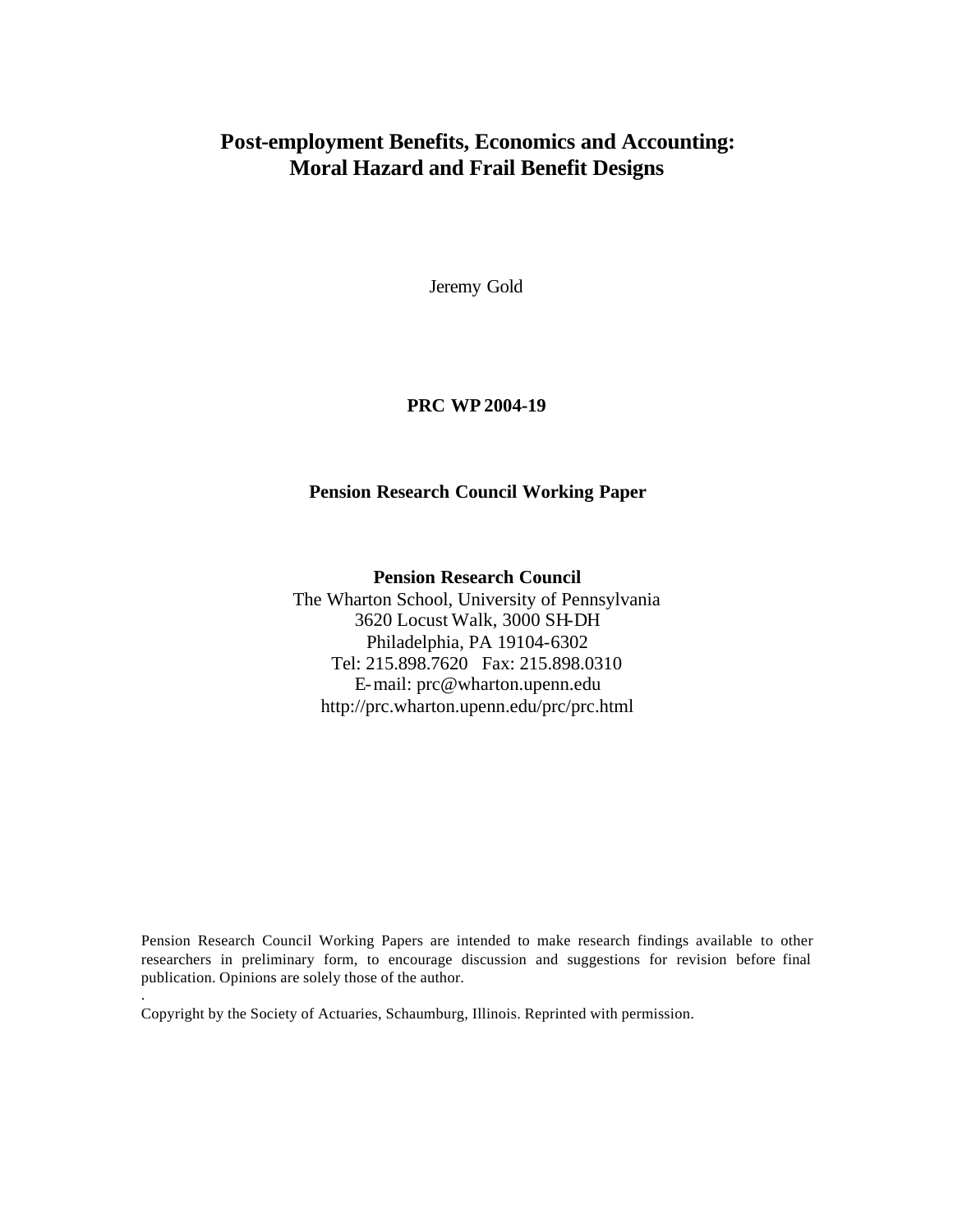# Post-employment Benefits, Economics and Accounting: Moral Hazard and Frail Benefit Designs

Jeremy Gold

**PRC WP 2004-19**

**Pension Research Council Working Paper**

**Pension Research Council**
The Wharton School, University of Pennsylvania
3620 Locust Walk, 3000 SH-DH
Philadelphia, PA 19104-6302
Tel: 215.898.7620 Fax: 215.898.0310
E-mail: prc@wharton.upenn.edu
http://prc.wharton.upenn.edu/prc/prc.html

Pension Research Council Working Papers are intended to make research findings available to other researchers in preliminary form, to encourage discussion and suggestions for revision before final publication. Opinions are solely those of the author.

.

Copyright by the Society of Actuaries, Schaumburg, Illinois. Reprinted with permission.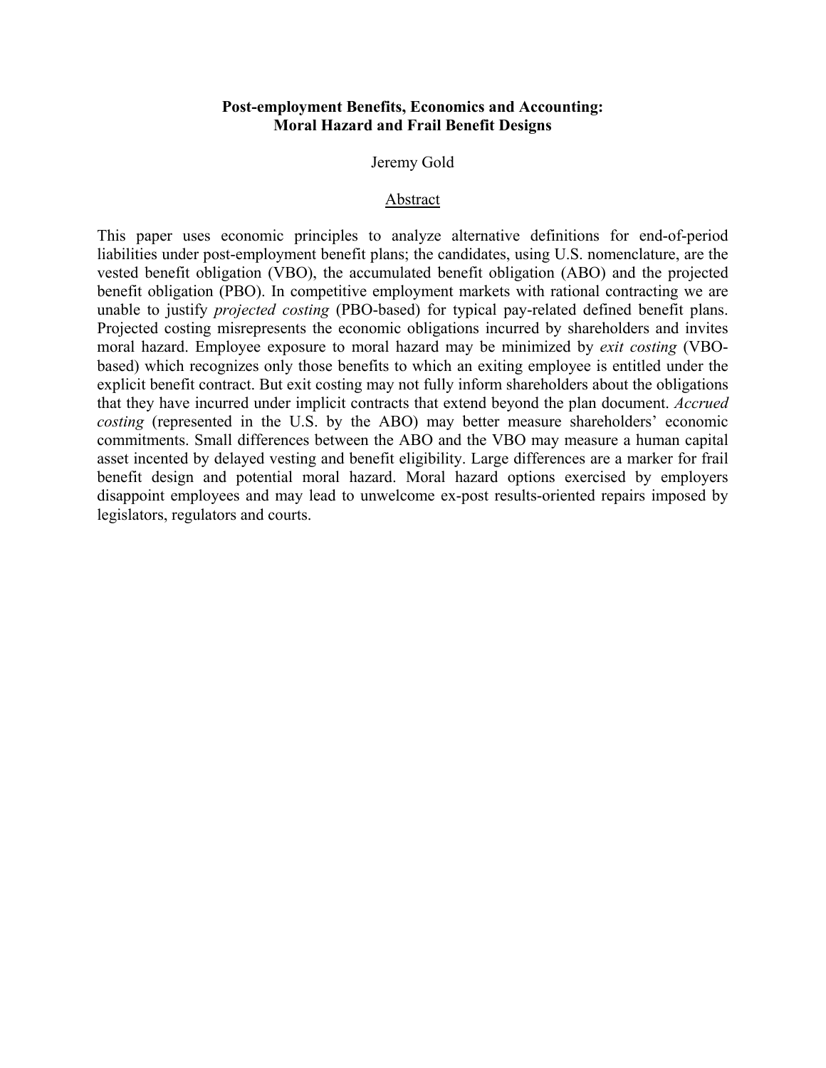**Post-employment Benefits, Economics and Accounting:
Moral Hazard and Frail Benefit Designs**

Jeremy Gold

Abstract

This paper uses economic principles to analyze alternative definitions for end-of-period liabilities under post-employment benefit plans; the candidates, using U.S. nomenclature, are the vested benefit obligation (VBO), the accumulated benefit obligation (ABO) and the projected benefit obligation (PBO). In competitive employment markets with rational contracting we are unable to justify *projected costing* (PBO-based) for typical pay-related defined benefit plans. Projected costing misrepresents the economic obligations incurred by shareholders and invites moral hazard. Employee exposure to moral hazard may be minimized by *exit costing* (VBO-based) which recognizes only those benefits to which an exiting employee is entitled under the explicit benefit contract. But exit costing may not fully inform shareholders about the obligations that they have incurred under implicit contracts that extend beyond the plan document. *Accrued costing* (represented in the U.S. by the ABO) may better measure shareholders' economic commitments. Small differences between the ABO and the VBO may measure a human capital asset incented by delayed vesting and benefit eligibility. Large differences are a marker for frail benefit design and potential moral hazard. Moral hazard options exercised by employers disappoint employees and may lead to unwelcome ex-post results-oriented repairs imposed by legislators, regulators and courts.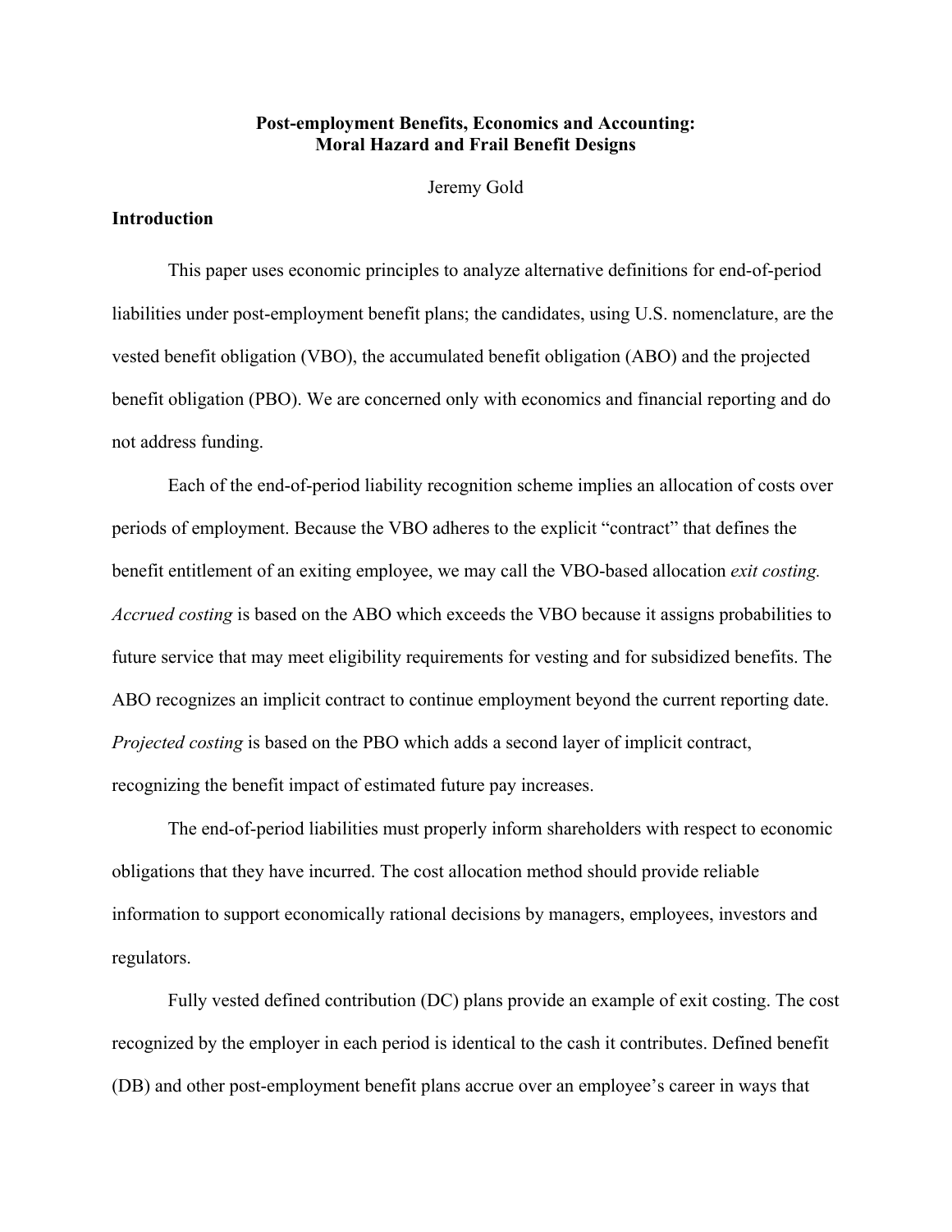# Post-employment Benefits, Economics and Accounting: Moral Hazard and Frail Benefit Designs

Jeremy Gold

## Introduction

This paper uses economic principles to analyze alternative definitions for end-of-period liabilities under post-employment benefit plans; the candidates, using U.S. nomenclature, are the vested benefit obligation (VBO), the accumulated benefit obligation (ABO) and the projected benefit obligation (PBO). We are concerned only with economics and financial reporting and do not address funding.

Each of the end-of-period liability recognition scheme implies an allocation of costs over periods of employment. Because the VBO adheres to the explicit "contract" that defines the benefit entitlement of an exiting employee, we may call the VBO-based allocation *exit costing. Accrued costing* is based on the ABO which exceeds the VBO because it assigns probabilities to future service that may meet eligibility requirements for vesting and for subsidized benefits. The ABO recognizes an implicit contract to continue employment beyond the current reporting date. *Projected costing* is based on the PBO which adds a second layer of implicit contract, recognizing the benefit impact of estimated future pay increases.

The end-of-period liabilities must properly inform shareholders with respect to economic obligations that they have incurred. The cost allocation method should provide reliable information to support economically rational decisions by managers, employees, investors and regulators.

Fully vested defined contribution (DC) plans provide an example of exit costing. The cost recognized by the employer in each period is identical to the cash it contributes. Defined benefit (DB) and other post-employment benefit plans accrue over an employee's career in ways that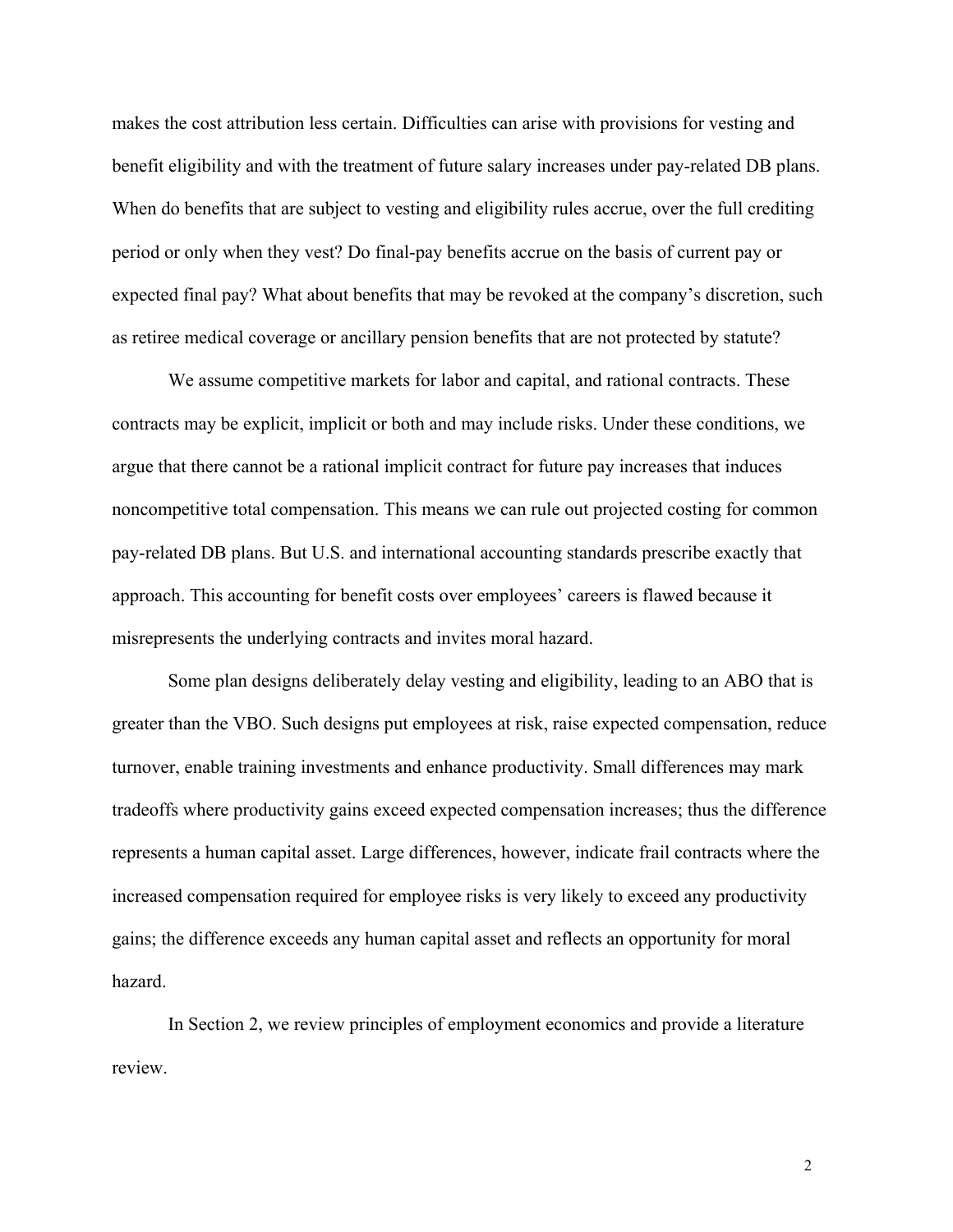makes the cost attribution less certain. Difficulties can arise with provisions for vesting and benefit eligibility and with the treatment of future salary increases under pay-related DB plans. When do benefits that are subject to vesting and eligibility rules accrue, over the full crediting period or only when they vest? Do final-pay benefits accrue on the basis of current pay or expected final pay? What about benefits that may be revoked at the company's discretion, such as retiree medical coverage or ancillary pension benefits that are not protected by statute?

We assume competitive markets for labor and capital, and rational contracts. These contracts may be explicit, implicit or both and may include risks. Under these conditions, we argue that there cannot be a rational implicit contract for future pay increases that induces noncompetitive total compensation. This means we can rule out projected costing for common pay-related DB plans. But U.S. and international accounting standards prescribe exactly that approach. This accounting for benefit costs over employees' careers is flawed because it misrepresents the underlying contracts and invites moral hazard.

Some plan designs deliberately delay vesting and eligibility, leading to an ABO that is greater than the VBO. Such designs put employees at risk, raise expected compensation, reduce turnover, enable training investments and enhance productivity. Small differences may mark tradeoffs where productivity gains exceed expected compensation increases; thus the difference represents a human capital asset. Large differences, however, indicate frail contracts where the increased compensation required for employee risks is very likely to exceed any productivity gains; the difference exceeds any human capital asset and reflects an opportunity for moral hazard.

In Section 2, we review principles of employment economics and provide a literature review.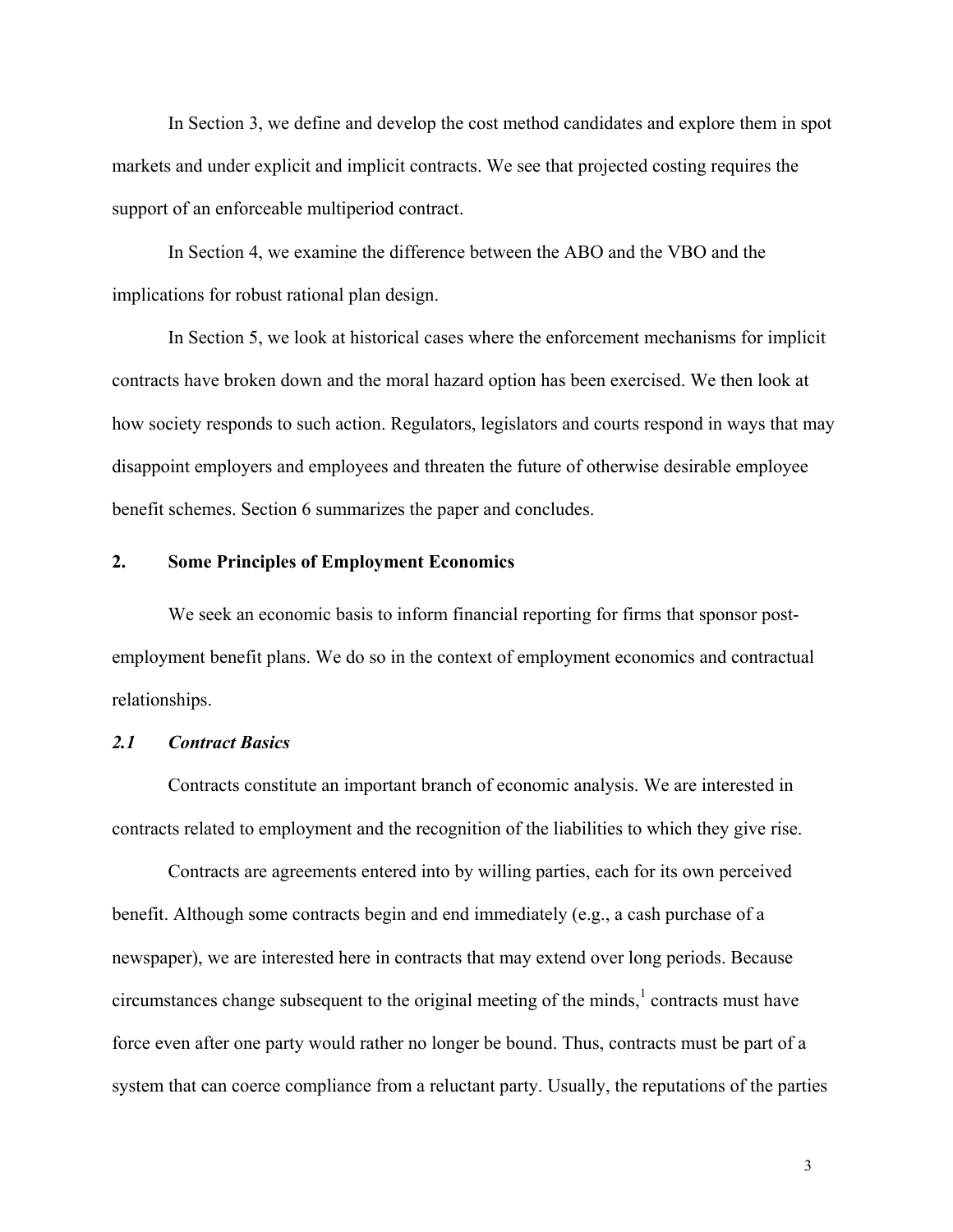In Section 3, we define and develop the cost method candidates and explore them in spot markets and under explicit and implicit contracts. We see that projected costing requires the support of an enforceable multiperiod contract.

In Section 4, we examine the difference between the ABO and the VBO and the implications for robust rational plan design.

In Section 5, we look at historical cases where the enforcement mechanisms for implicit contracts have broken down and the moral hazard option has been exercised. We then look at how society responds to such action. Regulators, legislators and courts respond in ways that may disappoint employers and employees and threaten the future of otherwise desirable employee benefit schemes. Section 6 summarizes the paper and concludes.

## 2. Some Principles of Employment Economics

We seek an economic basis to inform financial reporting for firms that sponsor post-employment benefit plans. We do so in the context of employment economics and contractual relationships.

### *2.1 Contract Basics*

Contracts constitute an important branch of economic analysis. We are interested in contracts related to employment and the recognition of the liabilities to which they give rise.

Contracts are agreements entered into by willing parties, each for its own perceived benefit. Although some contracts begin and end immediately (e.g., a cash purchase of a newspaper), we are interested here in contracts that may extend over long periods. Because circumstances change subsequent to the original meeting of the minds,[1] contracts must have force even after one party would rather no longer be bound. Thus, contracts must be part of a system that can coerce compliance from a reluctant party. Usually, the reputations of the parties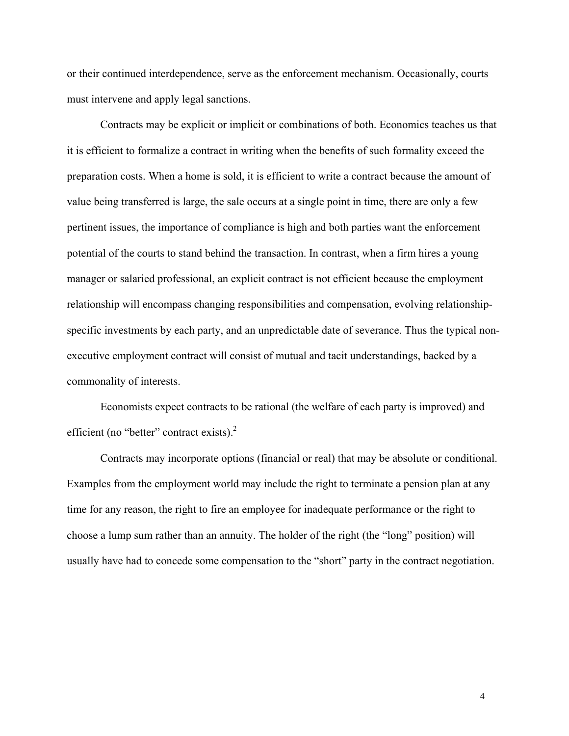or their continued interdependence, serve as the enforcement mechanism. Occasionally, courts must intervene and apply legal sanctions.

Contracts may be explicit or implicit or combinations of both. Economics teaches us that it is efficient to formalize a contract in writing when the benefits of such formality exceed the preparation costs. When a home is sold, it is efficient to write a contract because the amount of value being transferred is large, the sale occurs at a single point in time, there are only a few pertinent issues, the importance of compliance is high and both parties want the enforcement potential of the courts to stand behind the transaction. In contrast, when a firm hires a young manager or salaried professional, an explicit contract is not efficient because the employment relationship will encompass changing responsibilities and compensation, evolving relationship-specific investments by each party, and an unpredictable date of severance. Thus the typical non-executive employment contract will consist of mutual and tacit understandings, backed by a commonality of interests.

Economists expect contracts to be rational (the welfare of each party is improved) and efficient (no "better" contract exists).[2]

Contracts may incorporate options (financial or real) that may be absolute or conditional. Examples from the employment world may include the right to terminate a pension plan at any time for any reason, the right to fire an employee for inadequate performance or the right to choose a lump sum rather than an annuity. The holder of the right (the "long" position) will usually have had to concede some compensation to the "short" party in the contract negotiation.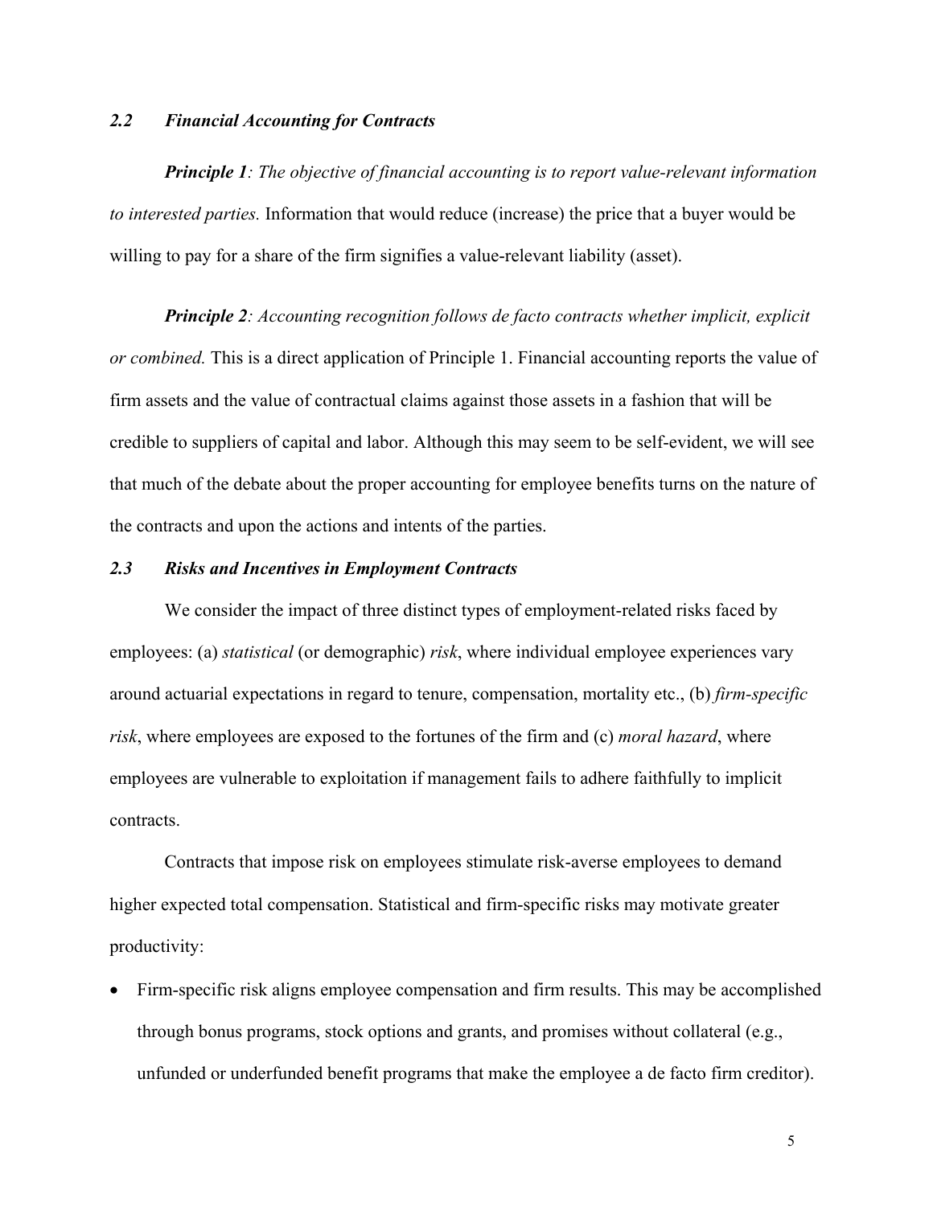### *2.2 Financial Accounting for Contracts*

***Principle 1****: The objective of financial accounting is to report value-relevant information to interested parties.* Information that would reduce (increase) the price that a buyer would be willing to pay for a share of the firm signifies a value-relevant liability (asset).

***Principle 2****: Accounting recognition follows de facto contracts whether implicit, explicit or combined.* This is a direct application of Principle 1. Financial accounting reports the value of firm assets and the value of contractual claims against those assets in a fashion that will be credible to suppliers of capital and labor. Although this may seem to be self-evident, we will see that much of the debate about the proper accounting for employee benefits turns on the nature of the contracts and upon the actions and intents of the parties.

### *2.3 Risks and Incentives in Employment Contracts*

We consider the impact of three distinct types of employment-related risks faced by employees: (a) *statistical* (or demographic) *risk*, where individual employee experiences vary around actuarial expectations in regard to tenure, compensation, mortality etc., (b) *firm-specific risk*, where employees are exposed to the fortunes of the firm and (c) *moral hazard*, where employees are vulnerable to exploitation if management fails to adhere faithfully to implicit contracts.

Contracts that impose risk on employees stimulate risk-averse employees to demand higher expected total compensation. Statistical and firm-specific risks may motivate greater productivity:

- Firm-specific risk aligns employee compensation and firm results. This may be accomplished through bonus programs, stock options and grants, and promises without collateral (e.g., unfunded or underfunded benefit programs that make the employee a de facto firm creditor).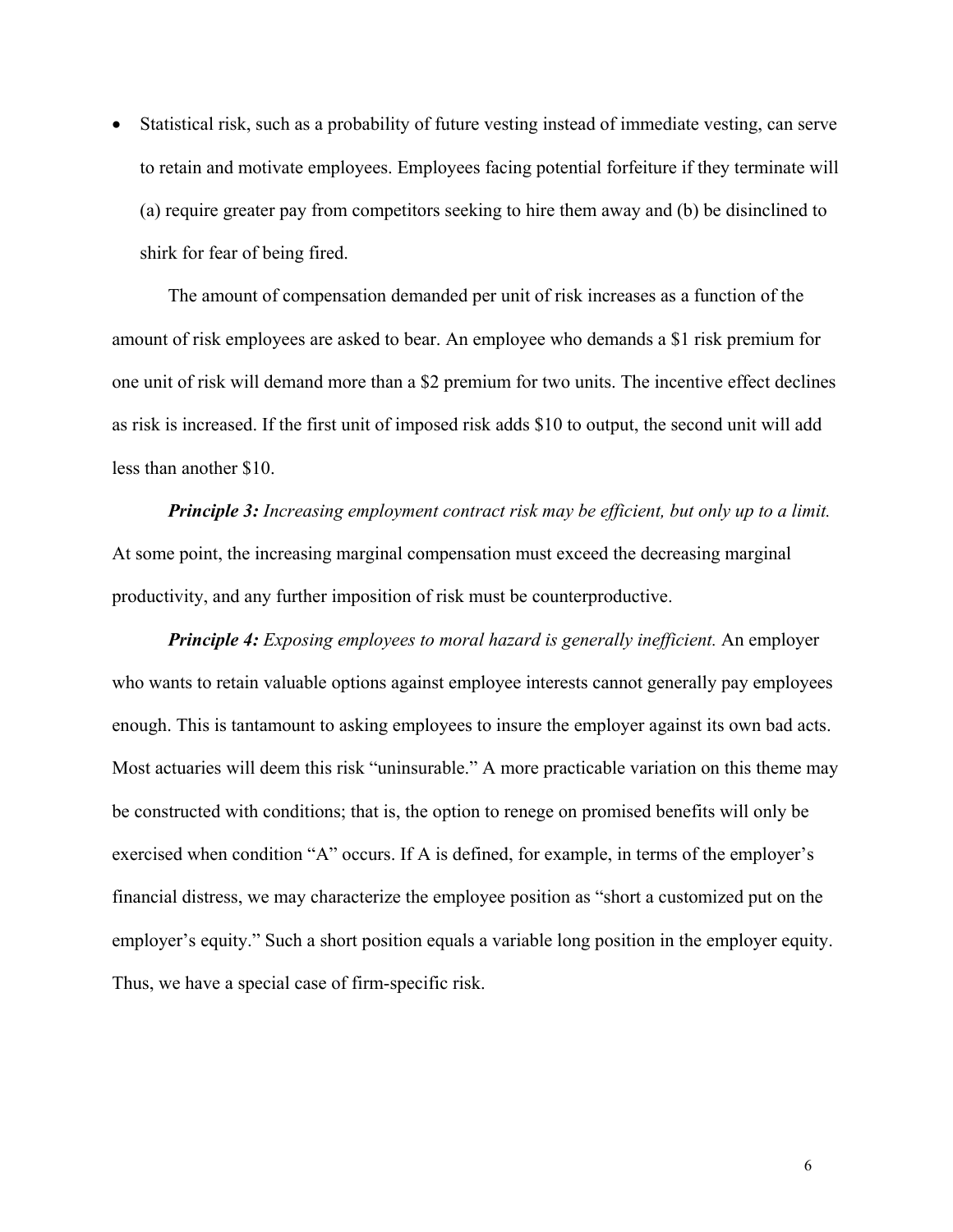- Statistical risk, such as a probability of future vesting instead of immediate vesting, can serve to retain and motivate employees. Employees facing potential forfeiture if they terminate will (a) require greater pay from competitors seeking to hire them away and (b) be disinclined to shirk for fear of being fired.

The amount of compensation demanded per unit of risk increases as a function of the amount of risk employees are asked to bear. An employee who demands a $1 risk premium for one unit of risk will demand more than a $2 premium for two units. The incentive effect declines as risk is increased. If the first unit of imposed risk adds $10 to output, the second unit will add less than another $10.

***Principle 3:*** *Increasing employment contract risk may be efficient, but only up to a limit.* At some point, the increasing marginal compensation must exceed the decreasing marginal productivity, and any further imposition of risk must be counterproductive.

***Principle 4:*** *Exposing employees to moral hazard is generally inefficient.* An employer who wants to retain valuable options against employee interests cannot generally pay employees enough. This is tantamount to asking employees to insure the employer against its own bad acts. Most actuaries will deem this risk "uninsurable." A more practicable variation on this theme may be constructed with conditions; that is, the option to renege on promised benefits will only be exercised when condition "A" occurs. If A is defined, for example, in terms of the employer's financial distress, we may characterize the employee position as "short a customized put on the employer's equity." Such a short position equals a variable long position in the employer equity. Thus, we have a special case of firm-specific risk.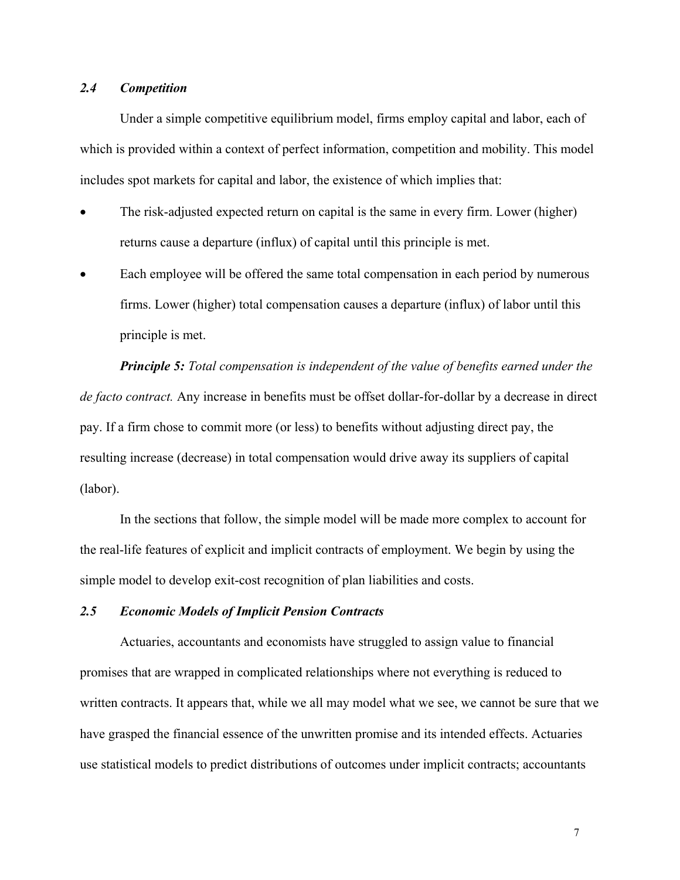### *2.4 Competition*

Under a simple competitive equilibrium model, firms employ capital and labor, each of which is provided within a context of perfect information, competition and mobility. This model includes spot markets for capital and labor, the existence of which implies that:

- The risk-adjusted expected return on capital is the same in every firm. Lower (higher) returns cause a departure (influx) of capital until this principle is met.
- Each employee will be offered the same total compensation in each period by numerous firms. Lower (higher) total compensation causes a departure (influx) of labor until this principle is met.

***Principle 5:*** *Total compensation is independent of the value of benefits earned under the de facto contract.* Any increase in benefits must be offset dollar-for-dollar by a decrease in direct pay. If a firm chose to commit more (or less) to benefits without adjusting direct pay, the resulting increase (decrease) in total compensation would drive away its suppliers of capital (labor).

In the sections that follow, the simple model will be made more complex to account for the real-life features of explicit and implicit contracts of employment. We begin by using the simple model to develop exit-cost recognition of plan liabilities and costs.

### *2.5 Economic Models of Implicit Pension Contracts*

Actuaries, accountants and economists have struggled to assign value to financial promises that are wrapped in complicated relationships where not everything is reduced to written contracts. It appears that, while we all may model what we see, we cannot be sure that we have grasped the financial essence of the unwritten promise and its intended effects. Actuaries use statistical models to predict distributions of outcomes under implicit contracts; accountants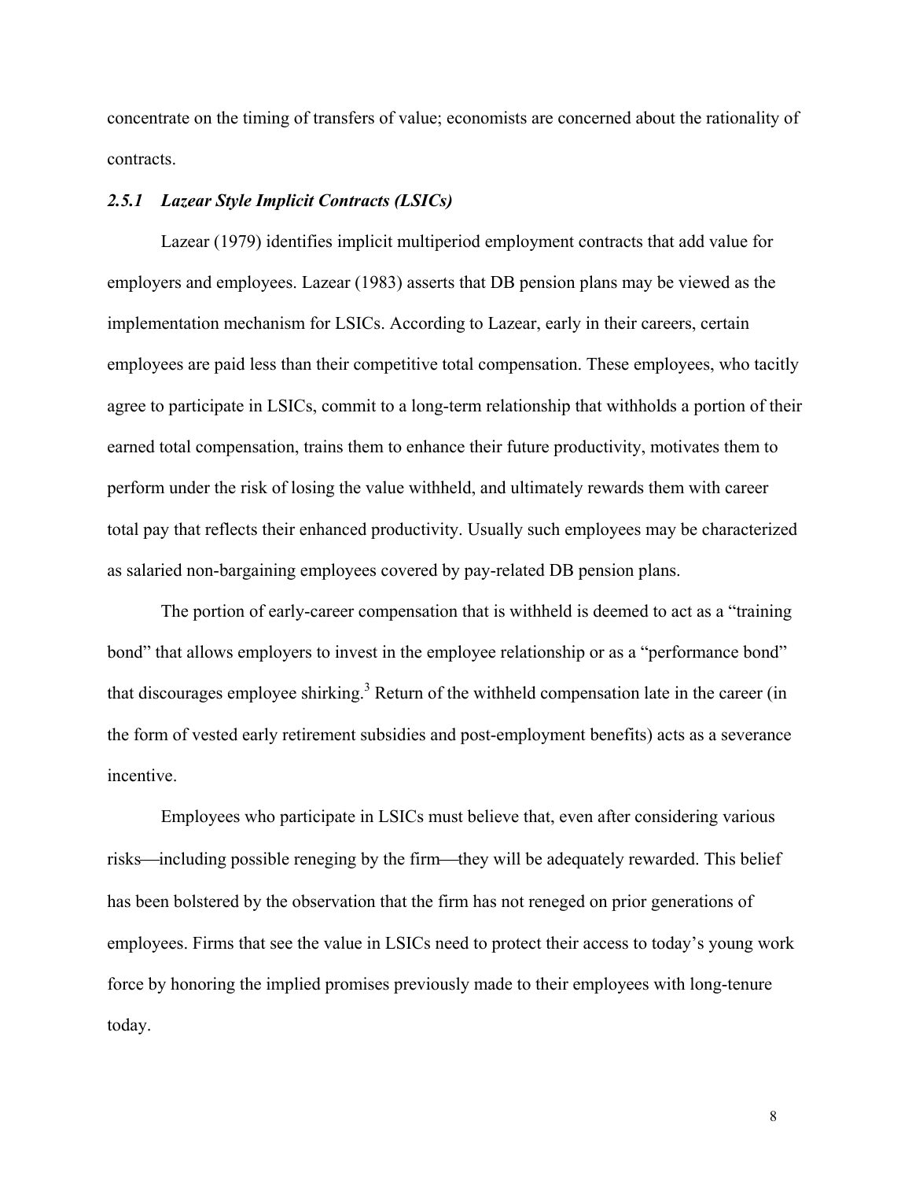concentrate on the timing of transfers of value; economists are concerned about the rationality of contracts.

### *2.5.1 Lazear Style Implicit Contracts (LSICs)*

Lazear (1979) identifies implicit multiperiod employment contracts that add value for employers and employees. Lazear (1983) asserts that DB pension plans may be viewed as the implementation mechanism for LSICs. According to Lazear, early in their careers, certain employees are paid less than their competitive total compensation. These employees, who tacitly agree to participate in LSICs, commit to a long-term relationship that withholds a portion of their earned total compensation, trains them to enhance their future productivity, motivates them to perform under the risk of losing the value withheld, and ultimately rewards them with career total pay that reflects their enhanced productivity. Usually such employees may be characterized as salaried non-bargaining employees covered by pay-related DB pension plans.

The portion of early-career compensation that is withheld is deemed to act as a "training bond" that allows employers to invest in the employee relationship or as a "performance bond" that discourages employee shirking.[3] Return of the withheld compensation late in the career (in the form of vested early retirement subsidies and post-employment benefits) acts as a severance incentive.

Employees who participate in LSICs must believe that, even after considering various risks—including possible reneging by the firm—they will be adequately rewarded. This belief has been bolstered by the observation that the firm has not reneged on prior generations of employees. Firms that see the value in LSICs need to protect their access to today's young work force by honoring the implied promises previously made to their employees with long-tenure today.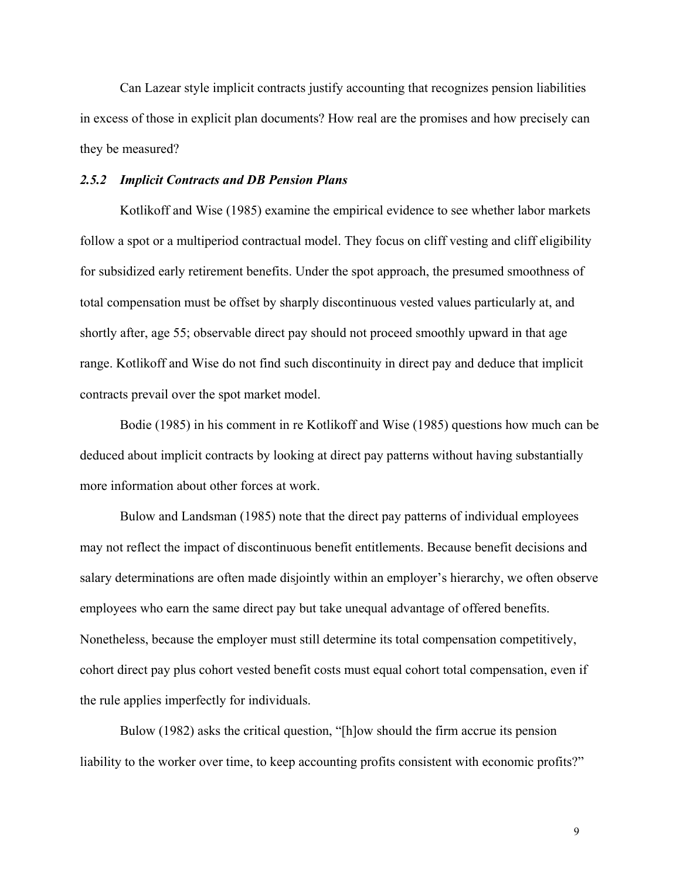Can Lazear style implicit contracts justify accounting that recognizes pension liabilities in excess of those in explicit plan documents? How real are the promises and how precisely can they be measured?

### *2.5.2 Implicit Contracts and DB Pension Plans*

Kotlikoff and Wise (1985) examine the empirical evidence to see whether labor markets follow a spot or a multiperiod contractual model. They focus on cliff vesting and cliff eligibility for subsidized early retirement benefits. Under the spot approach, the presumed smoothness of total compensation must be offset by sharply discontinuous vested values particularly at, and shortly after, age 55; observable direct pay should not proceed smoothly upward in that age range. Kotlikoff and Wise do not find such discontinuity in direct pay and deduce that implicit contracts prevail over the spot market model.

Bodie (1985) in his comment in re Kotlikoff and Wise (1985) questions how much can be deduced about implicit contracts by looking at direct pay patterns without having substantially more information about other forces at work.

Bulow and Landsman (1985) note that the direct pay patterns of individual employees may not reflect the impact of discontinuous benefit entitlements. Because benefit decisions and salary determinations are often made disjointly within an employer's hierarchy, we often observe employees who earn the same direct pay but take unequal advantage of offered benefits. Nonetheless, because the employer must still determine its total compensation competitively, cohort direct pay plus cohort vested benefit costs must equal cohort total compensation, even if the rule applies imperfectly for individuals.

Bulow (1982) asks the critical question, "[h]ow should the firm accrue its pension liability to the worker over time, to keep accounting profits consistent with economic profits?"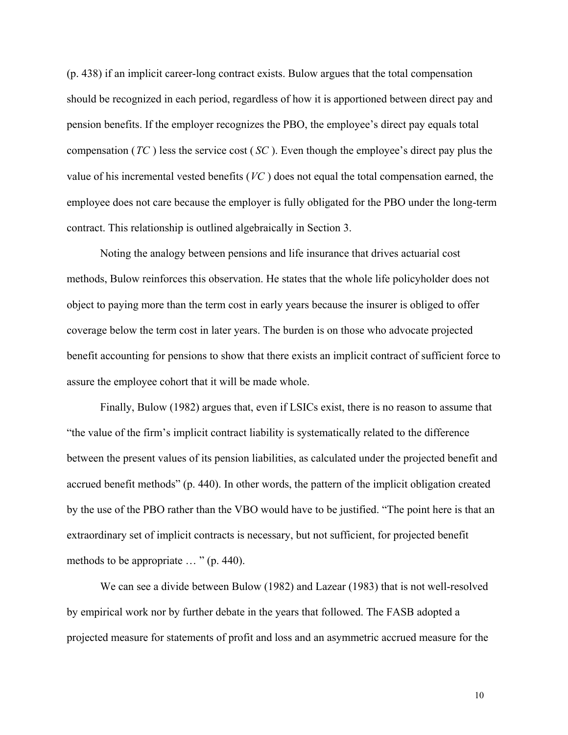(p. 438) if an implicit career-long contract exists. Bulow argues that the total compensation should be recognized in each period, regardless of how it is apportioned between direct pay and pension benefits. If the employer recognizes the PBO, the employee's direct pay equals total compensation ( $TC$ ) less the service cost ( $SC$ ). Even though the employee's direct pay plus the value of his incremental vested benefits ( $VC$ ) does not equal the total compensation earned, the employee does not care because the employer is fully obligated for the PBO under the long-term contract. This relationship is outlined algebraically in Section 3.

Noting the analogy between pensions and life insurance that drives actuarial cost methods, Bulow reinforces this observation. He states that the whole life policyholder does not object to paying more than the term cost in early years because the insurer is obliged to offer coverage below the term cost in later years. The burden is on those who advocate projected benefit accounting for pensions to show that there exists an implicit contract of sufficient force to assure the employee cohort that it will be made whole.

Finally, Bulow (1982) argues that, even if LSICs exist, there is no reason to assume that "the value of the firm's implicit contract liability is systematically related to the difference between the present values of its pension liabilities, as calculated under the projected benefit and accrued benefit methods" (p. 440). In other words, the pattern of the implicit obligation created by the use of the PBO rather than the VBO would have to be justified. "The point here is that an extraordinary set of implicit contracts is necessary, but not sufficient, for projected benefit methods to be appropriate … " (p. 440).

We can see a divide between Bulow (1982) and Lazear (1983) that is not well-resolved by empirical work nor by further debate in the years that followed. The FASB adopted a projected measure for statements of profit and loss and an asymmetric accrued measure for the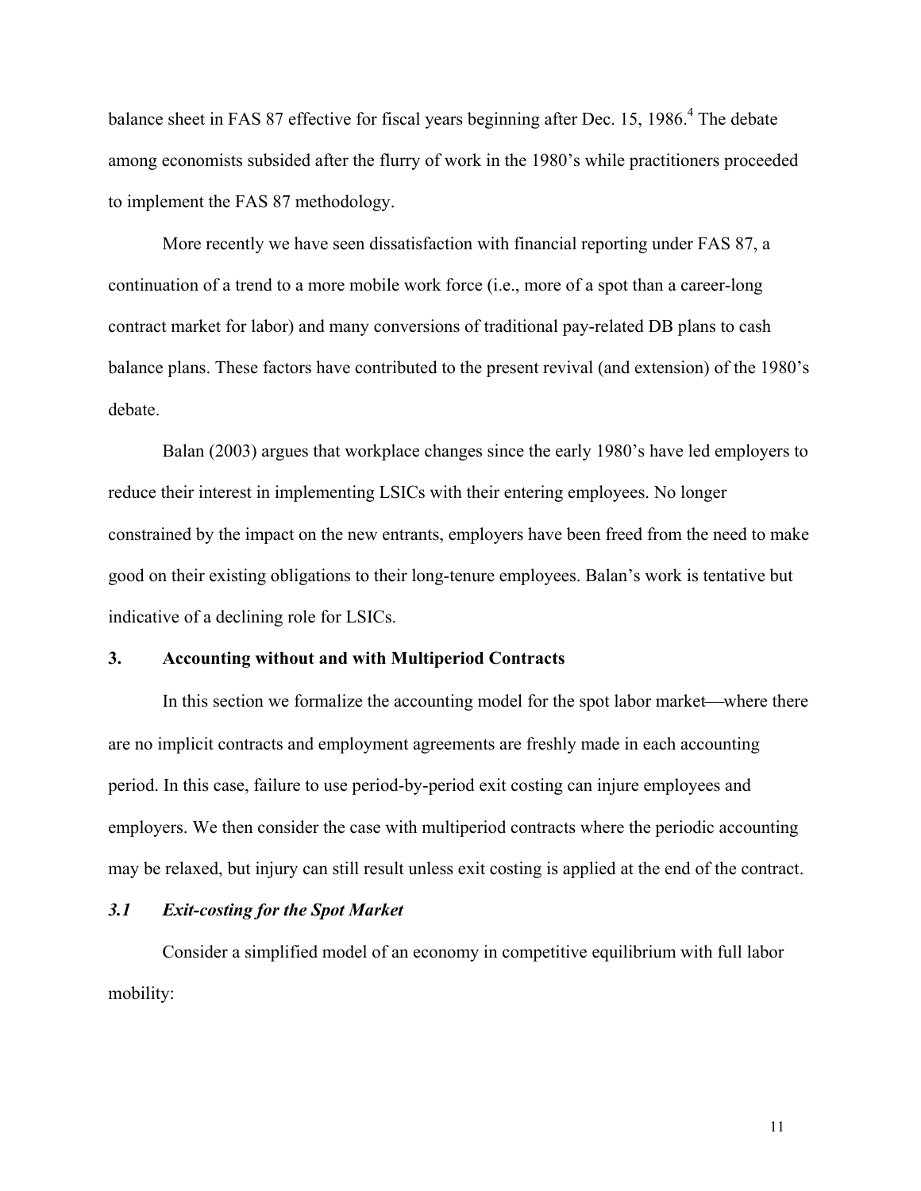balance sheet in FAS 87 effective for fiscal years beginning after Dec. 15, 1986.[4] The debate among economists subsided after the flurry of work in the 1980's while practitioners proceeded to implement the FAS 87 methodology.

More recently we have seen dissatisfaction with financial reporting under FAS 87, a continuation of a trend to a more mobile work force (i.e., more of a spot than a career-long contract market for labor) and many conversions of traditional pay-related DB plans to cash balance plans. These factors have contributed to the present revival (and extension) of the 1980's debate.

Balan (2003) argues that workplace changes since the early 1980's have led employers to reduce their interest in implementing LSICs with their entering employees. No longer constrained by the impact on the new entrants, employers have been freed from the need to make good on their existing obligations to their long-tenure employees. Balan's work is tentative but indicative of a declining role for LSICs.

## 3. Accounting without and with Multiperiod Contracts

In this section we formalize the accounting model for the spot labor market—where there are no implicit contracts and employment agreements are freshly made in each accounting period. In this case, failure to use period-by-period exit costing can injure employees and employers. We then consider the case with multiperiod contracts where the periodic accounting may be relaxed, but injury can still result unless exit costing is applied at the end of the contract.

### *3.1 Exit-costing for the Spot Market*

Consider a simplified model of an economy in competitive equilibrium with full labor mobility: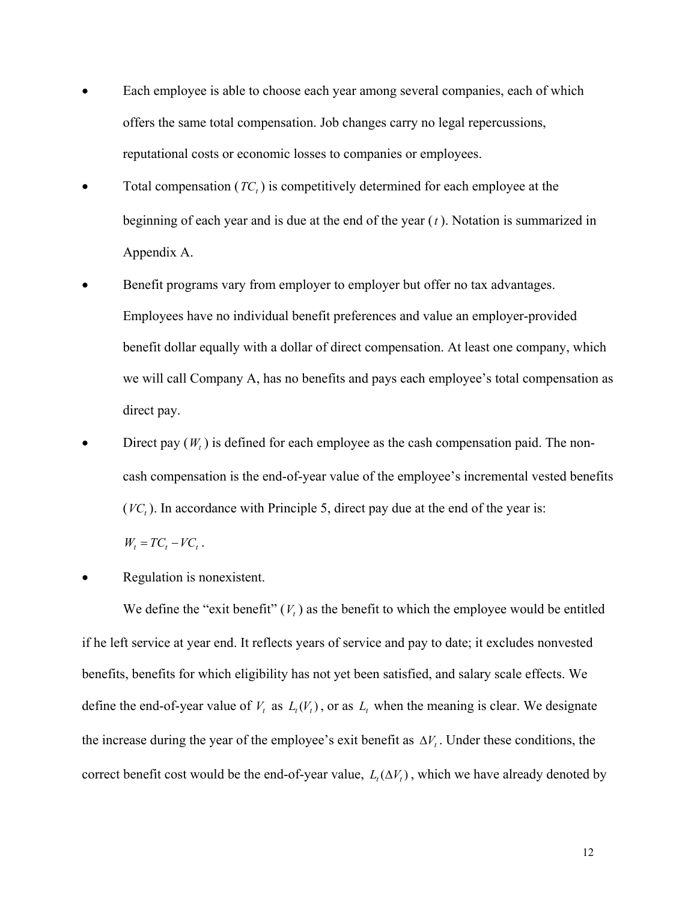- Each employee is able to choose each year among several companies, each of which offers the same total compensation. Job changes carry no legal repercussions, reputational costs or economic losses to companies or employees.
- Total compensation ($TC_t$) is competitively determined for each employee at the beginning of each year and is due at the end of the year ($t$). Notation is summarized in Appendix A.
- Benefit programs vary from employer to employer but offer no tax advantages. Employees have no individual benefit preferences and value an employer-provided benefit dollar equally with a dollar of direct compensation. At least one company, which we will call Company A, has no benefits and pays each employee's total compensation as direct pay.
- Direct pay ($W_t$) is defined for each employee as the cash compensation paid. The non-cash compensation is the end-of-year value of the employee's incremental vested benefits ($VC_t$). In accordance with Principle 5, direct pay due at the end of the year is: $W_t = TC_t - VC_t$.
- Regulation is nonexistent.

We define the "exit benefit" ($V_t$) as the benefit to which the employee would be entitled if he left service at year end. It reflects years of service and pay to date; it excludes nonvested benefits, benefits for which eligibility has not yet been satisfied, and salary scale effects. We define the end-of-year value of $V_t$ as $L_t(V_t)$, or as $L_t$ when the meaning is clear. We designate the increase during the year of the employee's exit benefit as $\Delta V_t$. Under these conditions, the correct benefit cost would be the end-of-year value, $L_t(\Delta V_t)$, which we have already denoted by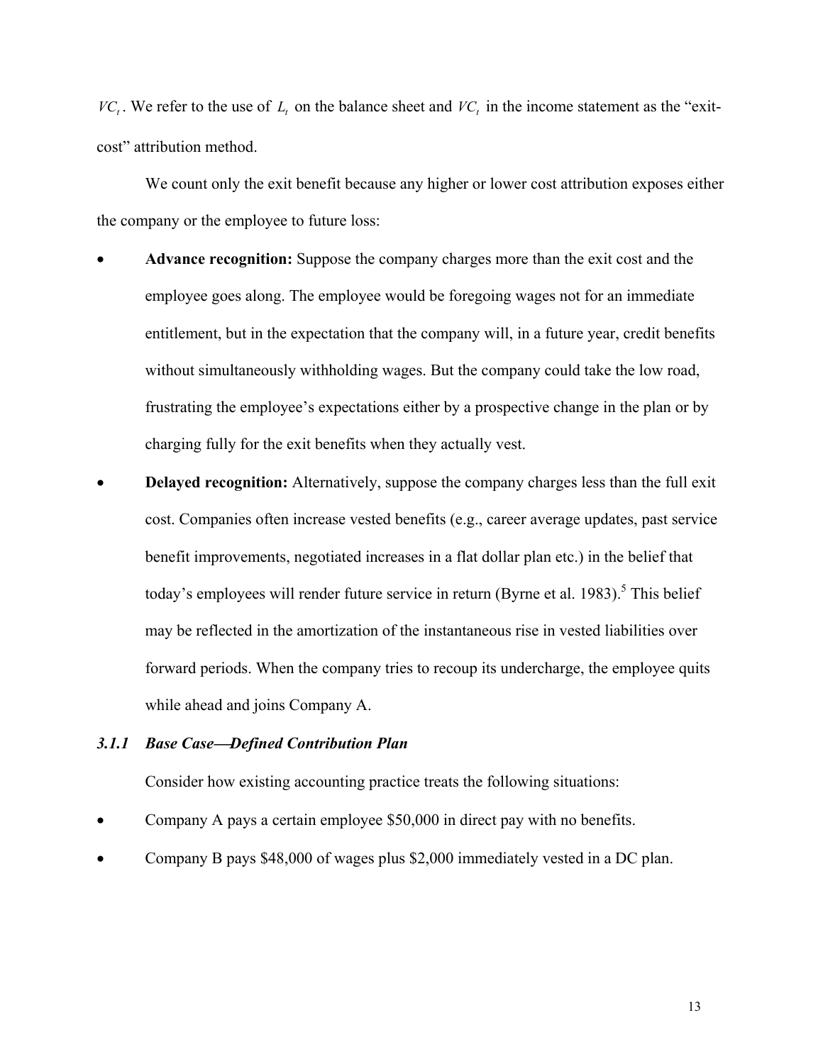$VC_t$. We refer to the use of $L_t$ on the balance sheet and $VC_t$ in the income statement as the "exit-cost" attribution method.

We count only the exit benefit because any higher or lower cost attribution exposes either the company or the employee to future loss:

- **Advance recognition:** Suppose the company charges more than the exit cost and the employee goes along. The employee would be foregoing wages not for an immediate entitlement, but in the expectation that the company will, in a future year, credit benefits without simultaneously withholding wages. But the company could take the low road, frustrating the employee's expectations either by a prospective change in the plan or by charging fully for the exit benefits when they actually vest.
- **Delayed recognition:** Alternatively, suppose the company charges less than the full exit cost. Companies often increase vested benefits (e.g., career average updates, past service benefit improvements, negotiated increases in a flat dollar plan etc.) in the belief that today's employees will render future service in return (Byrne et al. 1983).[5] This belief may be reflected in the amortization of the instantaneous rise in vested liabilities over forward periods. When the company tries to recoup its undercharge, the employee quits while ahead and joins Company A.

### *3.1.1 Base Case—Defined Contribution Plan*

Consider how existing accounting practice treats the following situations:

- Company A pays a certain employee \$50,000 in direct pay with no benefits.
- Company B pays \$48,000 of wages plus \$2,000 immediately vested in a DC plan.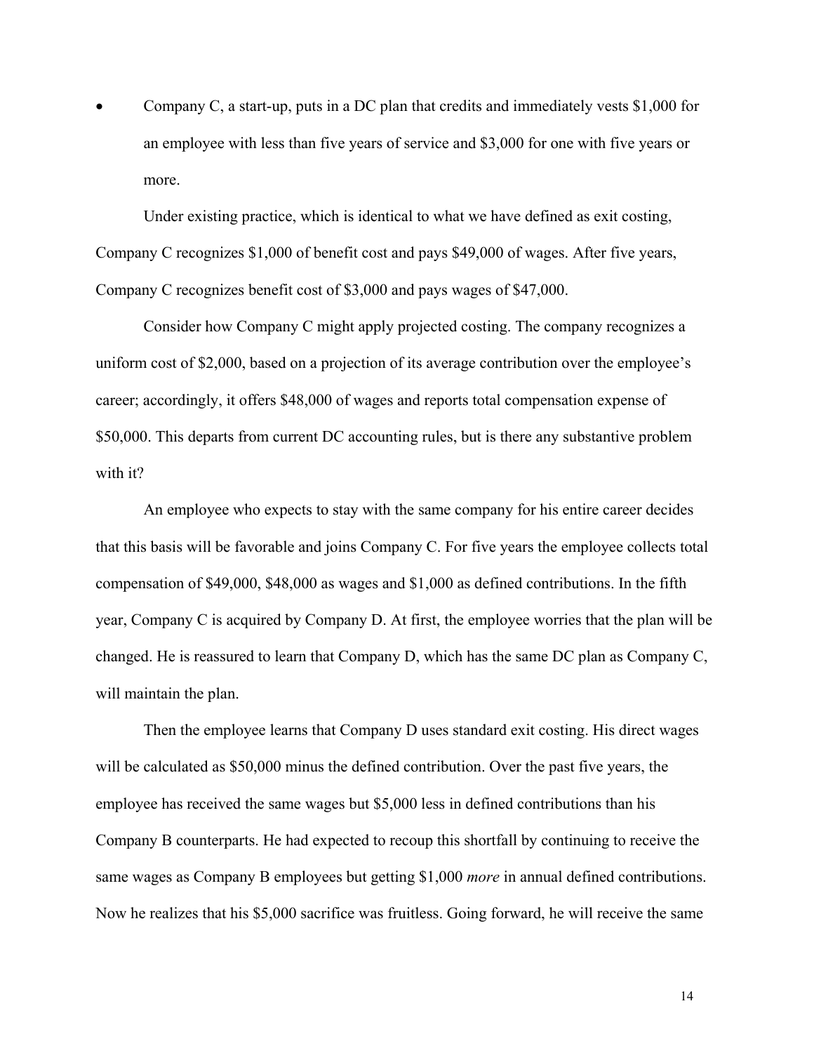- Company C, a start-up, puts in a DC plan that credits and immediately vests $1,000 for an employee with less than five years of service and $3,000 for one with five years or more.

Under existing practice, which is identical to what we have defined as exit costing, Company C recognizes $1,000 of benefit cost and pays $49,000 of wages. After five years, Company C recognizes benefit cost of $3,000 and pays wages of $47,000.

Consider how Company C might apply projected costing. The company recognizes a uniform cost of $2,000, based on a projection of its average contribution over the employee's career; accordingly, it offers $48,000 of wages and reports total compensation expense of $50,000. This departs from current DC accounting rules, but is there any substantive problem with it?

An employee who expects to stay with the same company for his entire career decides that this basis will be favorable and joins Company C. For five years the employee collects total compensation of $49,000, $48,000 as wages and $1,000 as defined contributions. In the fifth year, Company C is acquired by Company D. At first, the employee worries that the plan will be changed. He is reassured to learn that Company D, which has the same DC plan as Company C, will maintain the plan.

Then the employee learns that Company D uses standard exit costing. His direct wages will be calculated as $50,000 minus the defined contribution. Over the past five years, the employee has received the same wages but $5,000 less in defined contributions than his Company B counterparts. He had expected to recoup this shortfall by continuing to receive the same wages as Company B employees but getting $1,000 *more* in annual defined contributions. Now he realizes that his $5,000 sacrifice was fruitless. Going forward, he will receive the same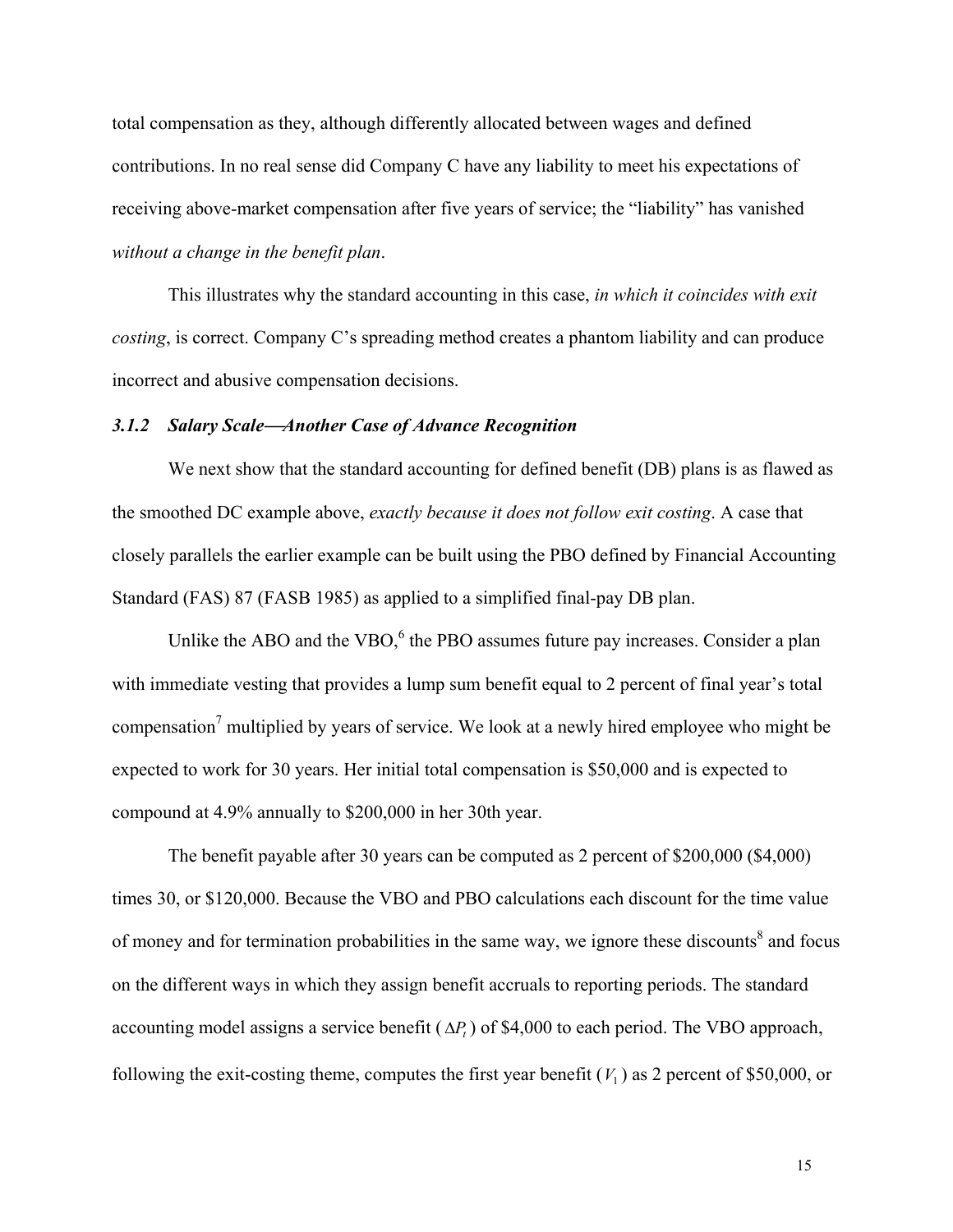total compensation as they, although differently allocated between wages and defined contributions. In no real sense did Company C have any liability to meet his expectations of receiving above-market compensation after five years of service; the "liability" has vanished *without a change in the benefit plan*.

This illustrates why the standard accounting in this case, *in which it coincides with exit costing*, is correct. Company C's spreading method creates a phantom liability and can produce incorrect and abusive compensation decisions.

### *3.1.2 Salary Scale—Another Case of Advance Recognition*

We next show that the standard accounting for defined benefit (DB) plans is as flawed as the smoothed DC example above, *exactly because it does not follow exit costing*. A case that closely parallels the earlier example can be built using the PBO defined by Financial Accounting Standard (FAS) 87 (FASB 1985) as applied to a simplified final-pay DB plan.

Unlike the ABO and the VBO,[6] the PBO assumes future pay increases. Consider a plan with immediate vesting that provides a lump sum benefit equal to 2 percent of final year's total compensation[7] multiplied by years of service. We look at a newly hired employee who might be expected to work for 30 years. Her initial total compensation is \$50,000 and is expected to compound at 4.9% annually to \$200,000 in her 30th year.

The benefit payable after 30 years can be computed as 2 percent of \$200,000 (\$4,000) times 30, or \$120,000. Because the VBO and PBO calculations each discount for the time value of money and for termination probabilities in the same way, we ignore these discounts[8] and focus on the different ways in which they assign benefit accruals to reporting periods. The standard accounting model assigns a service benefit ($\Delta P_t$) of \$4,000 to each period. The VBO approach, following the exit-costing theme, computes the first year benefit ($V_1$) as 2 percent of \$50,000, or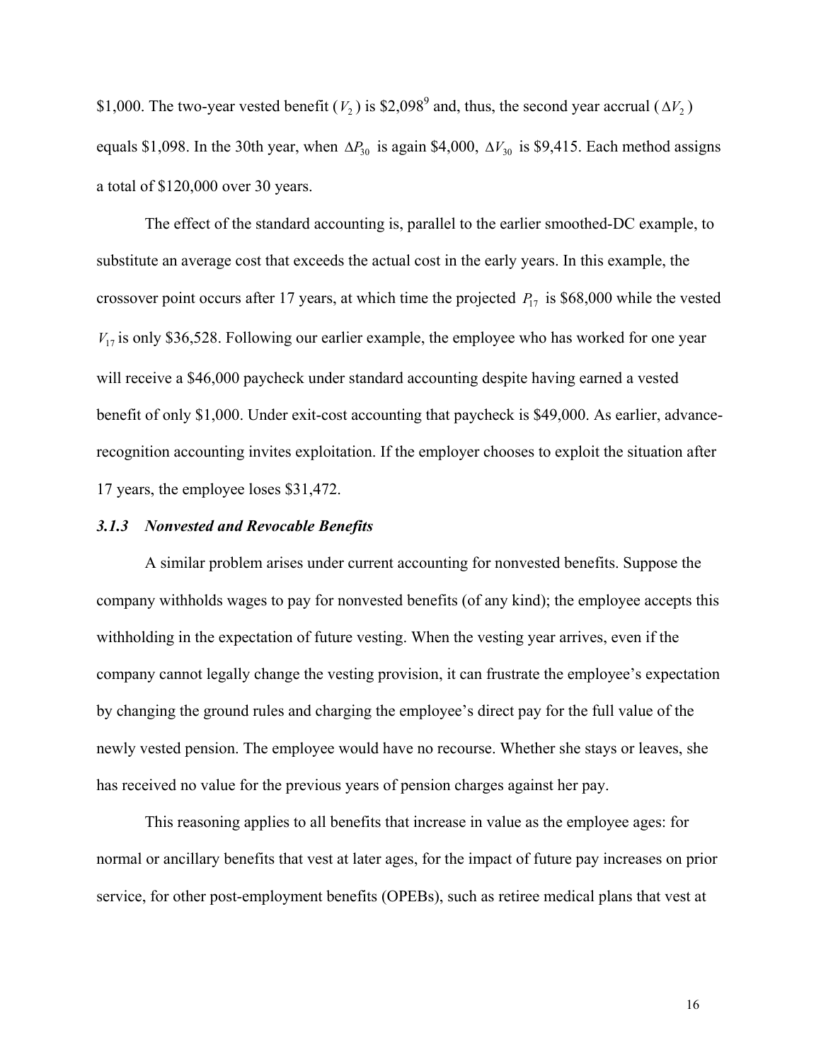\$1,000. The two-year vested benefit ($V_2$) is \$2,098[9] and, thus, the second year accrual ($\Delta V_2$) equals \$1,098. In the 30th year, when $\Delta P_{30}$ is again \$4,000, $\Delta V_{30}$ is \$9,415. Each method assigns a total of \$120,000 over 30 years.

The effect of the standard accounting is, parallel to the earlier smoothed-DC example, to substitute an average cost that exceeds the actual cost in the early years. In this example, the crossover point occurs after 17 years, at which time the projected $P_{17}$ is \$68,000 while the vested $V_{17}$ is only \$36,528. Following our earlier example, the employee who has worked for one year will receive a \$46,000 paycheck under standard accounting despite having earned a vested benefit of only \$1,000. Under exit-cost accounting that paycheck is \$49,000. As earlier, advance-recognition accounting invites exploitation. If the employer chooses to exploit the situation after 17 years, the employee loses \$31,472.

### *3.1.3 Nonvested and Revocable Benefits*

A similar problem arises under current accounting for nonvested benefits. Suppose the company withholds wages to pay for nonvested benefits (of any kind); the employee accepts this withholding in the expectation of future vesting. When the vesting year arrives, even if the company cannot legally change the vesting provision, it can frustrate the employee's expectation by changing the ground rules and charging the employee's direct pay for the full value of the newly vested pension. The employee would have no recourse. Whether she stays or leaves, she has received no value for the previous years of pension charges against her pay.

This reasoning applies to all benefits that increase in value as the employee ages: for normal or ancillary benefits that vest at later ages, for the impact of future pay increases on prior service, for other post-employment benefits (OPEBs), such as retiree medical plans that vest at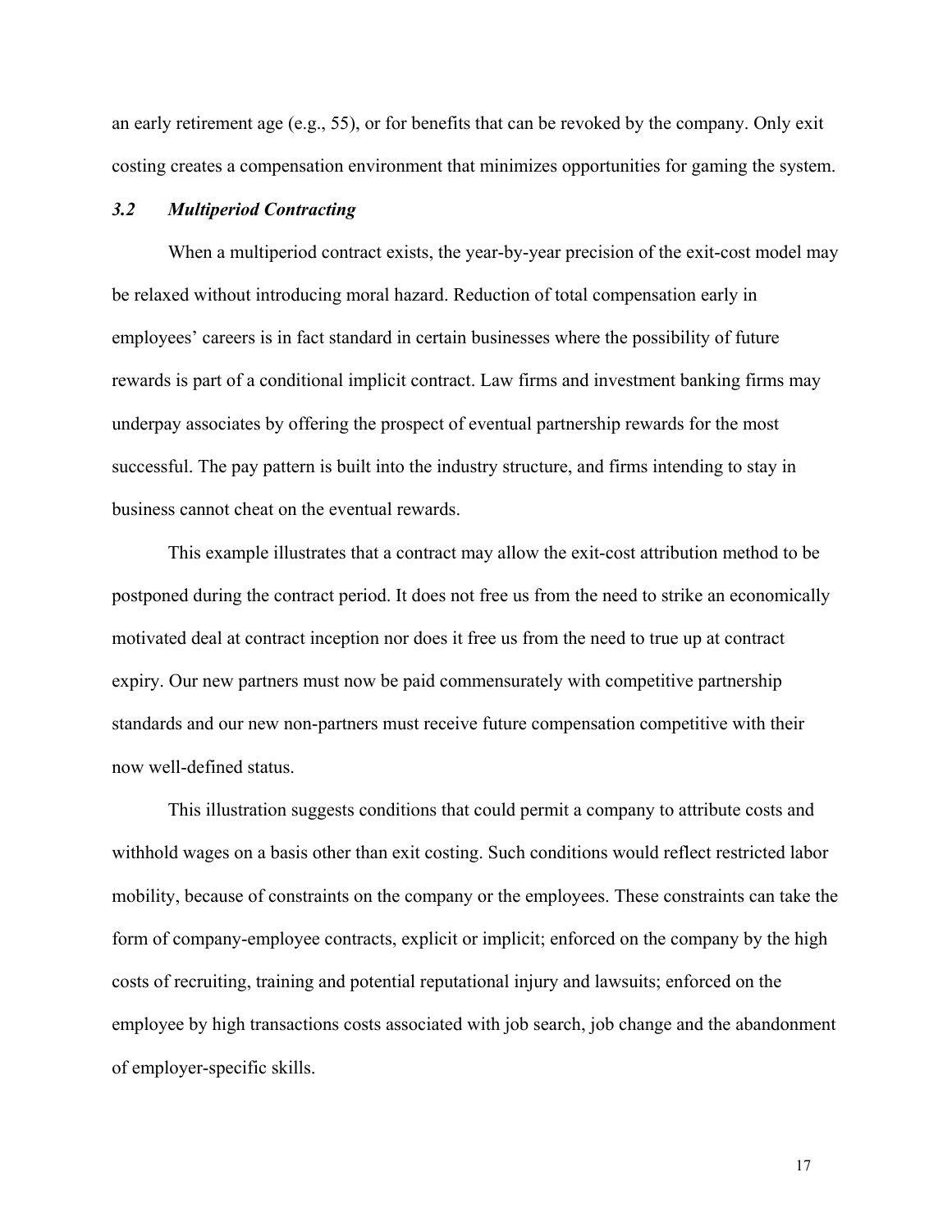an early retirement age (e.g., 55), or for benefits that can be revoked by the company. Only exit costing creates a compensation environment that minimizes opportunities for gaming the system.

### *3.2 Multiperiod Contracting*

When a multiperiod contract exists, the year-by-year precision of the exit-cost model may be relaxed without introducing moral hazard. Reduction of total compensation early in employees' careers is in fact standard in certain businesses where the possibility of future rewards is part of a conditional implicit contract. Law firms and investment banking firms may underpay associates by offering the prospect of eventual partnership rewards for the most successful. The pay pattern is built into the industry structure, and firms intending to stay in business cannot cheat on the eventual rewards.

This example illustrates that a contract may allow the exit-cost attribution method to be postponed during the contract period. It does not free us from the need to strike an economically motivated deal at contract inception nor does it free us from the need to true up at contract expiry. Our new partners must now be paid commensurately with competitive partnership standards and our new non-partners must receive future compensation competitive with their now well-defined status.

This illustration suggests conditions that could permit a company to attribute costs and withhold wages on a basis other than exit costing. Such conditions would reflect restricted labor mobility, because of constraints on the company or the employees. These constraints can take the form of company-employee contracts, explicit or implicit; enforced on the company by the high costs of recruiting, training and potential reputational injury and lawsuits; enforced on the employee by high transactions costs associated with job search, job change and the abandonment of employer-specific skills.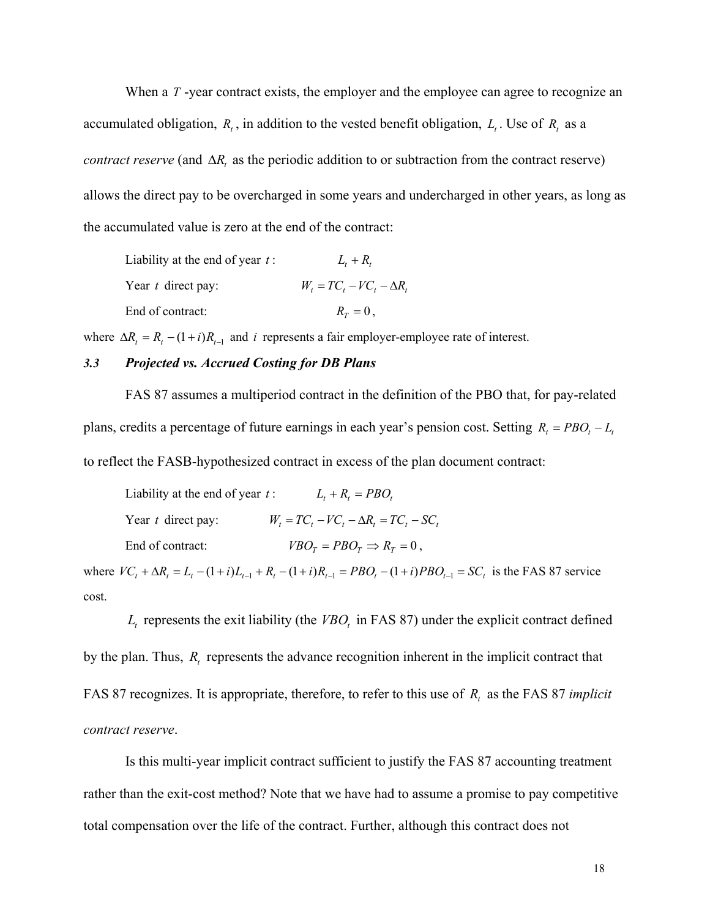When a $T$-year contract exists, the employer and the employee can agree to recognize an accumulated obligation, $R_t$, in addition to the vested benefit obligation, $L_t$. Use of $R_t$ as a *contract reserve* (and $\Delta R_t$ as the periodic addition to or subtraction from the contract reserve) allows the direct pay to be overcharged in some years and undercharged in other years, as long as the accumulated value is zero at the end of the contract:

Liability at the end of year $t$: $L_t + R_t$

Year $t$ direct pay: $W_t = TC_t - VC_t - \Delta R_t$

End of contract: $R_T = 0$,

where $\Delta R_t = R_t - (1+i)R_{t-1}$ and $i$ represents a fair employer-employee rate of interest.

### *3.3 Projected vs. Accrued Costing for DB Plans*

FAS 87 assumes a multiperiod contract in the definition of the PBO that, for pay-related plans, credits a percentage of future earnings in each year's pension cost. Setting $R_t = PBO_t - L_t$ to reflect the FASB-hypothesized contract in excess of the plan document contract:

Liability at the end of year $t$: $L_t + R_t = PBO_t$

Year $t$ direct pay: $W_t = TC_t - VC_t - \Delta R_t = TC_t - SC_t$

End of contract: $VBO_T = PBO_T \Rightarrow R_T = 0$,

where $VC_t + \Delta R_t = L_t - (1+i)L_{t-1} + R_t - (1+i)R_{t-1} = PBO_t - (1+i)PBO_{t-1} = SC_t$ is the FAS 87 service cost.

$L_t$ represents the exit liability (the $VBO_t$ in FAS 87) under the explicit contract defined by the plan. Thus, $R_t$ represents the advance recognition inherent in the implicit contract that FAS 87 recognizes. It is appropriate, therefore, to refer to this use of $R_t$ as the FAS 87 *implicit contract reserve*.

Is this multi-year implicit contract sufficient to justify the FAS 87 accounting treatment rather than the exit-cost method? Note that we have had to assume a promise to pay competitive total compensation over the life of the contract. Further, although this contract does not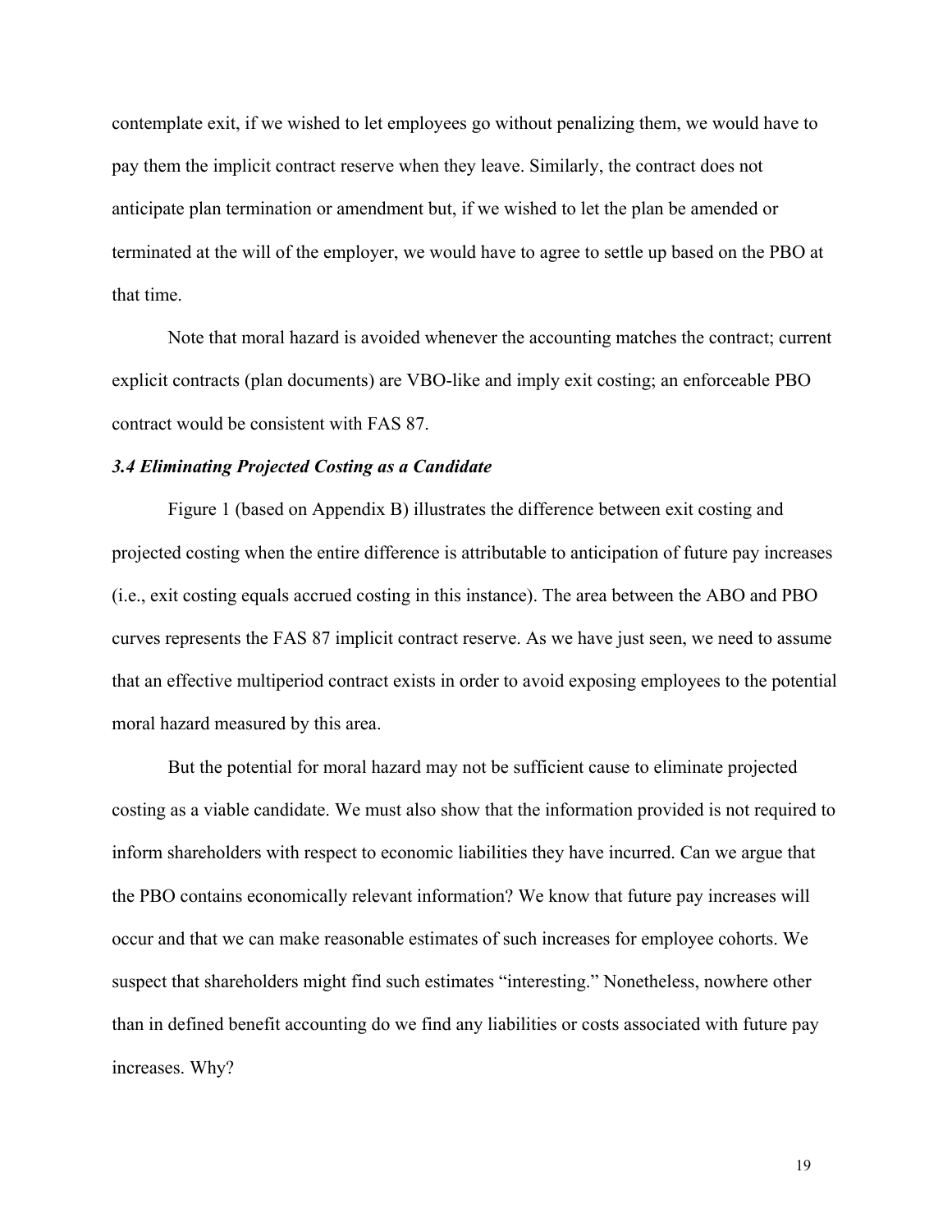contemplate exit, if we wished to let employees go without penalizing them, we would have to pay them the implicit contract reserve when they leave. Similarly, the contract does not anticipate plan termination or amendment but, if we wished to let the plan be amended or terminated at the will of the employer, we would have to agree to settle up based on the PBO at that time.

Note that moral hazard is avoided whenever the accounting matches the contract; current explicit contracts (plan documents) are VBO-like and imply exit costing; an enforceable PBO contract would be consistent with FAS 87.

### *3.4 Eliminating Projected Costing as a Candidate*

Figure 1 (based on Appendix B) illustrates the difference between exit costing and projected costing when the entire difference is attributable to anticipation of future pay increases (i.e., exit costing equals accrued costing in this instance). The area between the ABO and PBO curves represents the FAS 87 implicit contract reserve. As we have just seen, we need to assume that an effective multiperiod contract exists in order to avoid exposing employees to the potential moral hazard measured by this area.

But the potential for moral hazard may not be sufficient cause to eliminate projected costing as a viable candidate. We must also show that the information provided is not required to inform shareholders with respect to economic liabilities they have incurred. Can we argue that the PBO contains economically relevant information? We know that future pay increases will occur and that we can make reasonable estimates of such increases for employee cohorts. We suspect that shareholders might find such estimates "interesting." Nonetheless, nowhere other than in defined benefit accounting do we find any liabilities or costs associated with future pay increases. Why?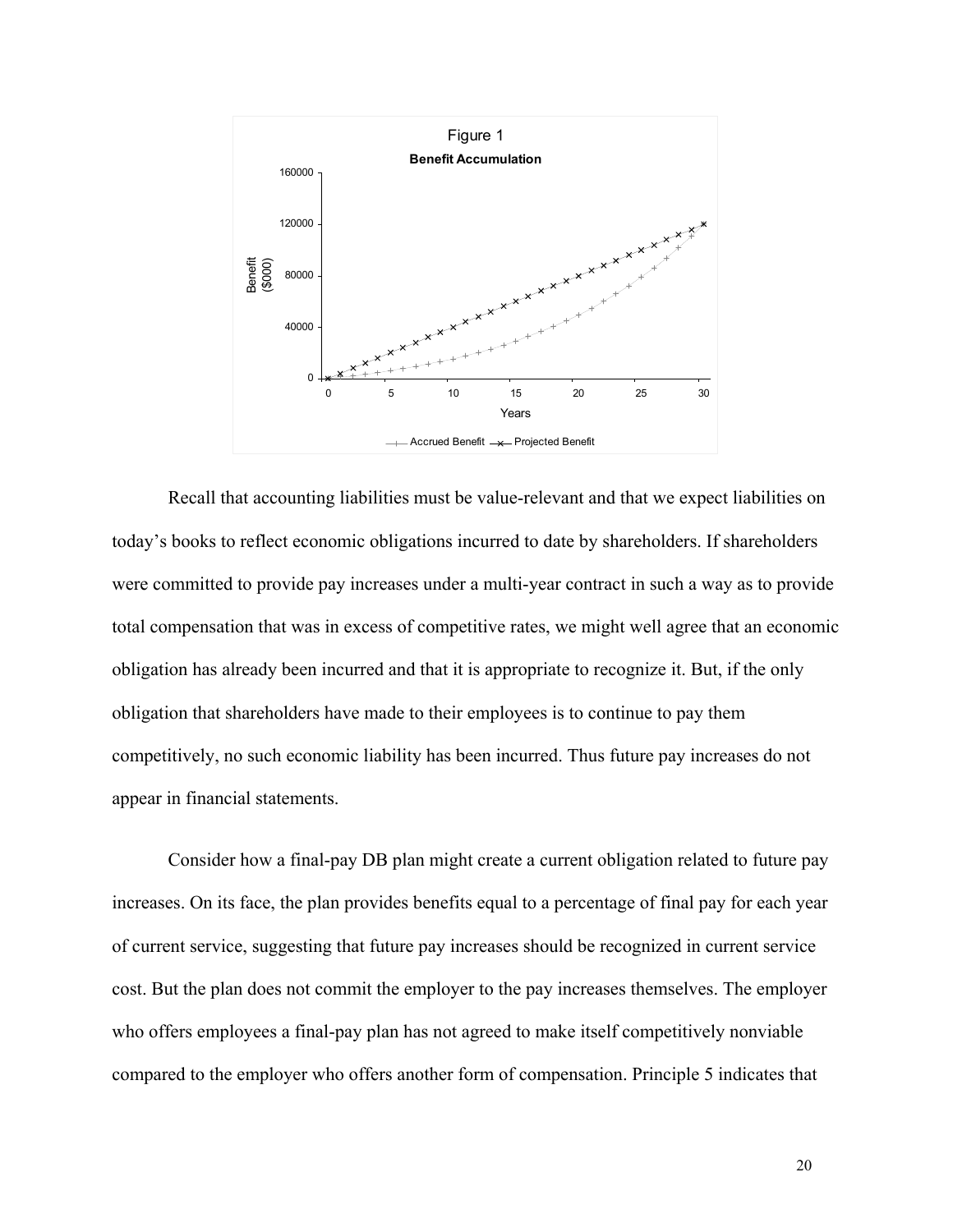Figure 1

**Benefit Accumulation**

Recall that accounting liabilities must be value-relevant and that we expect liabilities on today's books to reflect economic obligations incurred to date by shareholders. If shareholders were committed to provide pay increases under a multi-year contract in such a way as to provide total compensation that was in excess of competitive rates, we might well agree that an economic obligation has already been incurred and that it is appropriate to recognize it. But, if the only obligation that shareholders have made to their employees is to continue to pay them competitively, no such economic liability has been incurred. Thus future pay increases do not appear in financial statements.

Consider how a final-pay DB plan might create a current obligation related to future pay increases. On its face, the plan provides benefits equal to a percentage of final pay for each year of current service, suggesting that future pay increases should be recognized in current service cost. But the plan does not commit the employer to the pay increases themselves. The employer who offers employees a final-pay plan has not agreed to make itself competitively nonviable compared to the employer who offers another form of compensation. Principle 5 indicates that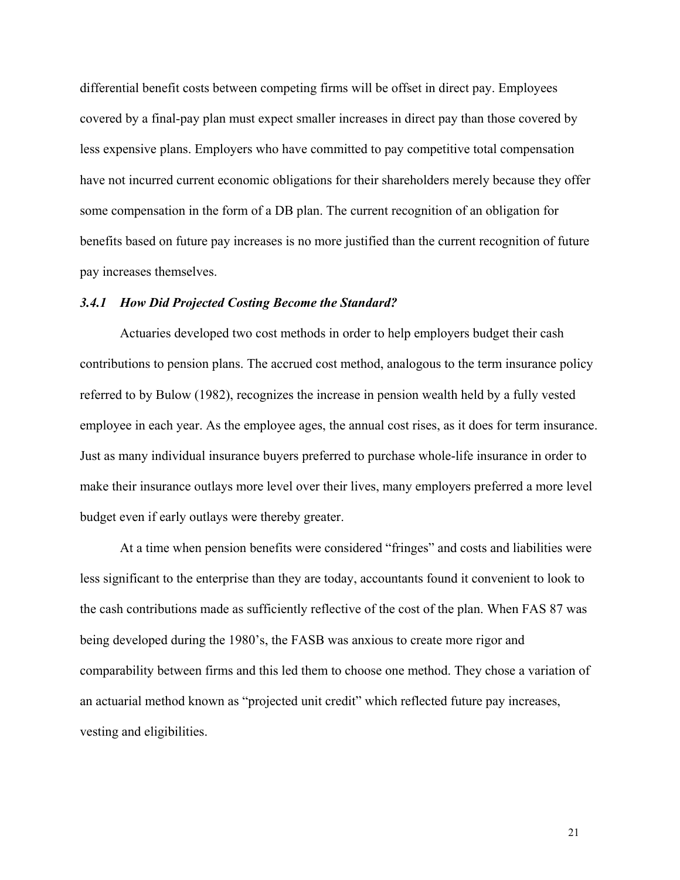differential benefit costs between competing firms will be offset in direct pay. Employees covered by a final-pay plan must expect smaller increases in direct pay than those covered by less expensive plans. Employers who have committed to pay competitive total compensation have not incurred current economic obligations for their shareholders merely because they offer some compensation in the form of a DB plan. The current recognition of an obligation for benefits based on future pay increases is no more justified than the current recognition of future pay increases themselves.

### *3.4.1 How Did Projected Costing Become the Standard?*

Actuaries developed two cost methods in order to help employers budget their cash contributions to pension plans. The accrued cost method, analogous to the term insurance policy referred to by Bulow (1982), recognizes the increase in pension wealth held by a fully vested employee in each year. As the employee ages, the annual cost rises, as it does for term insurance. Just as many individual insurance buyers preferred to purchase whole-life insurance in order to make their insurance outlays more level over their lives, many employers preferred a more level budget even if early outlays were thereby greater.

At a time when pension benefits were considered "fringes" and costs and liabilities were less significant to the enterprise than they are today, accountants found it convenient to look to the cash contributions made as sufficiently reflective of the cost of the plan. When FAS 87 was being developed during the 1980's, the FASB was anxious to create more rigor and comparability between firms and this led them to choose one method. They chose a variation of an actuarial method known as "projected unit credit" which reflected future pay increases, vesting and eligibilities.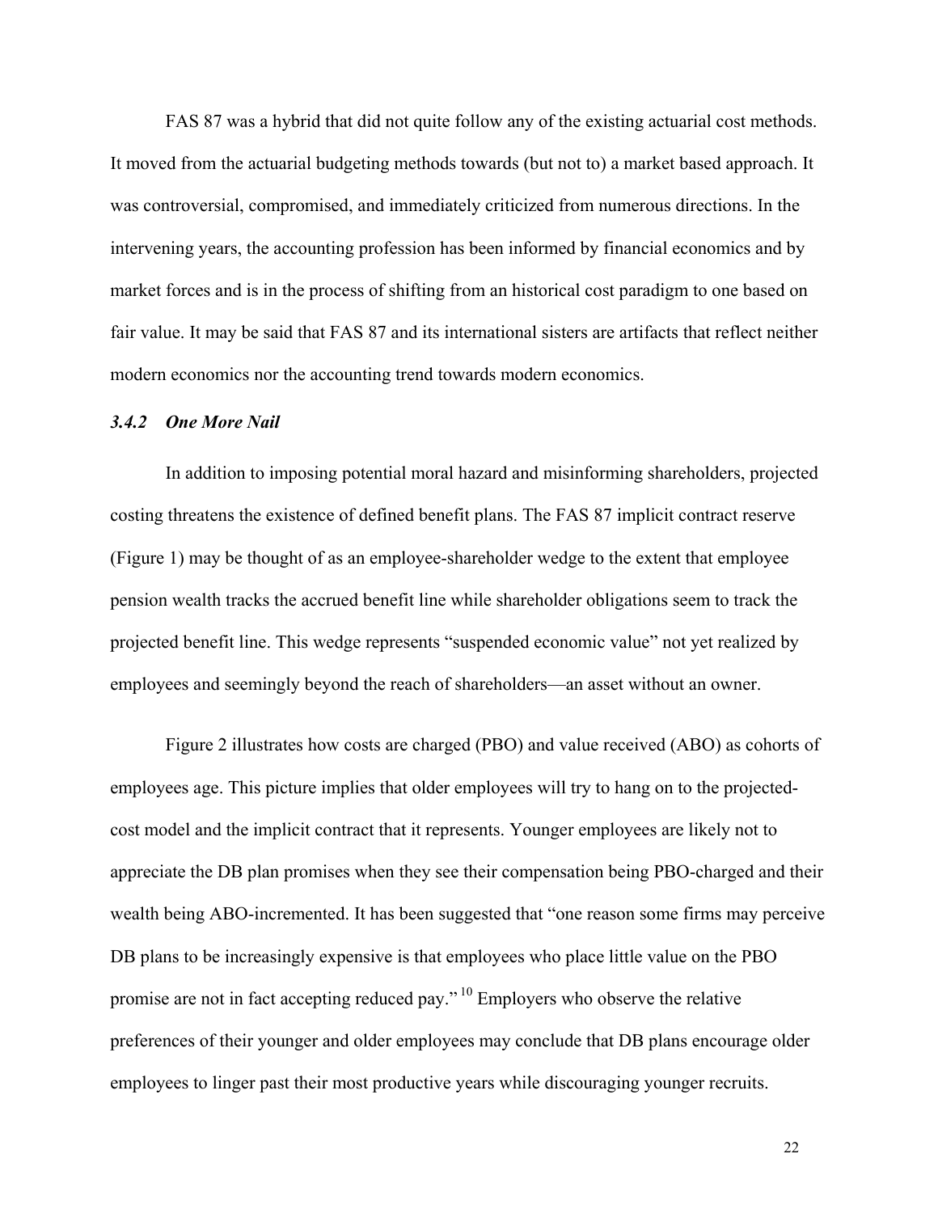FAS 87 was a hybrid that did not quite follow any of the existing actuarial cost methods. It moved from the actuarial budgeting methods towards (but not to) a market based approach. It was controversial, compromised, and immediately criticized from numerous directions. In the intervening years, the accounting profession has been informed by financial economics and by market forces and is in the process of shifting from an historical cost paradigm to one based on fair value. It may be said that FAS 87 and its international sisters are artifacts that reflect neither modern economics nor the accounting trend towards modern economics.

### *3.4.2 One More Nail*

In addition to imposing potential moral hazard and misinforming shareholders, projected costing threatens the existence of defined benefit plans. The FAS 87 implicit contract reserve (Figure 1) may be thought of as an employee-shareholder wedge to the extent that employee pension wealth tracks the accrued benefit line while shareholder obligations seem to track the projected benefit line. This wedge represents "suspended economic value" not yet realized by employees and seemingly beyond the reach of shareholders—an asset without an owner.

Figure 2 illustrates how costs are charged (PBO) and value received (ABO) as cohorts of employees age. This picture implies that older employees will try to hang on to the projected-cost model and the implicit contract that it represents. Younger employees are likely not to appreciate the DB plan promises when they see their compensation being PBO-charged and their wealth being ABO-incremented. It has been suggested that "one reason some firms may perceive DB plans to be increasingly expensive is that employees who place little value on the PBO promise are not in fact accepting reduced pay." [10] Employers who observe the relative preferences of their younger and older employees may conclude that DB plans encourage older employees to linger past their most productive years while discouraging younger recruits.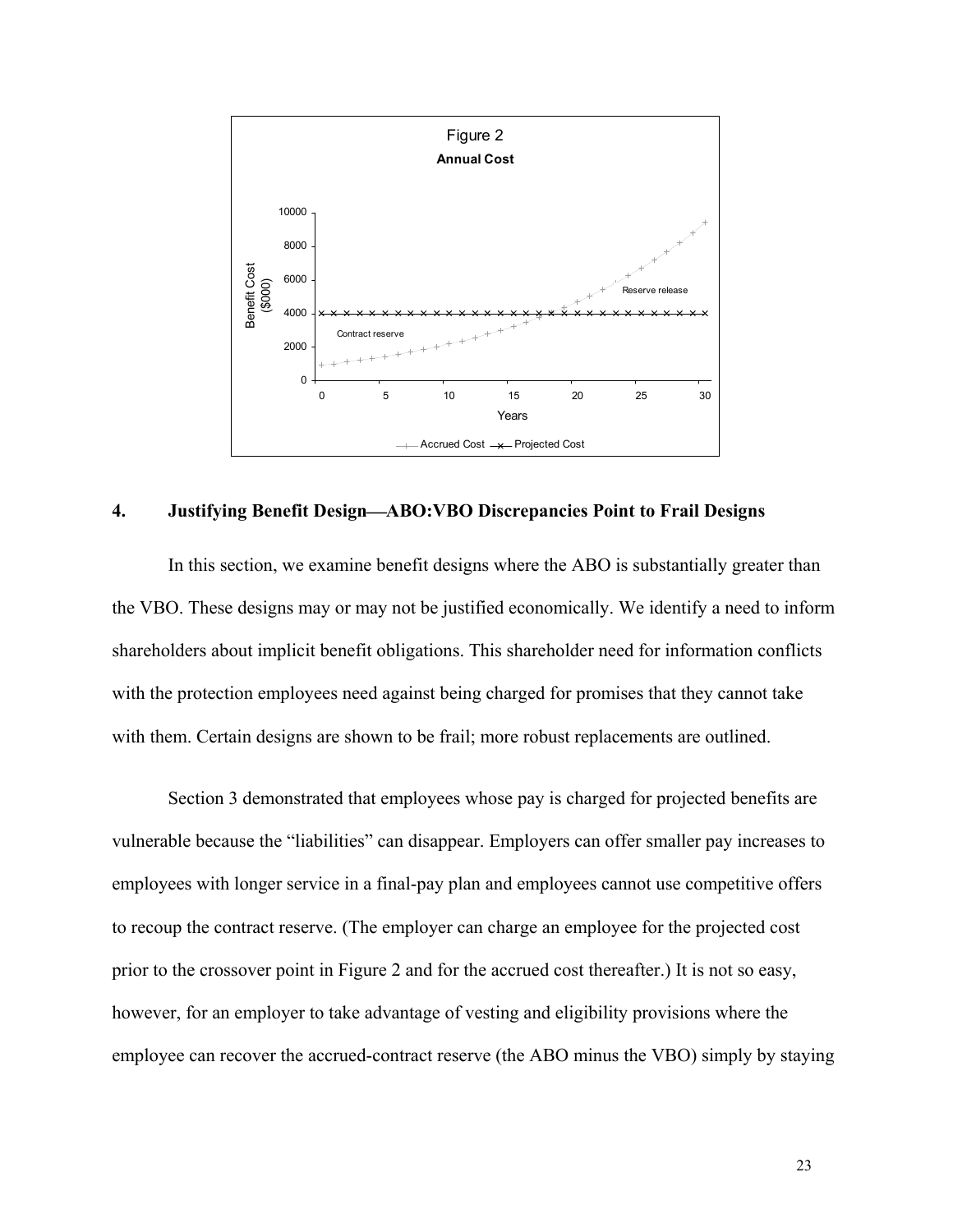Figure 2

**Annual Cost**

## 4. Justifying Benefit Design—ABO:VBO Discrepancies Point to Frail Designs

In this section, we examine benefit designs where the ABO is substantially greater than the VBO. These designs may or may not be justified economically. We identify a need to inform shareholders about implicit benefit obligations. This shareholder need for information conflicts with the protection employees need against being charged for promises that they cannot take with them. Certain designs are shown to be frail; more robust replacements are outlined.

Section 3 demonstrated that employees whose pay is charged for projected benefits are vulnerable because the "liabilities" can disappear. Employers can offer smaller pay increases to employees with longer service in a final-pay plan and employees cannot use competitive offers to recoup the contract reserve. (The employer can charge an employee for the projected cost prior to the crossover point in Figure 2 and for the accrued cost thereafter.) It is not so easy, however, for an employer to take advantage of vesting and eligibility provisions where the employee can recover the accrued-contract reserve (the ABO minus the VBO) simply by staying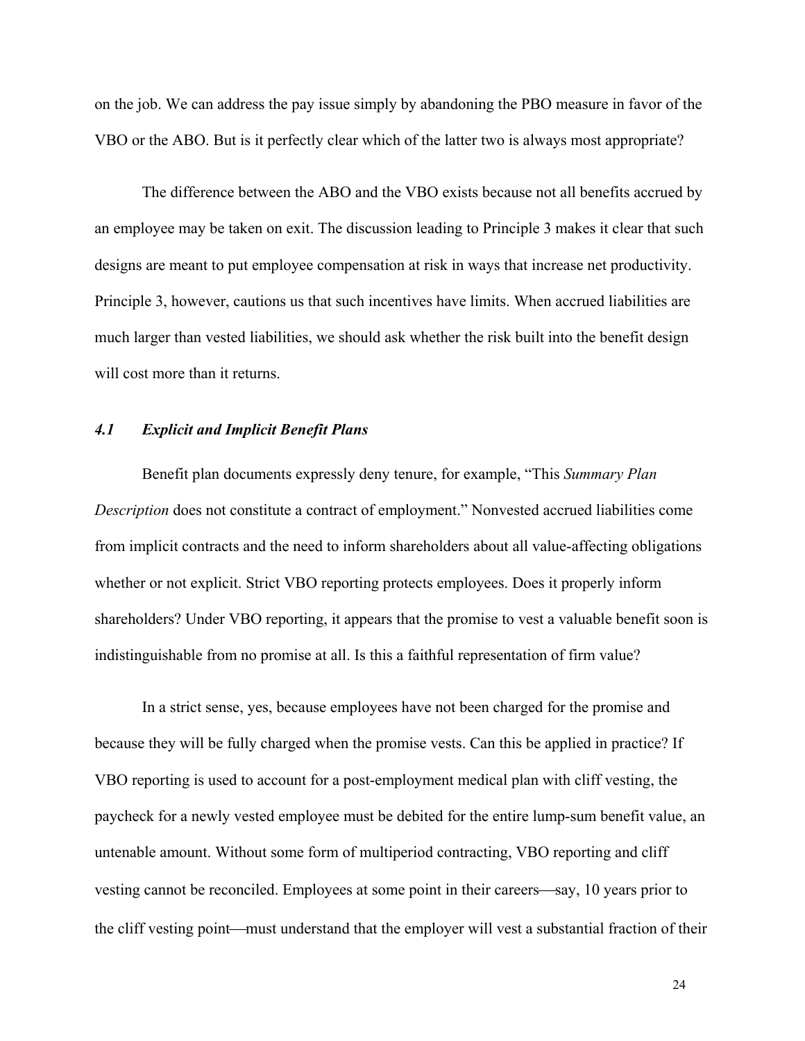on the job. We can address the pay issue simply by abandoning the PBO measure in favor of the VBO or the ABO. But is it perfectly clear which of the latter two is always most appropriate?

The difference between the ABO and the VBO exists because not all benefits accrued by an employee may be taken on exit. The discussion leading to Principle 3 makes it clear that such designs are meant to put employee compensation at risk in ways that increase net productivity. Principle 3, however, cautions us that such incentives have limits. When accrued liabilities are much larger than vested liabilities, we should ask whether the risk built into the benefit design will cost more than it returns.

### *4.1 Explicit and Implicit Benefit Plans*

Benefit plan documents expressly deny tenure, for example, "This *Summary Plan Description* does not constitute a contract of employment." Nonvested accrued liabilities come from implicit contracts and the need to inform shareholders about all value-affecting obligations whether or not explicit. Strict VBO reporting protects employees. Does it properly inform shareholders? Under VBO reporting, it appears that the promise to vest a valuable benefit soon is indistinguishable from no promise at all. Is this a faithful representation of firm value?

In a strict sense, yes, because employees have not been charged for the promise and because they will be fully charged when the promise vests. Can this be applied in practice? If VBO reporting is used to account for a post-employment medical plan with cliff vesting, the paycheck for a newly vested employee must be debited for the entire lump-sum benefit value, an untenable amount. Without some form of multiperiod contracting, VBO reporting and cliff vesting cannot be reconciled. Employees at some point in their careers—say, 10 years prior to the cliff vesting point—must understand that the employer will vest a substantial fraction of their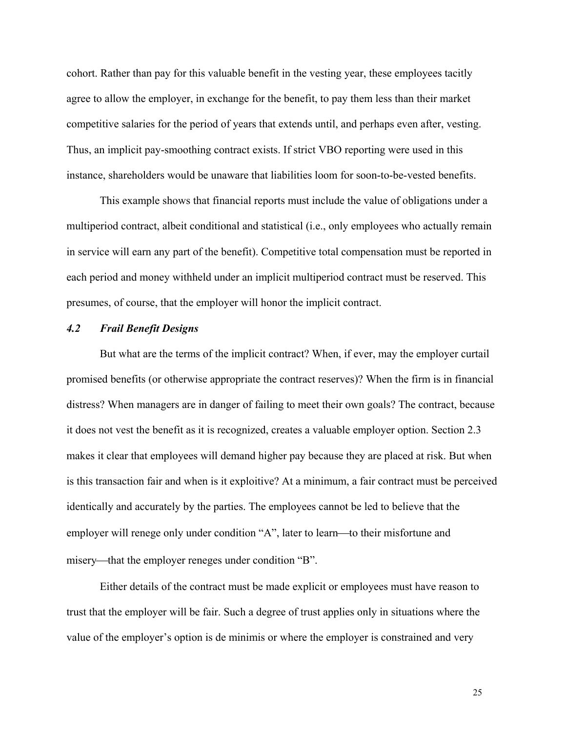cohort. Rather than pay for this valuable benefit in the vesting year, these employees tacitly agree to allow the employer, in exchange for the benefit, to pay them less than their market competitive salaries for the period of years that extends until, and perhaps even after, vesting. Thus, an implicit pay-smoothing contract exists. If strict VBO reporting were used in this instance, shareholders would be unaware that liabilities loom for soon-to-be-vested benefits.

This example shows that financial reports must include the value of obligations under a multiperiod contract, albeit conditional and statistical (i.e., only employees who actually remain in service will earn any part of the benefit). Competitive total compensation must be reported in each period and money withheld under an implicit multiperiod contract must be reserved. This presumes, of course, that the employer will honor the implicit contract.

### *4.2 Frail Benefit Designs*

But what are the terms of the implicit contract? When, if ever, may the employer curtail promised benefits (or otherwise appropriate the contract reserves)? When the firm is in financial distress? When managers are in danger of failing to meet their own goals? The contract, because it does not vest the benefit as it is recognized, creates a valuable employer option. Section 2.3 makes it clear that employees will demand higher pay because they are placed at risk. But when is this transaction fair and when is it exploitive? At a minimum, a fair contract must be perceived identically and accurately by the parties. The employees cannot be led to believe that the employer will renege only under condition "A", later to learn—to their misfortune and misery—that the employer reneges under condition "B".

Either details of the contract must be made explicit or employees must have reason to trust that the employer will be fair. Such a degree of trust applies only in situations where the value of the employer's option is de minimis or where the employer is constrained and very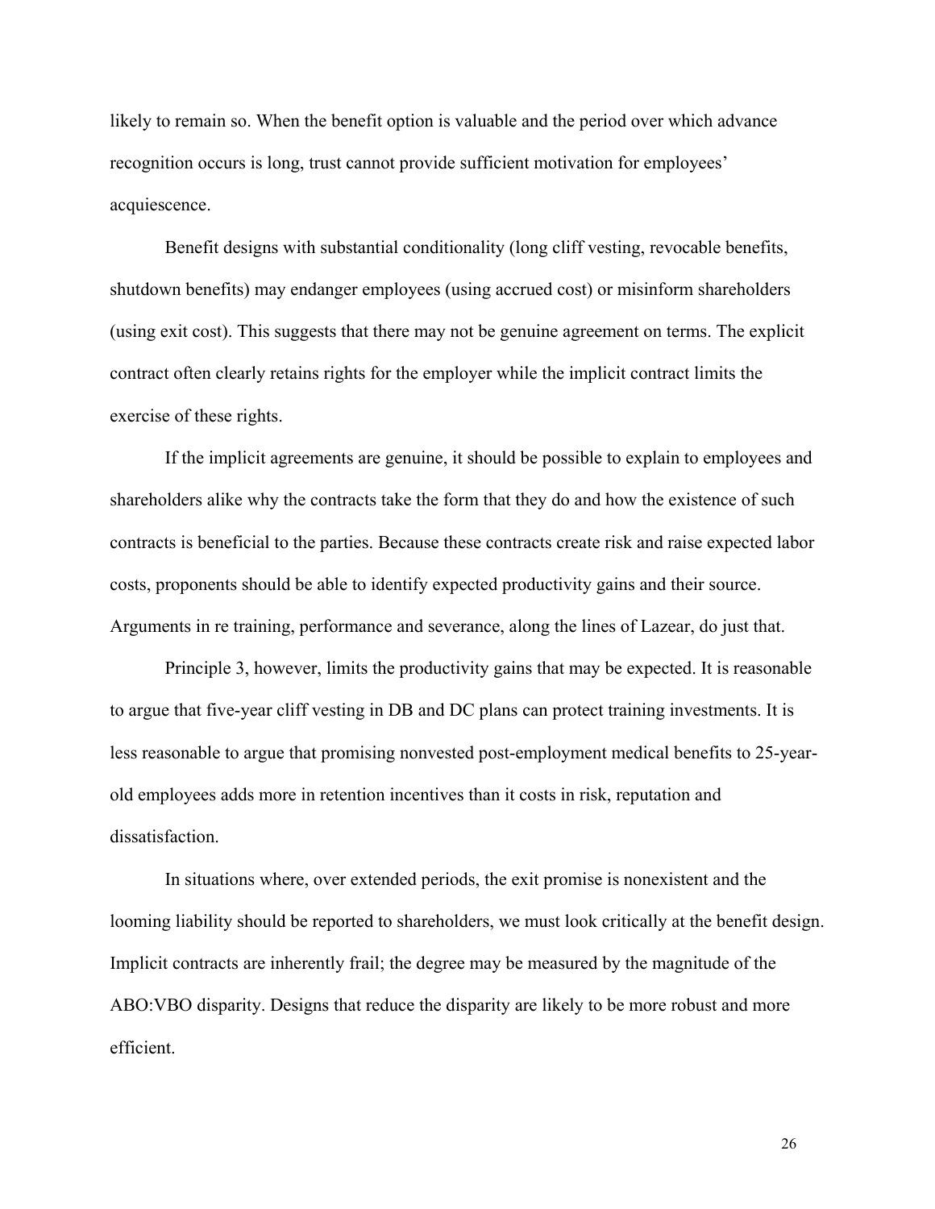likely to remain so. When the benefit option is valuable and the period over which advance recognition occurs is long, trust cannot provide sufficient motivation for employees' acquiescence.

Benefit designs with substantial conditionality (long cliff vesting, revocable benefits, shutdown benefits) may endanger employees (using accrued cost) or misinform shareholders (using exit cost). This suggests that there may not be genuine agreement on terms. The explicit contract often clearly retains rights for the employer while the implicit contract limits the exercise of these rights.

If the implicit agreements are genuine, it should be possible to explain to employees and shareholders alike why the contracts take the form that they do and how the existence of such contracts is beneficial to the parties. Because these contracts create risk and raise expected labor costs, proponents should be able to identify expected productivity gains and their source. Arguments in re training, performance and severance, along the lines of Lazear, do just that.

Principle 3, however, limits the productivity gains that may be expected. It is reasonable to argue that five-year cliff vesting in DB and DC plans can protect training investments. It is less reasonable to argue that promising nonvested post-employment medical benefits to 25-year-old employees adds more in retention incentives than it costs in risk, reputation and dissatisfaction.

In situations where, over extended periods, the exit promise is nonexistent and the looming liability should be reported to shareholders, we must look critically at the benefit design. Implicit contracts are inherently frail; the degree may be measured by the magnitude of the ABO:VBO disparity. Designs that reduce the disparity are likely to be more robust and more efficient.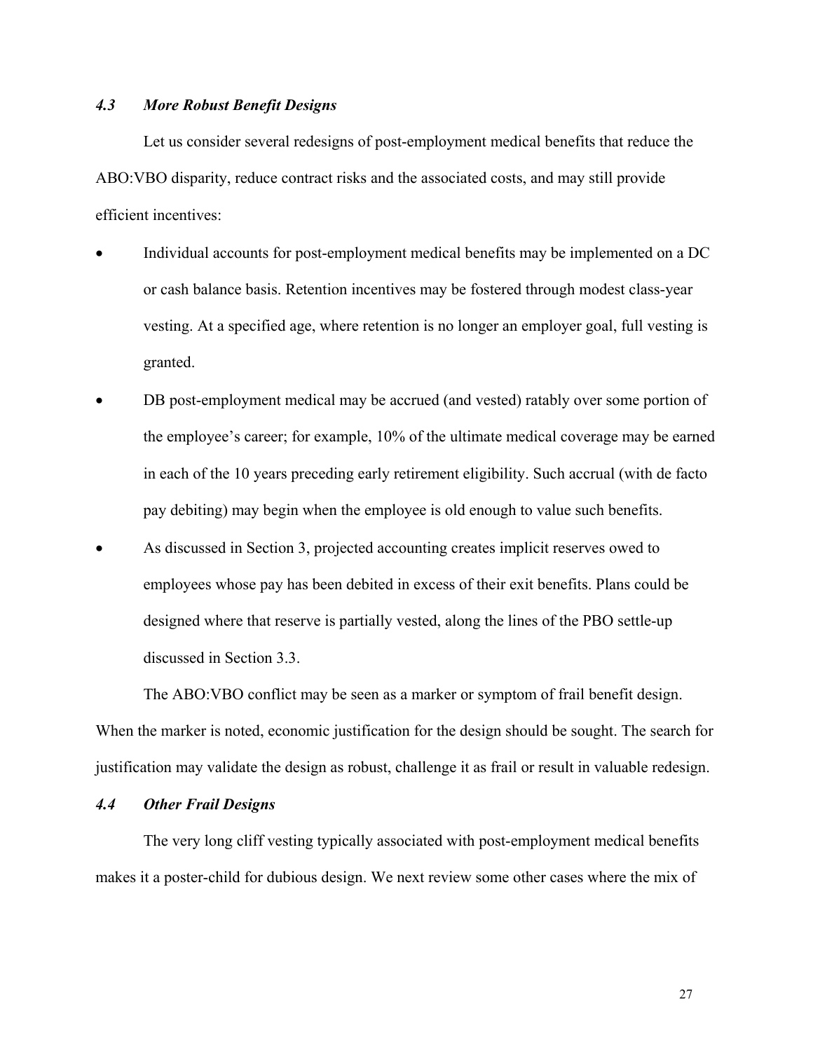### *4.3 More Robust Benefit Designs*

Let us consider several redesigns of post-employment medical benefits that reduce the ABO:VBO disparity, reduce contract risks and the associated costs, and may still provide efficient incentives:

- Individual accounts for post-employment medical benefits may be implemented on a DC or cash balance basis. Retention incentives may be fostered through modest class-year vesting. At a specified age, where retention is no longer an employer goal, full vesting is granted.
- DB post-employment medical may be accrued (and vested) ratably over some portion of the employee's career; for example, 10% of the ultimate medical coverage may be earned in each of the 10 years preceding early retirement eligibility. Such accrual (with de facto pay debiting) may begin when the employee is old enough to value such benefits.
- As discussed in Section 3, projected accounting creates implicit reserves owed to employees whose pay has been debited in excess of their exit benefits. Plans could be designed where that reserve is partially vested, along the lines of the PBO settle-up discussed in Section 3.3.

The ABO:VBO conflict may be seen as a marker or symptom of frail benefit design. When the marker is noted, economic justification for the design should be sought. The search for justification may validate the design as robust, challenge it as frail or result in valuable redesign.

### *4.4 Other Frail Designs*

The very long cliff vesting typically associated with post-employment medical benefits makes it a poster-child for dubious design. We next review some other cases where the mix of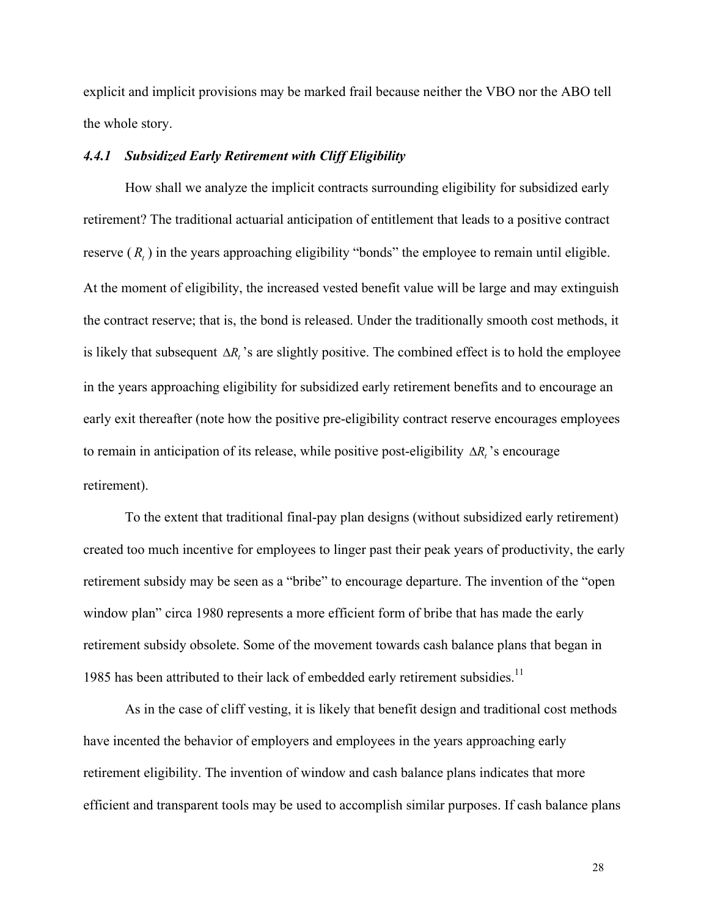explicit and implicit provisions may be marked frail because neither the VBO nor the ABO tell the whole story.

### *4.4.1 Subsidized Early Retirement with Cliff Eligibility*

How shall we analyze the implicit contracts surrounding eligibility for subsidized early retirement? The traditional actuarial anticipation of entitlement that leads to a positive contract reserve ( $R_t$ ) in the years approaching eligibility "bonds" the employee to remain until eligible. At the moment of eligibility, the increased vested benefit value will be large and may extinguish the contract reserve; that is, the bond is released. Under the traditionally smooth cost methods, it is likely that subsequent $\Delta R_t$ 's are slightly positive. The combined effect is to hold the employee in the years approaching eligibility for subsidized early retirement benefits and to encourage an early exit thereafter (note how the positive pre-eligibility contract reserve encourages employees to remain in anticipation of its release, while positive post-eligibility $\Delta R_t$ 's encourage retirement).

To the extent that traditional final-pay plan designs (without subsidized early retirement) created too much incentive for employees to linger past their peak years of productivity, the early retirement subsidy may be seen as a "bribe" to encourage departure. The invention of the "open window plan" circa 1980 represents a more efficient form of bribe that has made the early retirement subsidy obsolete. Some of the movement towards cash balance plans that began in 1985 has been attributed to their lack of embedded early retirement subsidies.[11]

As in the case of cliff vesting, it is likely that benefit design and traditional cost methods have incented the behavior of employers and employees in the years approaching early retirement eligibility. The invention of window and cash balance plans indicates that more efficient and transparent tools may be used to accomplish similar purposes. If cash balance plans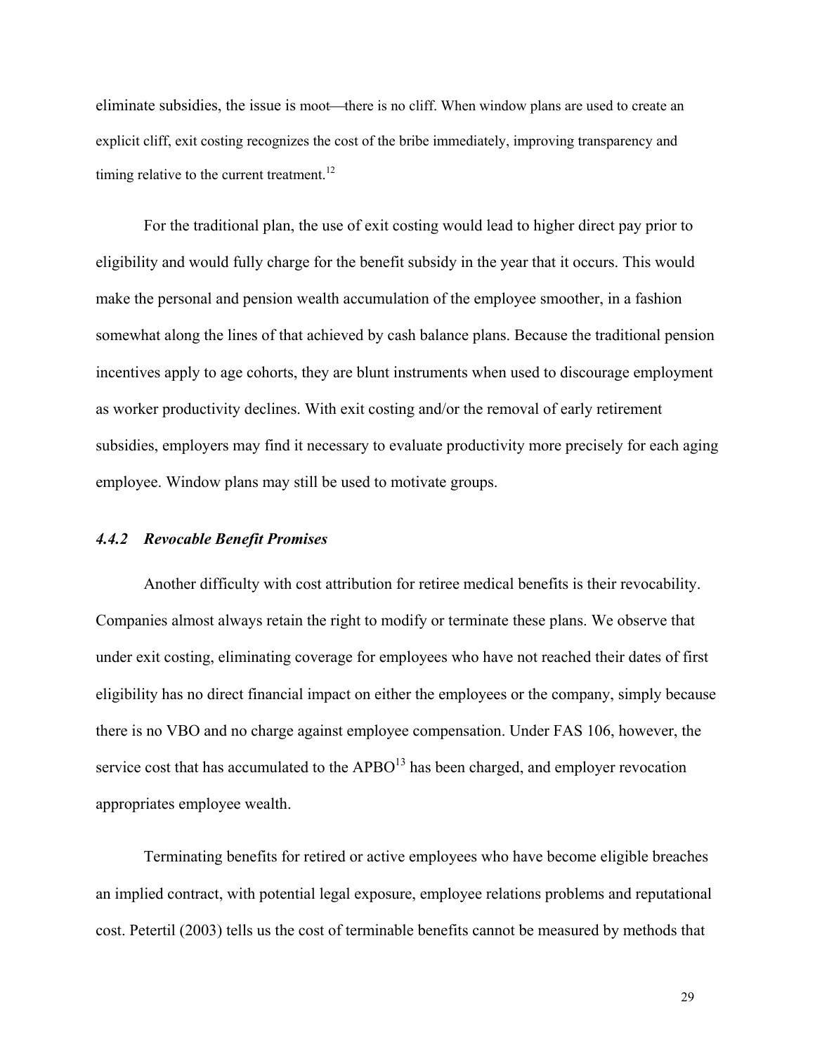eliminate subsidies, the issue is moot—there is no cliff. When window plans are used to create an explicit cliff, exit costing recognizes the cost of the bribe immediately, improving transparency and timing relative to the current treatment.[12]

For the traditional plan, the use of exit costing would lead to higher direct pay prior to eligibility and would fully charge for the benefit subsidy in the year that it occurs. This would make the personal and pension wealth accumulation of the employee smoother, in a fashion somewhat along the lines of that achieved by cash balance plans. Because the traditional pension incentives apply to age cohorts, they are blunt instruments when used to discourage employment as worker productivity declines. With exit costing and/or the removal of early retirement subsidies, employers may find it necessary to evaluate productivity more precisely for each aging employee. Window plans may still be used to motivate groups.

#### *4.4.2 Revocable Benefit Promises*

Another difficulty with cost attribution for retiree medical benefits is their revocability. Companies almost always retain the right to modify or terminate these plans. We observe that under exit costing, eliminating coverage for employees who have not reached their dates of first eligibility has no direct financial impact on either the employees or the company, simply because there is no VBO and no charge against employee compensation. Under FAS 106, however, the service cost that has accumulated to the APBO[13] has been charged, and employer revocation appropriates employee wealth.

Terminating benefits for retired or active employees who have become eligible breaches an implied contract, with potential legal exposure, employee relations problems and reputational cost. Petertil (2003) tells us the cost of terminable benefits cannot be measured by methods that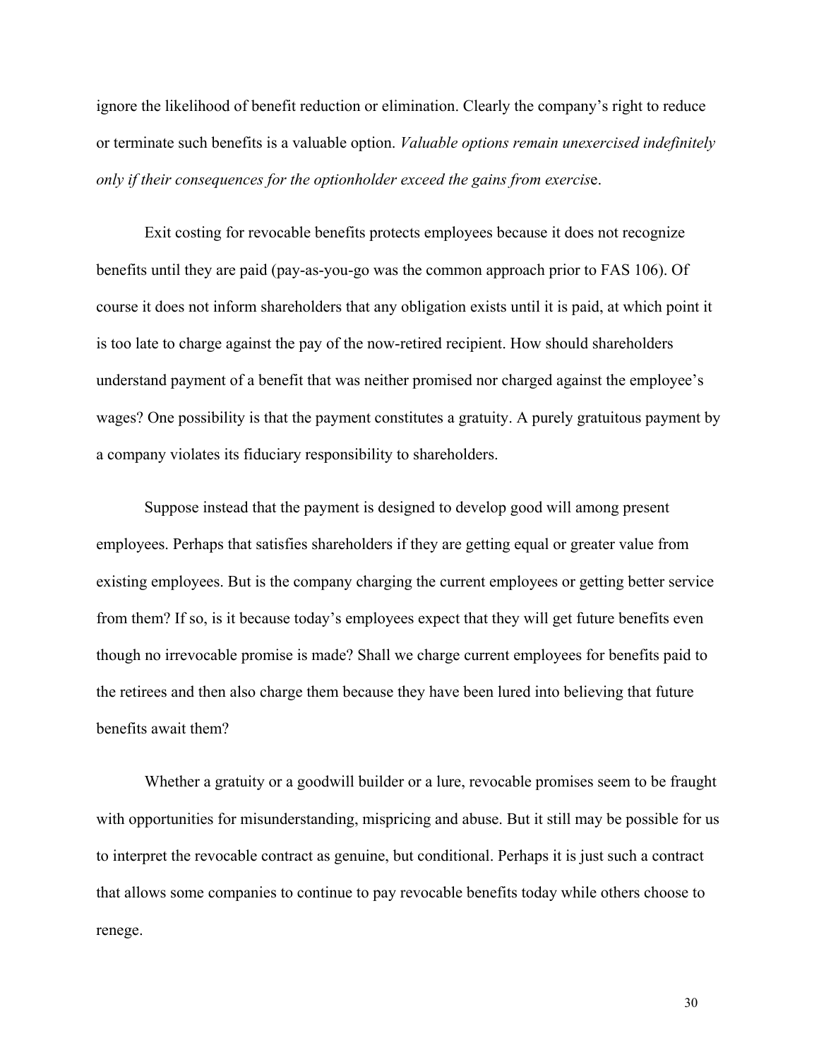ignore the likelihood of benefit reduction or elimination. Clearly the company's right to reduce or terminate such benefits is a valuable option. *Valuable options remain unexercised indefinitely only if their consequences for the optionholder exceed the gains from exercise*.

Exit costing for revocable benefits protects employees because it does not recognize benefits until they are paid (pay-as-you-go was the common approach prior to FAS 106). Of course it does not inform shareholders that any obligation exists until it is paid, at which point it is too late to charge against the pay of the now-retired recipient. How should shareholders understand payment of a benefit that was neither promised nor charged against the employee's wages? One possibility is that the payment constitutes a gratuity. A purely gratuitous payment by a company violates its fiduciary responsibility to shareholders.

Suppose instead that the payment is designed to develop good will among present employees. Perhaps that satisfies shareholders if they are getting equal or greater value from existing employees. But is the company charging the current employees or getting better service from them? If so, is it because today's employees expect that they will get future benefits even though no irrevocable promise is made? Shall we charge current employees for benefits paid to the retirees and then also charge them because they have been lured into believing that future benefits await them?

Whether a gratuity or a goodwill builder or a lure, revocable promises seem to be fraught with opportunities for misunderstanding, mispricing and abuse. But it still may be possible for us to interpret the revocable contract as genuine, but conditional. Perhaps it is just such a contract that allows some companies to continue to pay revocable benefits today while others choose to renege.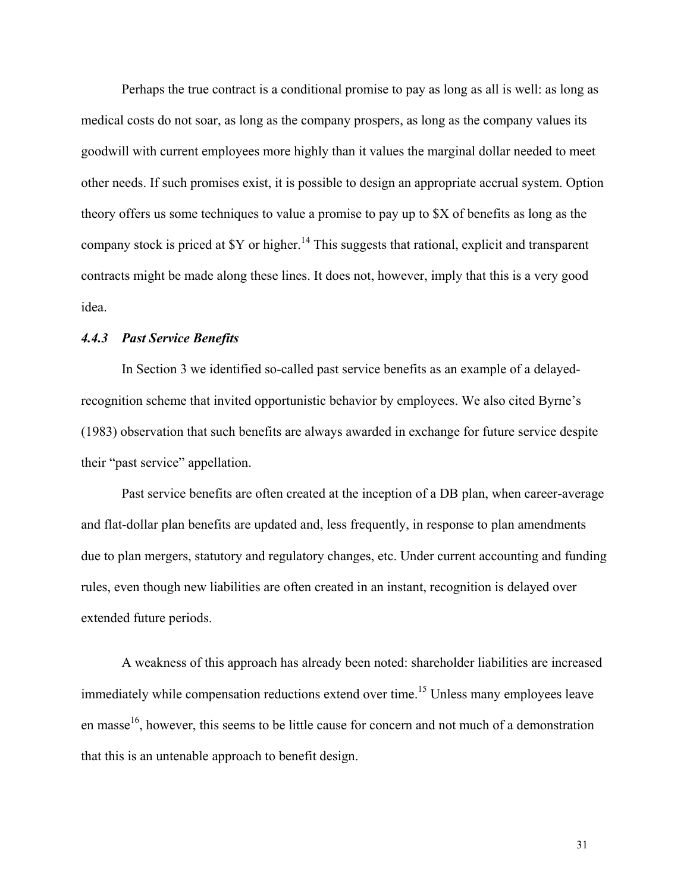Perhaps the true contract is a conditional promise to pay as long as all is well: as long as medical costs do not soar, as long as the company prospers, as long as the company values its goodwill with current employees more highly than it values the marginal dollar needed to meet other needs. If such promises exist, it is possible to design an appropriate accrual system. Option theory offers us some techniques to value a promise to pay up to $X of benefits as long as the company stock is priced at $Y or higher.[14] This suggests that rational, explicit and transparent contracts might be made along these lines. It does not, however, imply that this is a very good idea.

#### *4.4.3 Past Service Benefits*

In Section 3 we identified so-called past service benefits as an example of a delayed-recognition scheme that invited opportunistic behavior by employees. We also cited Byrne's (1983) observation that such benefits are always awarded in exchange for future service despite their "past service" appellation.

Past service benefits are often created at the inception of a DB plan, when career-average and flat-dollar plan benefits are updated and, less frequently, in response to plan amendments due to plan mergers, statutory and regulatory changes, etc. Under current accounting and funding rules, even though new liabilities are often created in an instant, recognition is delayed over extended future periods.

A weakness of this approach has already been noted: shareholder liabilities are increased immediately while compensation reductions extend over time.[15] Unless many employees leave en masse[16], however, this seems to be little cause for concern and not much of a demonstration that this is an untenable approach to benefit design.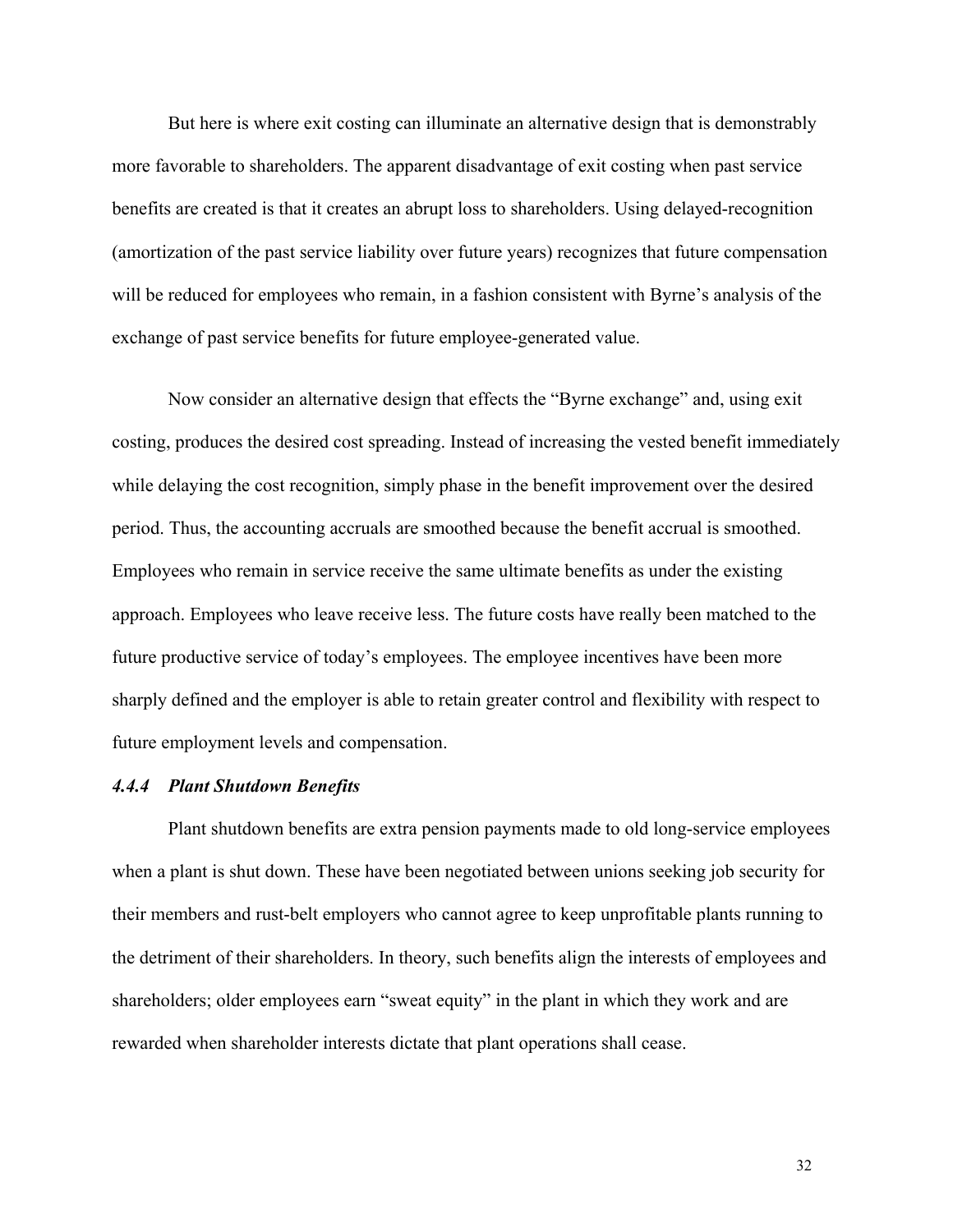But here is where exit costing can illuminate an alternative design that is demonstrably more favorable to shareholders. The apparent disadvantage of exit costing when past service benefits are created is that it creates an abrupt loss to shareholders. Using delayed-recognition (amortization of the past service liability over future years) recognizes that future compensation will be reduced for employees who remain, in a fashion consistent with Byrne's analysis of the exchange of past service benefits for future employee-generated value.

Now consider an alternative design that effects the "Byrne exchange" and, using exit costing, produces the desired cost spreading. Instead of increasing the vested benefit immediately while delaying the cost recognition, simply phase in the benefit improvement over the desired period. Thus, the accounting accruals are smoothed because the benefit accrual is smoothed. Employees who remain in service receive the same ultimate benefits as under the existing approach. Employees who leave receive less. The future costs have really been matched to the future productive service of today's employees. The employee incentives have been more sharply defined and the employer is able to retain greater control and flexibility with respect to future employment levels and compensation.

#### *4.4.4 Plant Shutdown Benefits*

Plant shutdown benefits are extra pension payments made to old long-service employees when a plant is shut down. These have been negotiated between unions seeking job security for their members and rust-belt employers who cannot agree to keep unprofitable plants running to the detriment of their shareholders. In theory, such benefits align the interests of employees and shareholders; older employees earn "sweat equity" in the plant in which they work and are rewarded when shareholder interests dictate that plant operations shall cease.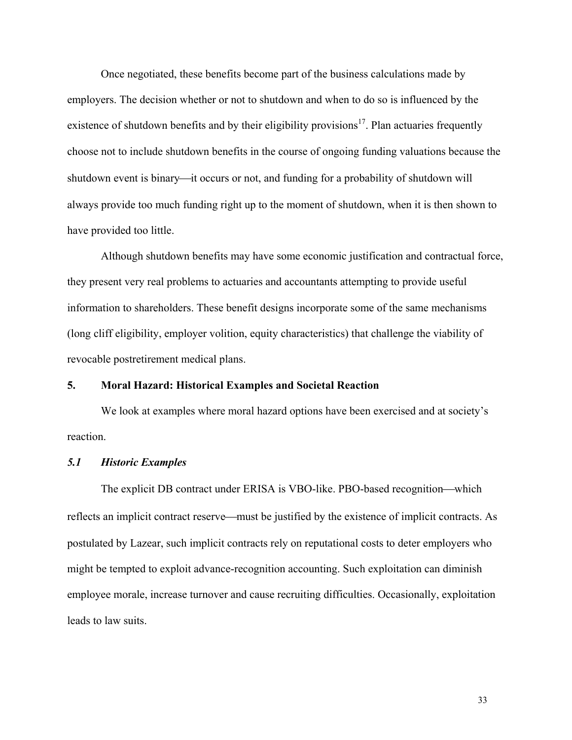Once negotiated, these benefits become part of the business calculations made by employers. The decision whether or not to shutdown and when to do so is influenced by the existence of shutdown benefits and by their eligibility provisions[17]. Plan actuaries frequently choose not to include shutdown benefits in the course of ongoing funding valuations because the shutdown event is binary—it occurs or not, and funding for a probability of shutdown will always provide too much funding right up to the moment of shutdown, when it is then shown to have provided too little.

Although shutdown benefits may have some economic justification and contractual force, they present very real problems to actuaries and accountants attempting to provide useful information to shareholders. These benefit designs incorporate some of the same mechanisms (long cliff eligibility, employer volition, equity characteristics) that challenge the viability of revocable postretirement medical plans.

## 5. Moral Hazard: Historical Examples and Societal Reaction

We look at examples where moral hazard options have been exercised and at society's reaction.

### *5.1 Historic Examples*

The explicit DB contract under ERISA is VBO-like. PBO-based recognition—which reflects an implicit contract reserve—must be justified by the existence of implicit contracts. As postulated by Lazear, such implicit contracts rely on reputational costs to deter employers who might be tempted to exploit advance-recognition accounting. Such exploitation can diminish employee morale, increase turnover and cause recruiting difficulties. Occasionally, exploitation leads to law suits.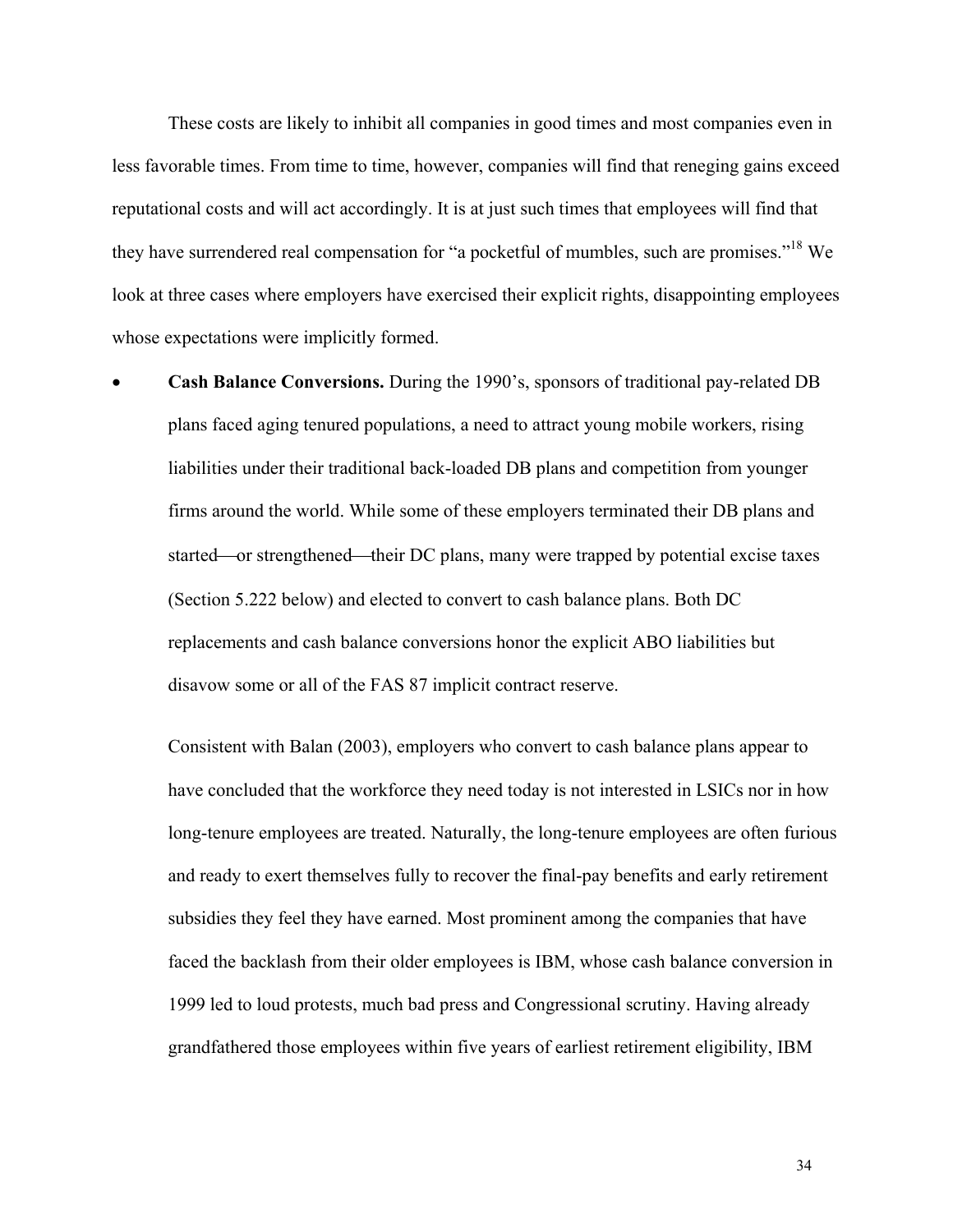These costs are likely to inhibit all companies in good times and most companies even in less favorable times. From time to time, however, companies will find that reneging gains exceed reputational costs and will act accordingly. It is at just such times that employees will find that they have surrendered real compensation for "a pocketful of mumbles, such are promises."[18] We look at three cases where employers have exercised their explicit rights, disappointing employees whose expectations were implicitly formed.

- **Cash Balance Conversions.** During the 1990's, sponsors of traditional pay-related DB plans faced aging tenured populations, a need to attract young mobile workers, rising liabilities under their traditional back-loaded DB plans and competition from younger firms around the world. While some of these employers terminated their DB plans and started—or strengthened—their DC plans, many were trapped by potential excise taxes (Section 5.222 below) and elected to convert to cash balance plans. Both DC replacements and cash balance conversions honor the explicit ABO liabilities but disavow some or all of the FAS 87 implicit contract reserve.

  Consistent with Balan (2003), employers who convert to cash balance plans appear to have concluded that the workforce they need today is not interested in LSICs nor in how long-tenure employees are treated. Naturally, the long-tenure employees are often furious and ready to exert themselves fully to recover the final-pay benefits and early retirement subsidies they feel they have earned. Most prominent among the companies that have faced the backlash from their older employees is IBM, whose cash balance conversion in 1999 led to loud protests, much bad press and Congressional scrutiny. Having already grandfathered those employees within five years of earliest retirement eligibility, IBM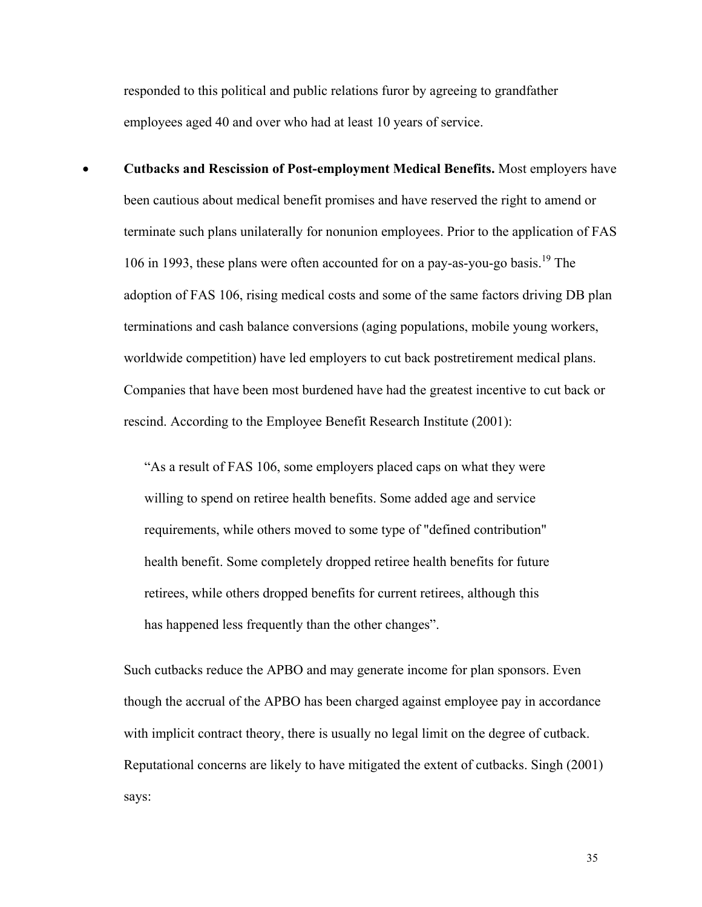responded to this political and public relations furor by agreeing to grandfather employees aged 40 and over who had at least 10 years of service.

- **Cutbacks and Rescission of Post-employment Medical Benefits.** Most employers have been cautious about medical benefit promises and have reserved the right to amend or terminate such plans unilaterally for nonunion employees. Prior to the application of FAS 106 in 1993, these plans were often accounted for on a pay-as-you-go basis.[19] The adoption of FAS 106, rising medical costs and some of the same factors driving DB plan terminations and cash balance conversions (aging populations, mobile young workers, worldwide competition) have led employers to cut back postretirement medical plans. Companies that have been most burdened have had the greatest incentive to cut back or rescind. According to the Employee Benefit Research Institute (2001):

  > "As a result of FAS 106, some employers placed caps on what they were willing to spend on retiree health benefits. Some added age and service requirements, while others moved to some type of "defined contribution" health benefit. Some completely dropped retiree health benefits for future retirees, while others dropped benefits for current retirees, although this has happened less frequently than the other changes".

  Such cutbacks reduce the APBO and may generate income for plan sponsors. Even though the accrual of the APBO has been charged against employee pay in accordance with implicit contract theory, there is usually no legal limit on the degree of cutback. Reputational concerns are likely to have mitigated the extent of cutbacks. Singh (2001) says: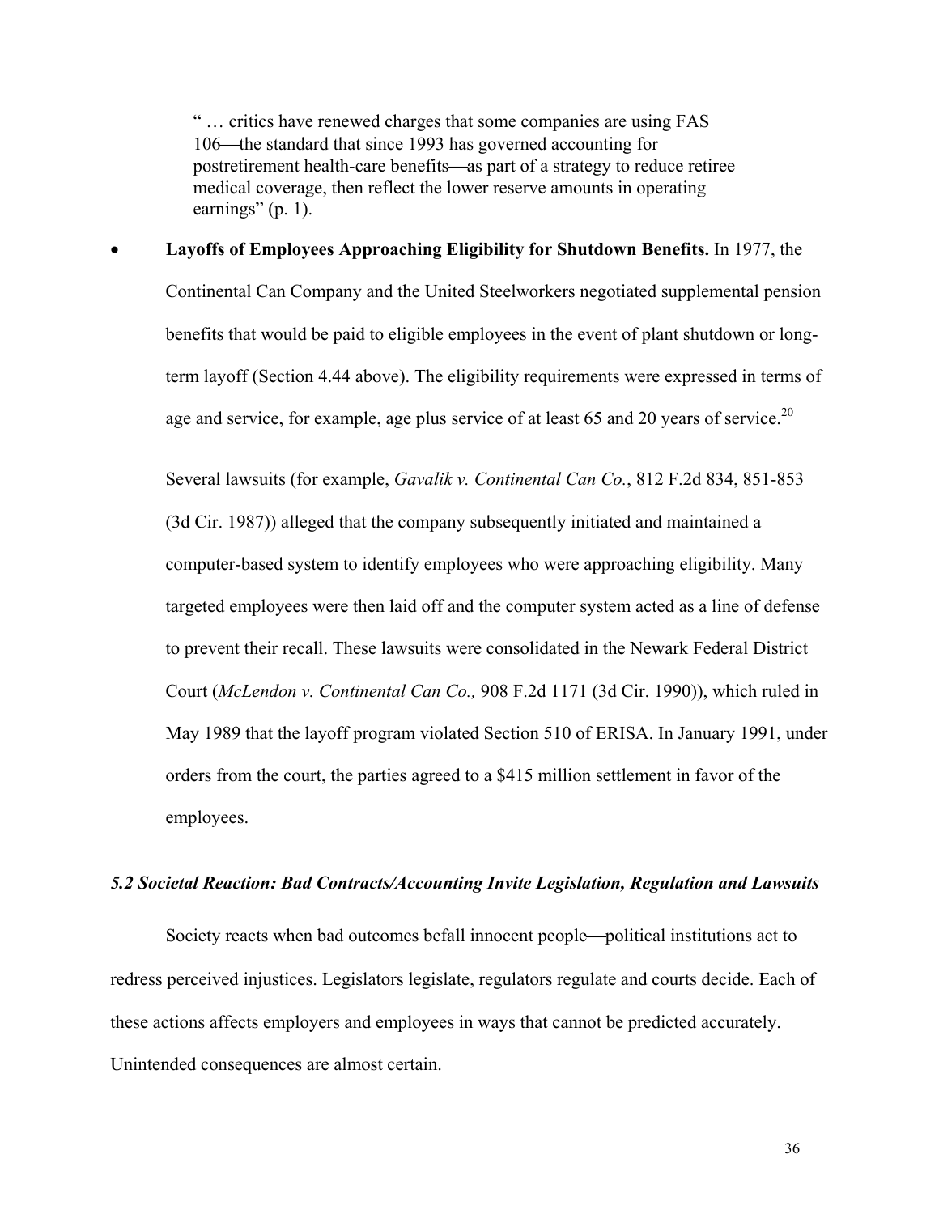> " … critics have renewed charges that some companies are using FAS 106—the standard that since 1993 has governed accounting for postretirement health-care benefits—as part of a strategy to reduce retiree medical coverage, then reflect the lower reserve amounts in operating earnings" (p. 1).

- **Layoffs of Employees Approaching Eligibility for Shutdown Benefits.** In 1977, the Continental Can Company and the United Steelworkers negotiated supplemental pension benefits that would be paid to eligible employees in the event of plant shutdown or long-term layoff (Section 4.44 above). The eligibility requirements were expressed in terms of age and service, for example, age plus service of at least 65 and 20 years of service.[20]

  Several lawsuits (for example, *Gavalik v. Continental Can Co.*, 812 F.2d 834, 851-853 (3d Cir. 1987)) alleged that the company subsequently initiated and maintained a computer-based system to identify employees who were approaching eligibility. Many targeted employees were then laid off and the computer system acted as a line of defense to prevent their recall. These lawsuits were consolidated in the Newark Federal District Court (*McLendon v. Continental Can Co.,* 908 F.2d 1171 (3d Cir. 1990)), which ruled in May 1989 that the layoff program violated Section 510 of ERISA. In January 1991, under orders from the court, the parties agreed to a $415 million settlement in favor of the employees.

### *5.2 Societal Reaction: Bad Contracts/Accounting Invite Legislation, Regulation and Lawsuits*

Society reacts when bad outcomes befall innocent people—political institutions act to redress perceived injustices. Legislators legislate, regulators regulate and courts decide. Each of these actions affects employers and employees in ways that cannot be predicted accurately. Unintended consequences are almost certain.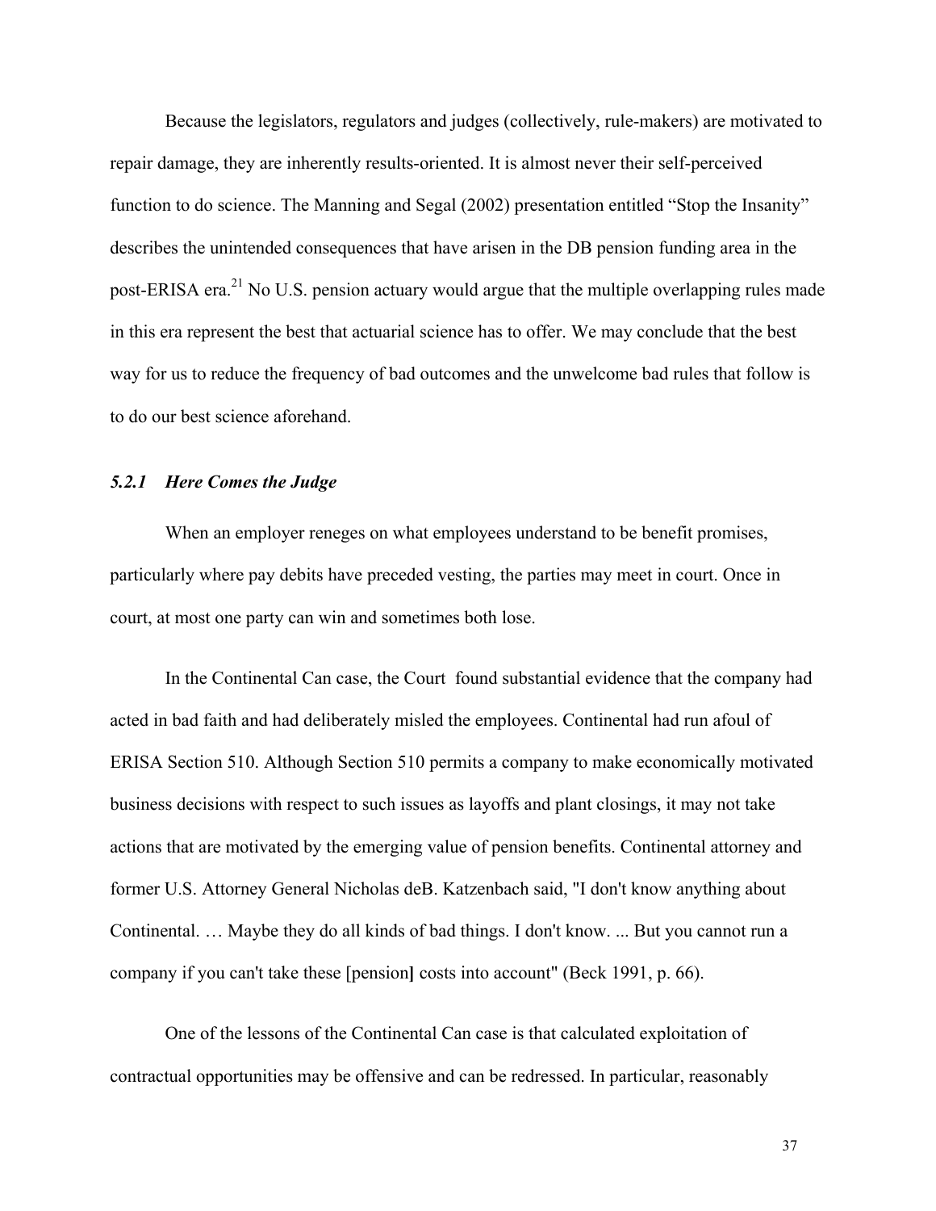Because the legislators, regulators and judges (collectively, rule-makers) are motivated to repair damage, they are inherently results-oriented. It is almost never their self-perceived function to do science. The Manning and Segal (2002) presentation entitled “Stop the Insanity” describes the unintended consequences that have arisen in the DB pension funding area in the post-ERISA era.[21] No U.S. pension actuary would argue that the multiple overlapping rules made in this era represent the best that actuarial science has to offer. We may conclude that the best way for us to reduce the frequency of bad outcomes and the unwelcome bad rules that follow is to do our best science aforehand.

### *5.2.1 Here Comes the Judge*

When an employer reneges on what employees understand to be benefit promises, particularly where pay debits have preceded vesting, the parties may meet in court. Once in court, at most one party can win and sometimes both lose.

In the Continental Can case, the Court found substantial evidence that the company had acted in bad faith and had deliberately misled the employees. Continental had run afoul of ERISA Section 510. Although Section 510 permits a company to make economically motivated business decisions with respect to such issues as layoffs and plant closings, it may not take actions that are motivated by the emerging value of pension benefits. Continental attorney and former U.S. Attorney General Nicholas deB. Katzenbach said, "I don't know anything about Continental. … Maybe they do all kinds of bad things. I don't know. ... But you cannot run a company if you can't take these [pension] costs into account" (Beck 1991, p. 66).

One of the lessons of the Continental Can case is that calculated exploitation of contractual opportunities may be offensive and can be redressed. In particular, reasonably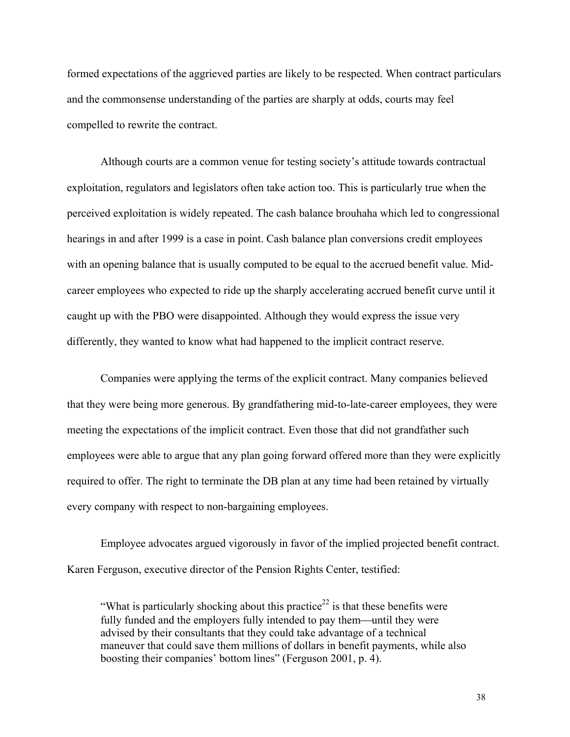formed expectations of the aggrieved parties are likely to be respected. When contract particulars and the commonsense understanding of the parties are sharply at odds, courts may feel compelled to rewrite the contract.

Although courts are a common venue for testing society's attitude towards contractual exploitation, regulators and legislators often take action too. This is particularly true when the perceived exploitation is widely repeated. The cash balance brouhaha which led to congressional hearings in and after 1999 is a case in point. Cash balance plan conversions credit employees with an opening balance that is usually computed to be equal to the accrued benefit value. Mid-career employees who expected to ride up the sharply accelerating accrued benefit curve until it caught up with the PBO were disappointed. Although they would express the issue very differently, they wanted to know what had happened to the implicit contract reserve.

Companies were applying the terms of the explicit contract. Many companies believed that they were being more generous. By grandfathering mid-to-late-career employees, they were meeting the expectations of the implicit contract. Even those that did not grandfather such employees were able to argue that any plan going forward offered more than they were explicitly required to offer. The right to terminate the DB plan at any time had been retained by virtually every company with respect to non-bargaining employees.

Employee advocates argued vigorously in favor of the implied projected benefit contract. Karen Ferguson, executive director of the Pension Rights Center, testified:

> "What is particularly shocking about this practice[22] is that these benefits were fully funded and the employers fully intended to pay them—until they were advised by their consultants that they could take advantage of a technical maneuver that could save them millions of dollars in benefit payments, while also boosting their companies' bottom lines" (Ferguson 2001, p. 4).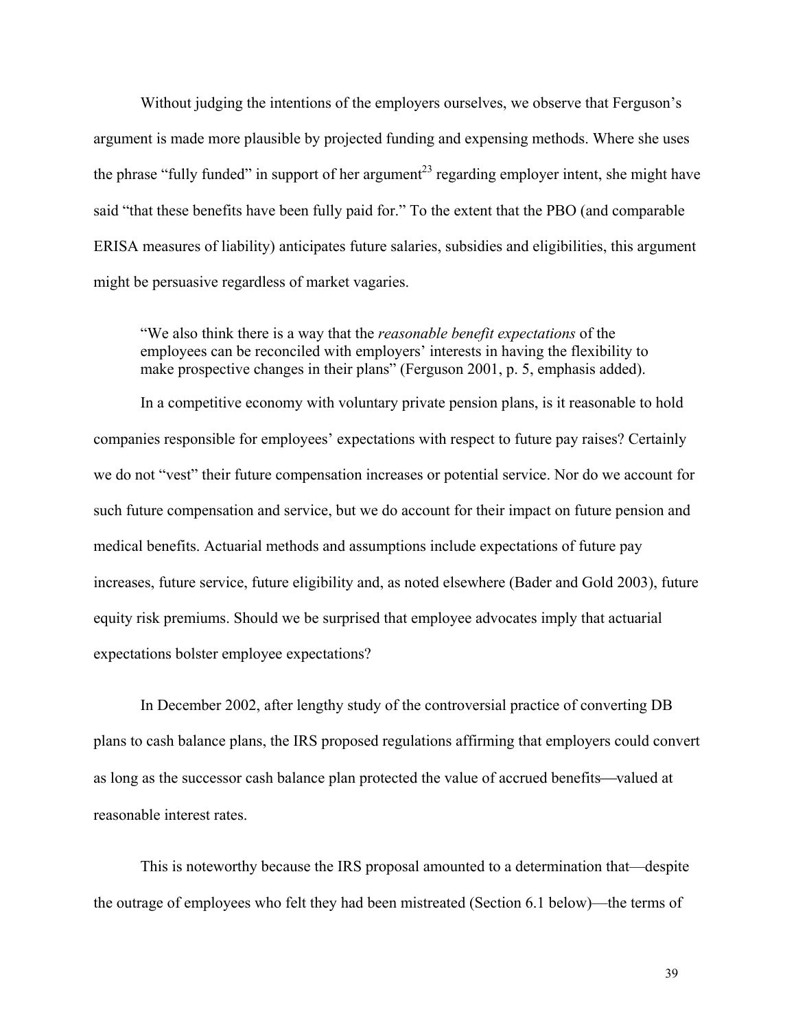Without judging the intentions of the employers ourselves, we observe that Ferguson's argument is made more plausible by projected funding and expensing methods. Where she uses the phrase "fully funded" in support of her argument[23] regarding employer intent, she might have said "that these benefits have been fully paid for." To the extent that the PBO (and comparable ERISA measures of liability) anticipates future salaries, subsidies and eligibilities, this argument might be persuasive regardless of market vagaries.

> "We also think there is a way that the *reasonable benefit expectations* of the employees can be reconciled with employers' interests in having the flexibility to make prospective changes in their plans" (Ferguson 2001, p. 5, emphasis added).

In a competitive economy with voluntary private pension plans, is it reasonable to hold companies responsible for employees' expectations with respect to future pay raises? Certainly we do not "vest" their future compensation increases or potential service. Nor do we account for such future compensation and service, but we do account for their impact on future pension and medical benefits. Actuarial methods and assumptions include expectations of future pay increases, future service, future eligibility and, as noted elsewhere (Bader and Gold 2003), future equity risk premiums. Should we be surprised that employee advocates imply that actuarial expectations bolster employee expectations?

In December 2002, after lengthy study of the controversial practice of converting DB plans to cash balance plans, the IRS proposed regulations affirming that employers could convert as long as the successor cash balance plan protected the value of accrued benefits—valued at reasonable interest rates.

This is noteworthy because the IRS proposal amounted to a determination that—despite the outrage of employees who felt they had been mistreated (Section 6.1 below)—the terms of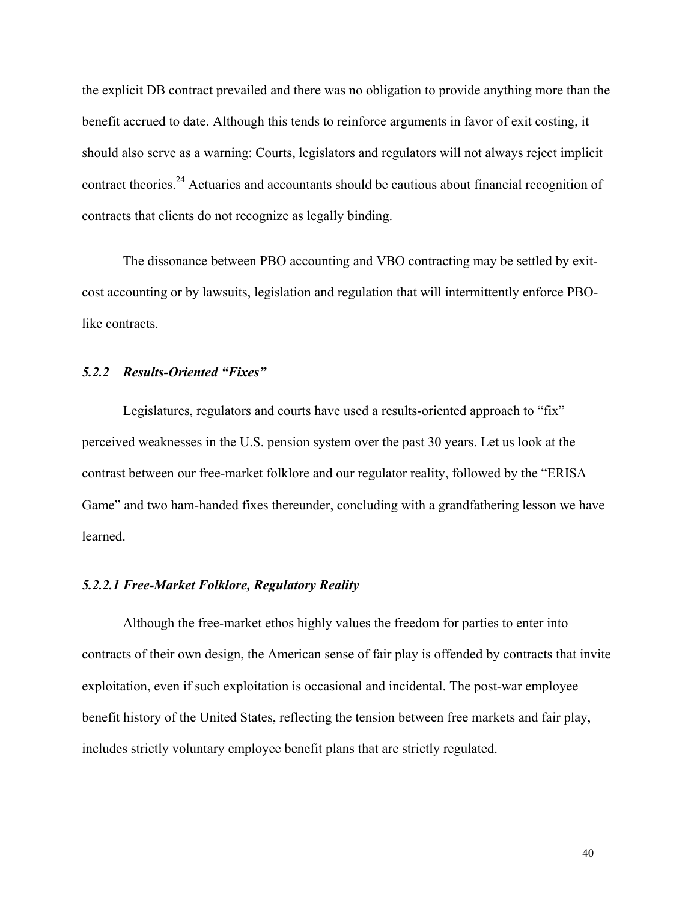the explicit DB contract prevailed and there was no obligation to provide anything more than the benefit accrued to date. Although this tends to reinforce arguments in favor of exit costing, it should also serve as a warning: Courts, legislators and regulators will not always reject implicit contract theories.[24] Actuaries and accountants should be cautious about financial recognition of contracts that clients do not recognize as legally binding.

The dissonance between PBO accounting and VBO contracting may be settled by exit-cost accounting or by lawsuits, legislation and regulation that will intermittently enforce PBO-like contracts.

### *5.2.2 Results-Oriented "Fixes"*

Legislatures, regulators and courts have used a results-oriented approach to "fix" perceived weaknesses in the U.S. pension system over the past 30 years. Let us look at the contrast between our free-market folklore and our regulator reality, followed by the "ERISA Game" and two ham-handed fixes thereunder, concluding with a grandfathering lesson we have learned.

#### *5.2.2.1 Free-Market Folklore, Regulatory Reality*

Although the free-market ethos highly values the freedom for parties to enter into contracts of their own design, the American sense of fair play is offended by contracts that invite exploitation, even if such exploitation is occasional and incidental. The post-war employee benefit history of the United States, reflecting the tension between free markets and fair play, includes strictly voluntary employee benefit plans that are strictly regulated.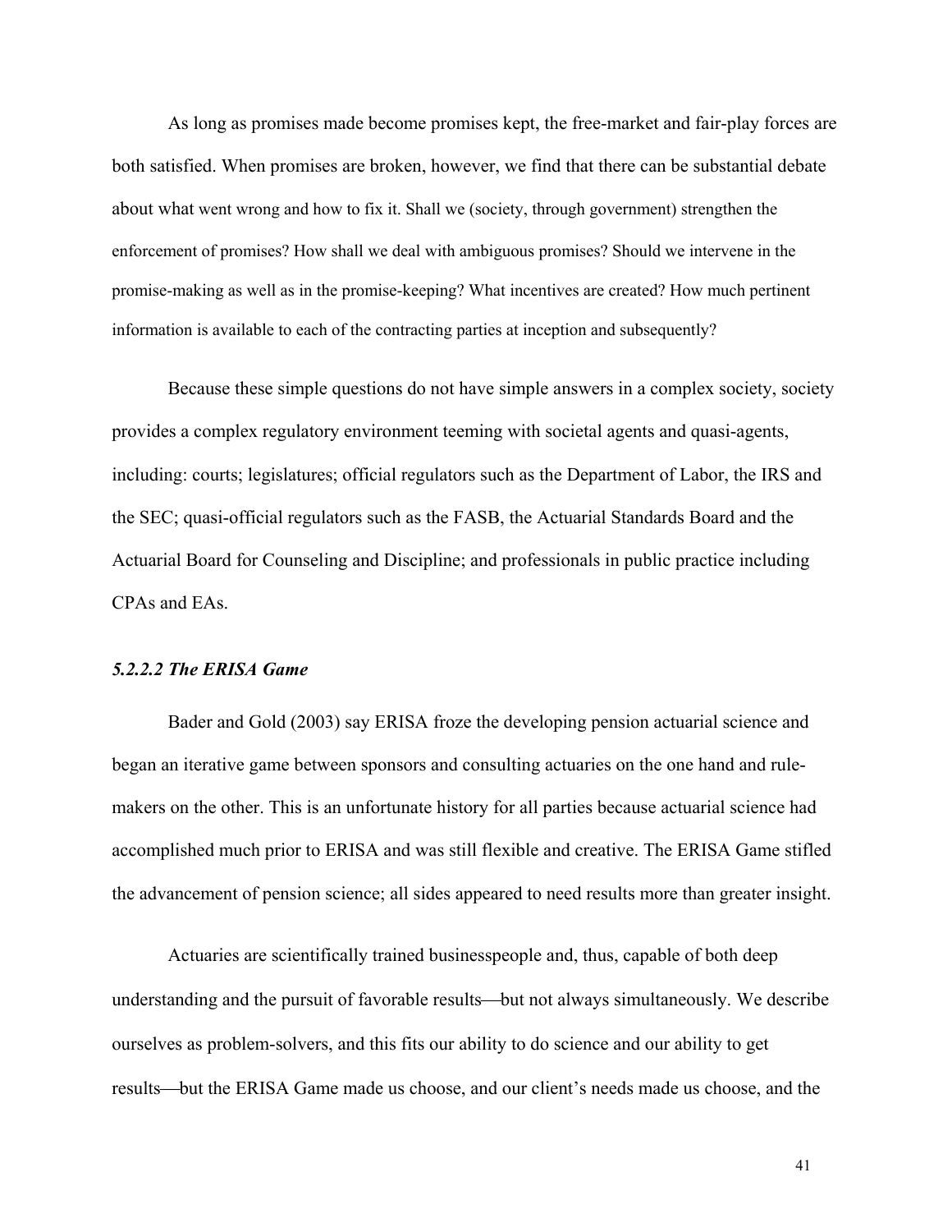As long as promises made become promises kept, the free-market and fair-play forces are both satisfied. When promises are broken, however, we find that there can be substantial debate about what went wrong and how to fix it. Shall we (society, through government) strengthen the enforcement of promises? How shall we deal with ambiguous promises? Should we intervene in the promise-making as well as in the promise-keeping? What incentives are created? How much pertinent information is available to each of the contracting parties at inception and subsequently?

Because these simple questions do not have simple answers in a complex society, society provides a complex regulatory environment teeming with societal agents and quasi-agents, including: courts; legislatures; official regulators such as the Department of Labor, the IRS and the SEC; quasi-official regulators such as the FASB, the Actuarial Standards Board and the Actuarial Board for Counseling and Discipline; and professionals in public practice including CPAs and EAs.

#### *5.2.2.2 The ERISA Game*

Bader and Gold (2003) say ERISA froze the developing pension actuarial science and began an iterative game between sponsors and consulting actuaries on the one hand and rule-makers on the other. This is an unfortunate history for all parties because actuarial science had accomplished much prior to ERISA and was still flexible and creative. The ERISA Game stifled the advancement of pension science; all sides appeared to need results more than greater insight.

Actuaries are scientifically trained businesspeople and, thus, capable of both deep understanding and the pursuit of favorable results—but not always simultaneously. We describe ourselves as problem-solvers, and this fits our ability to do science and our ability to get results—but the ERISA Game made us choose, and our client's needs made us choose, and the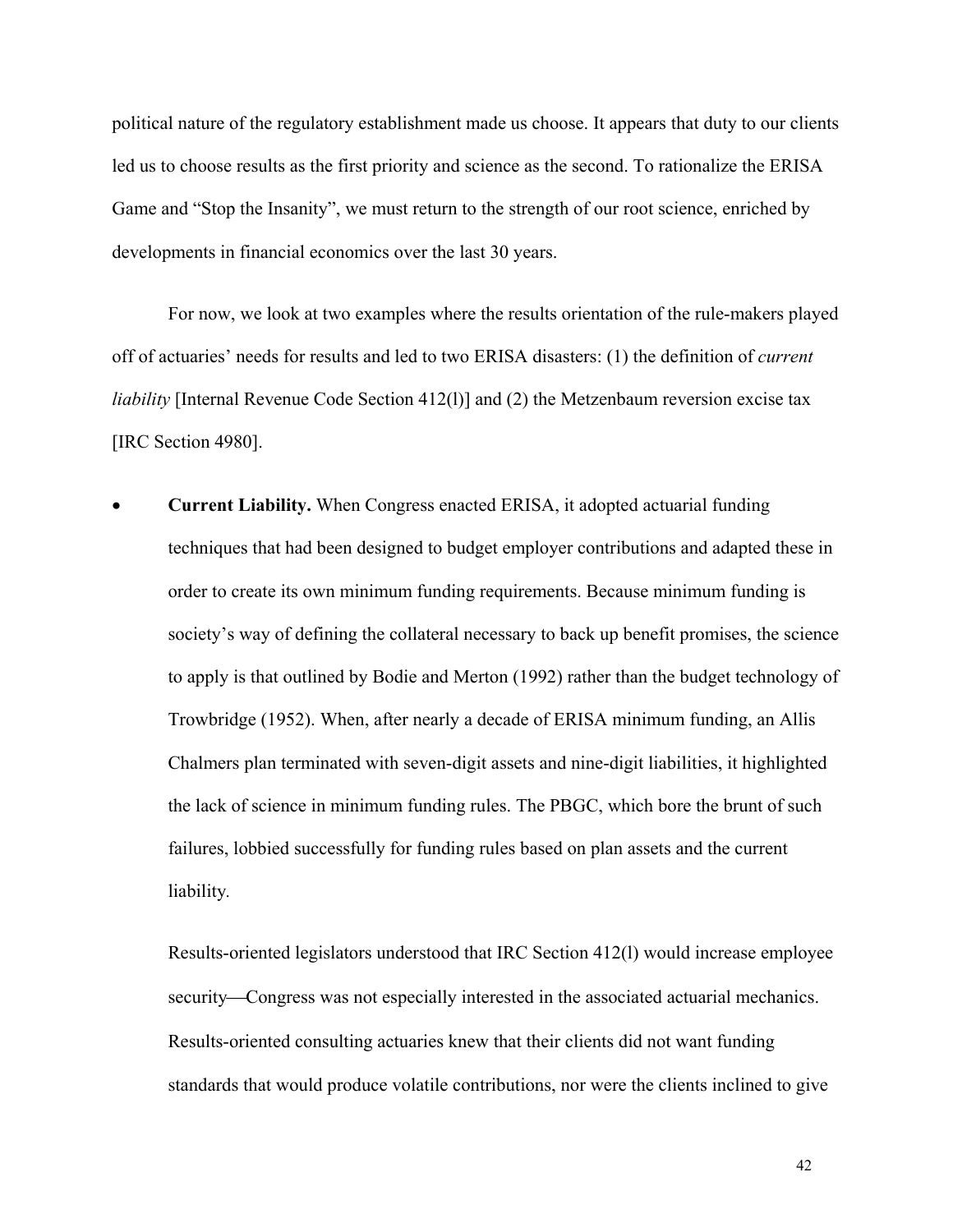political nature of the regulatory establishment made us choose. It appears that duty to our clients led us to choose results as the first priority and science as the second. To rationalize the ERISA Game and "Stop the Insanity", we must return to the strength of our root science, enriched by developments in financial economics over the last 30 years.

For now, we look at two examples where the results orientation of the rule-makers played off of actuaries' needs for results and led to two ERISA disasters: (1) the definition of *current liability* [Internal Revenue Code Section 412(l)] and (2) the Metzenbaum reversion excise tax [IRC Section 4980].

- **Current Liability.** When Congress enacted ERISA, it adopted actuarial funding techniques that had been designed to budget employer contributions and adapted these in order to create its own minimum funding requirements. Because minimum funding is society's way of defining the collateral necessary to back up benefit promises, the science to apply is that outlined by Bodie and Merton (1992) rather than the budget technology of Trowbridge (1952). When, after nearly a decade of ERISA minimum funding, an Allis Chalmers plan terminated with seven-digit assets and nine-digit liabilities, it highlighted the lack of science in minimum funding rules. The PBGC, which bore the brunt of such failures, lobbied successfully for funding rules based on plan assets and the current liability.

  Results-oriented legislators understood that IRC Section 412(l) would increase employee security—Congress was not especially interested in the associated actuarial mechanics. Results-oriented consulting actuaries knew that their clients did not want funding standards that would produce volatile contributions, nor were the clients inclined to give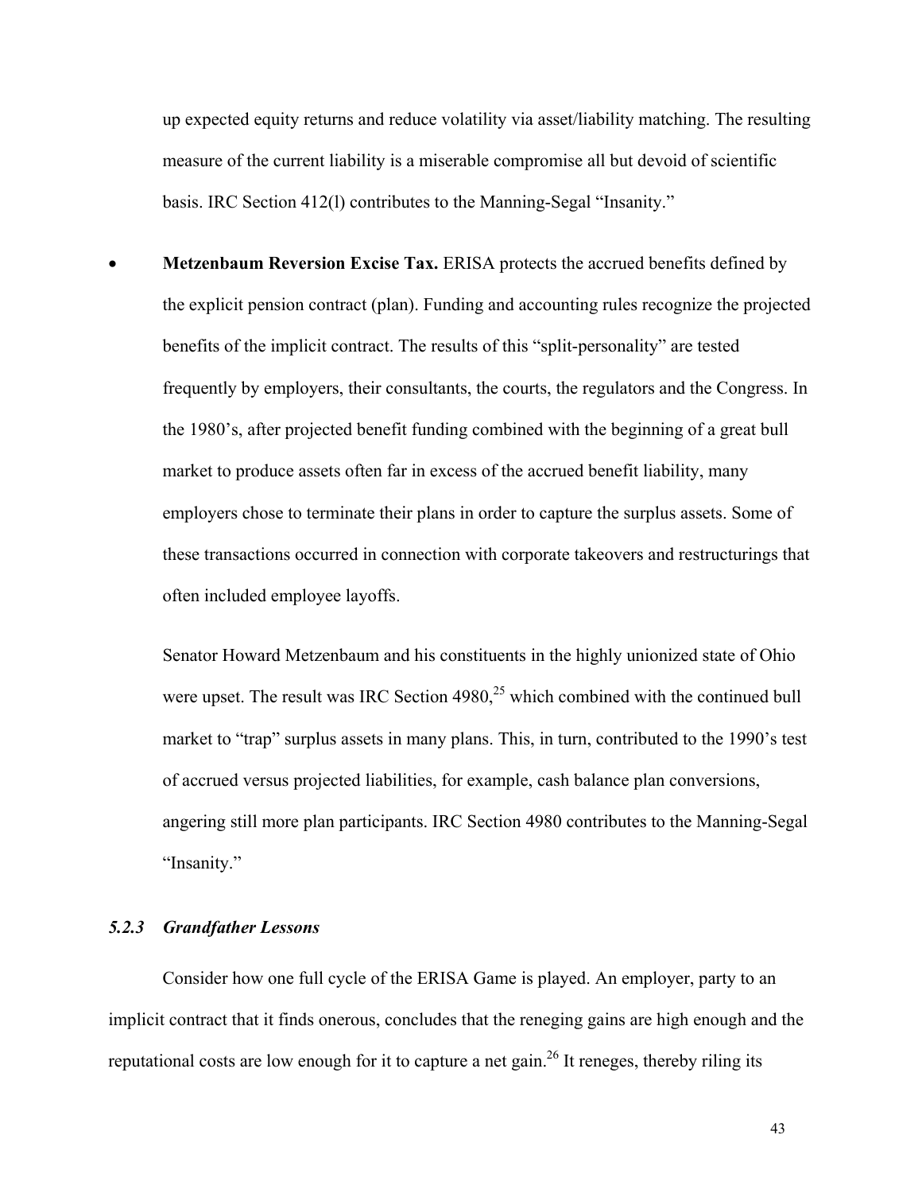up expected equity returns and reduce volatility via asset/liability matching. The resulting measure of the current liability is a miserable compromise all but devoid of scientific basis. IRC Section 412(l) contributes to the Manning-Segal "Insanity."

- **Metzenbaum Reversion Excise Tax.** ERISA protects the accrued benefits defined by the explicit pension contract (plan). Funding and accounting rules recognize the projected benefits of the implicit contract. The results of this "split-personality" are tested frequently by employers, their consultants, the courts, the regulators and the Congress. In the 1980's, after projected benefit funding combined with the beginning of a great bull market to produce assets often far in excess of the accrued benefit liability, many employers chose to terminate their plans in order to capture the surplus assets. Some of these transactions occurred in connection with corporate takeovers and restructurings that often included employee layoffs.

  Senator Howard Metzenbaum and his constituents in the highly unionized state of Ohio were upset. The result was IRC Section 4980,[25] which combined with the continued bull market to "trap" surplus assets in many plans. This, in turn, contributed to the 1990's test of accrued versus projected liabilities, for example, cash balance plan conversions, angering still more plan participants. IRC Section 4980 contributes to the Manning-Segal "Insanity."

### *5.2.3 Grandfather Lessons*

Consider how one full cycle of the ERISA Game is played. An employer, party to an implicit contract that it finds onerous, concludes that the reneging gains are high enough and the reputational costs are low enough for it to capture a net gain.[26] It reneges, thereby riling its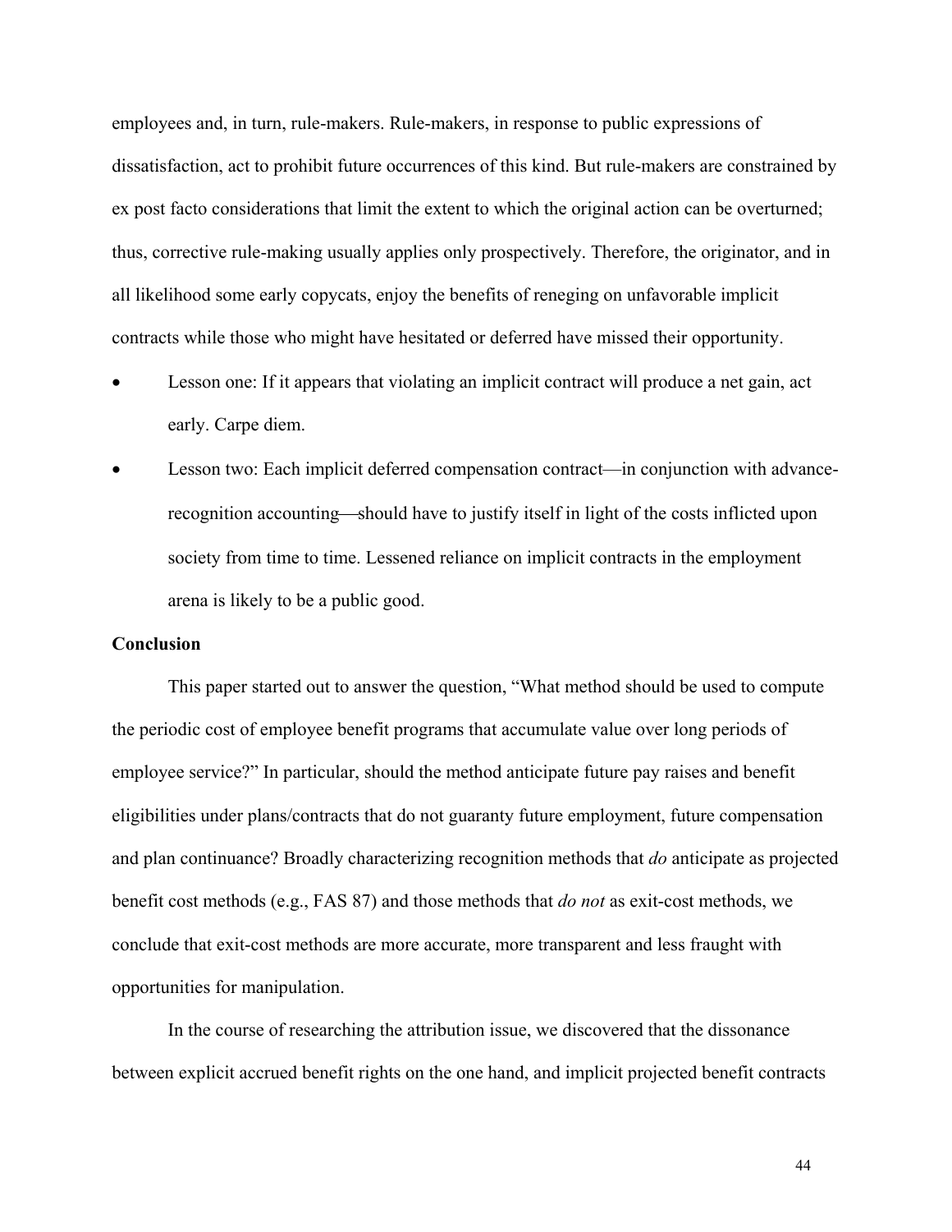employees and, in turn, rule-makers. Rule-makers, in response to public expressions of dissatisfaction, act to prohibit future occurrences of this kind. But rule-makers are constrained by ex post facto considerations that limit the extent to which the original action can be overturned; thus, corrective rule-making usually applies only prospectively. Therefore, the originator, and in all likelihood some early copycats, enjoy the benefits of reneging on unfavorable implicit contracts while those who might have hesitated or deferred have missed their opportunity.

- Lesson one: If it appears that violating an implicit contract will produce a net gain, act early. Carpe diem.
- Lesson two: Each implicit deferred compensation contract—in conjunction with advance-recognition accounting—should have to justify itself in light of the costs inflicted upon society from time to time. Lessened reliance on implicit contracts in the employment arena is likely to be a public good.

## Conclusion

This paper started out to answer the question, "What method should be used to compute the periodic cost of employee benefit programs that accumulate value over long periods of employee service?" In particular, should the method anticipate future pay raises and benefit eligibilities under plans/contracts that do not guaranty future employment, future compensation and plan continuance? Broadly characterizing recognition methods that *do* anticipate as projected benefit cost methods (e.g., FAS 87) and those methods that *do not* as exit-cost methods, we conclude that exit-cost methods are more accurate, more transparent and less fraught with opportunities for manipulation.

In the course of researching the attribution issue, we discovered that the dissonance between explicit accrued benefit rights on the one hand, and implicit projected benefit contracts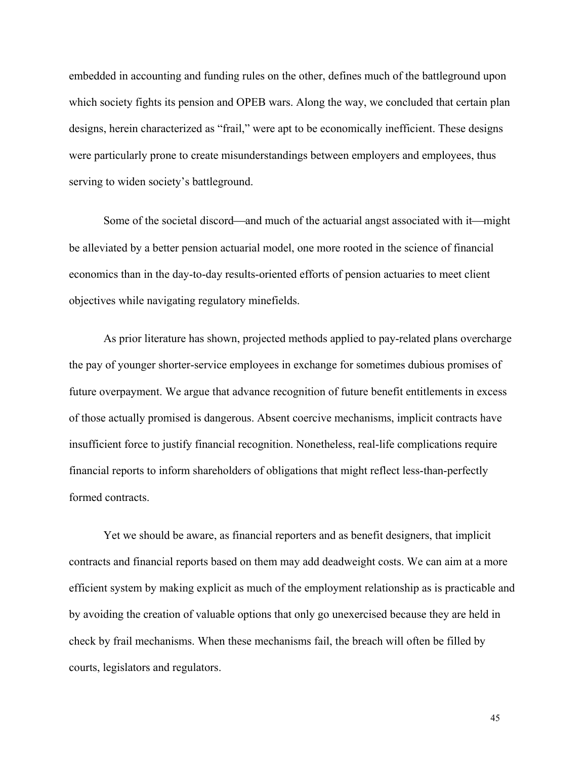embedded in accounting and funding rules on the other, defines much of the battleground upon which society fights its pension and OPEB wars. Along the way, we concluded that certain plan designs, herein characterized as "frail," were apt to be economically inefficient. These designs were particularly prone to create misunderstandings between employers and employees, thus serving to widen society's battleground.

Some of the societal discord—and much of the actuarial angst associated with it—might be alleviated by a better pension actuarial model, one more rooted in the science of financial economics than in the day-to-day results-oriented efforts of pension actuaries to meet client objectives while navigating regulatory minefields.

As prior literature has shown, projected methods applied to pay-related plans overcharge the pay of younger shorter-service employees in exchange for sometimes dubious promises of future overpayment. We argue that advance recognition of future benefit entitlements in excess of those actually promised is dangerous. Absent coercive mechanisms, implicit contracts have insufficient force to justify financial recognition. Nonetheless, real-life complications require financial reports to inform shareholders of obligations that might reflect less-than-perfectly formed contracts.

Yet we should be aware, as financial reporters and as benefit designers, that implicit contracts and financial reports based on them may add deadweight costs. We can aim at a more efficient system by making explicit as much of the employment relationship as is practicable and by avoiding the creation of valuable options that only go unexercised because they are held in check by frail mechanisms. When these mechanisms fail, the breach will often be filled by courts, legislators and regulators.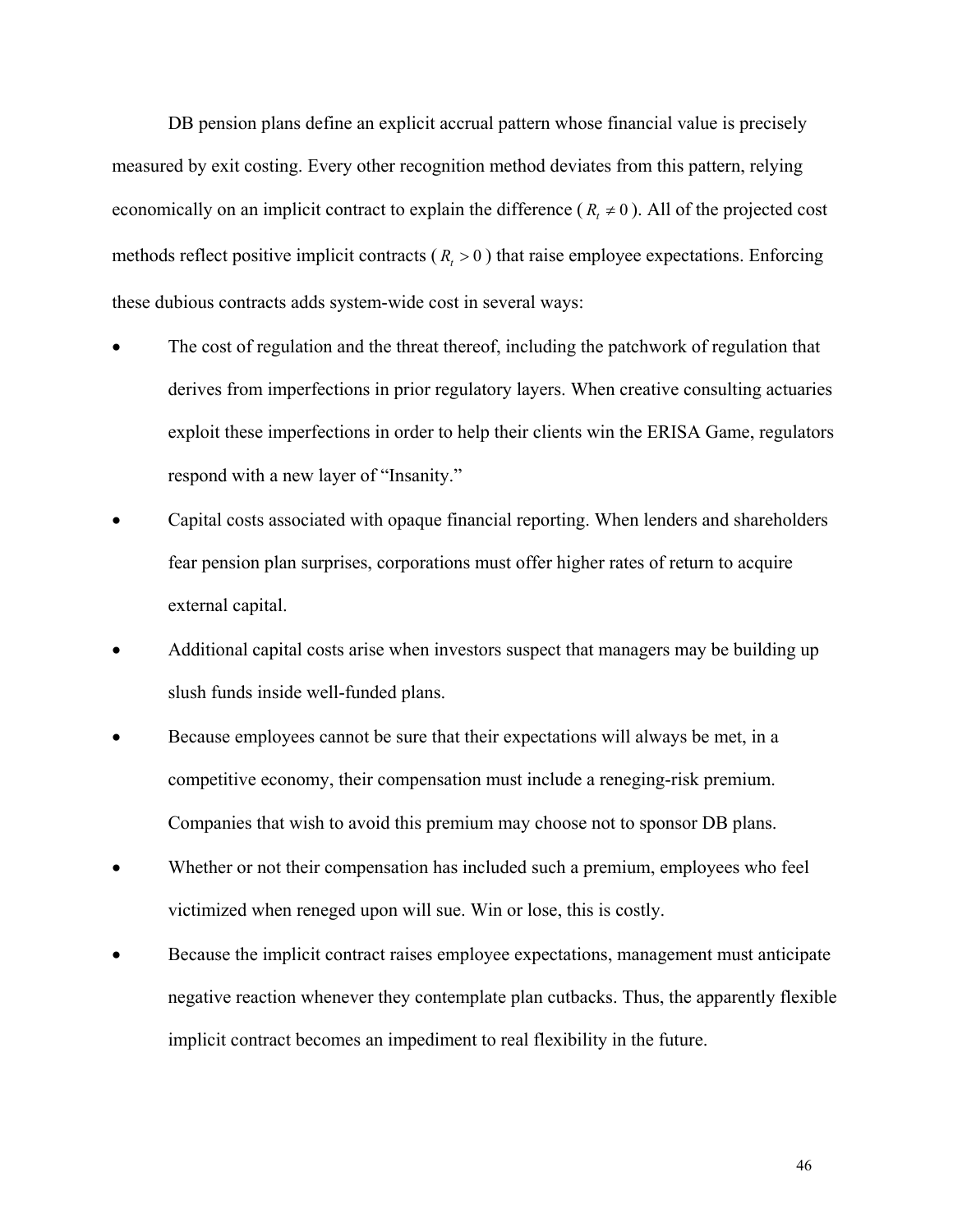DB pension plans define an explicit accrual pattern whose financial value is precisely measured by exit costing. Every other recognition method deviates from this pattern, relying economically on an implicit contract to explain the difference ( $R_t \neq 0$ ). All of the projected cost methods reflect positive implicit contracts ( $R_t > 0$ ) that raise employee expectations. Enforcing these dubious contracts adds system-wide cost in several ways:

- The cost of regulation and the threat thereof, including the patchwork of regulation that derives from imperfections in prior regulatory layers. When creative consulting actuaries exploit these imperfections in order to help their clients win the ERISA Game, regulators respond with a new layer of "Insanity."
- Capital costs associated with opaque financial reporting. When lenders and shareholders fear pension plan surprises, corporations must offer higher rates of return to acquire external capital.
- Additional capital costs arise when investors suspect that managers may be building up slush funds inside well-funded plans.
- Because employees cannot be sure that their expectations will always be met, in a competitive economy, their compensation must include a reneging-risk premium. Companies that wish to avoid this premium may choose not to sponsor DB plans.
- Whether or not their compensation has included such a premium, employees who feel victimized when reneged upon will sue. Win or lose, this is costly.
- Because the implicit contract raises employee expectations, management must anticipate negative reaction whenever they contemplate plan cutbacks. Thus, the apparently flexible implicit contract becomes an impediment to real flexibility in the future.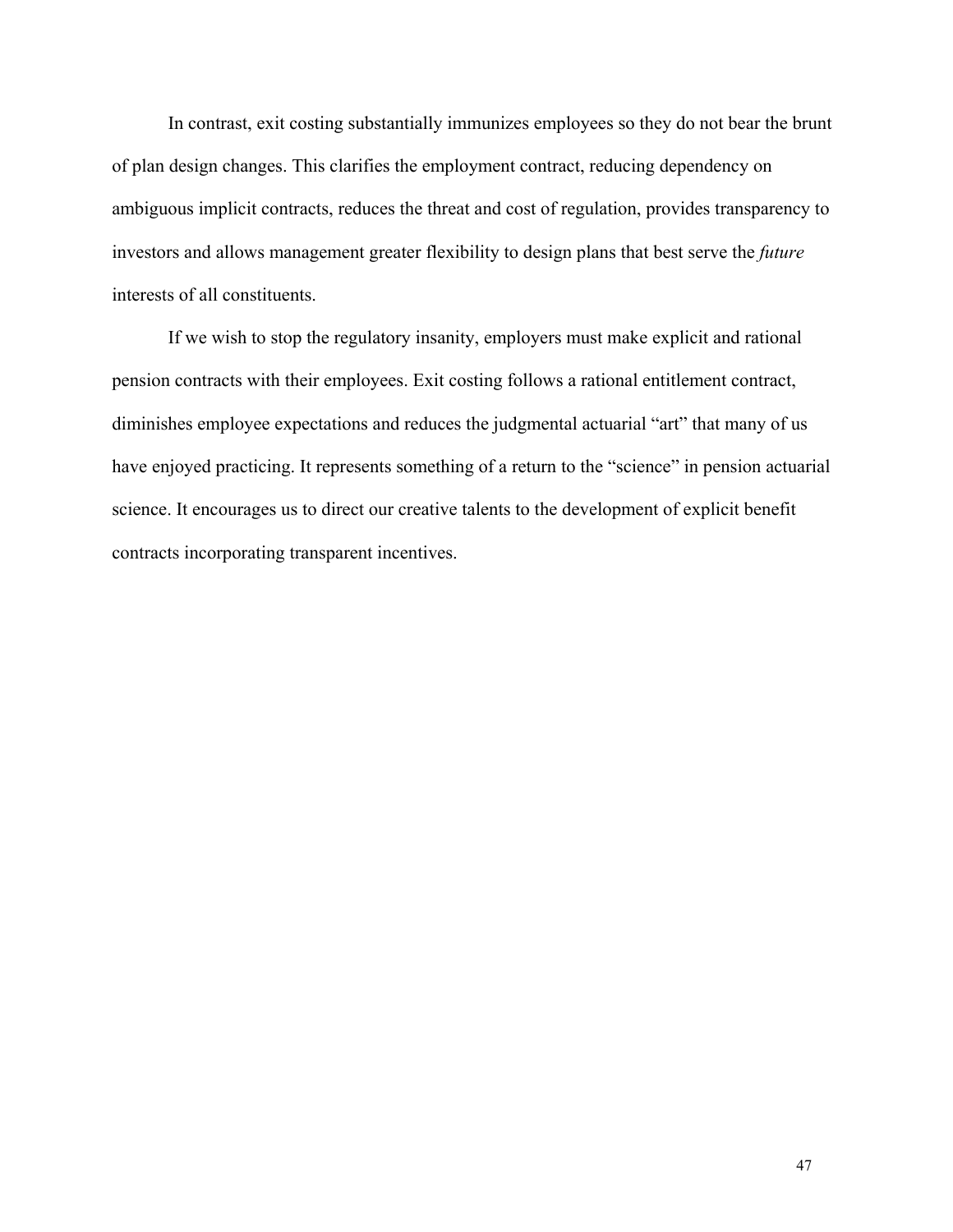In contrast, exit costing substantially immunizes employees so they do not bear the brunt of plan design changes. This clarifies the employment contract, reducing dependency on ambiguous implicit contracts, reduces the threat and cost of regulation, provides transparency to investors and allows management greater flexibility to design plans that best serve the *future* interests of all constituents.

If we wish to stop the regulatory insanity, employers must make explicit and rational pension contracts with their employees. Exit costing follows a rational entitlement contract, diminishes employee expectations and reduces the judgmental actuarial "art" that many of us have enjoyed practicing. It represents something of a return to the "science" in pension actuarial science. It encourages us to direct our creative talents to the development of explicit benefit contracts incorporating transparent incentives.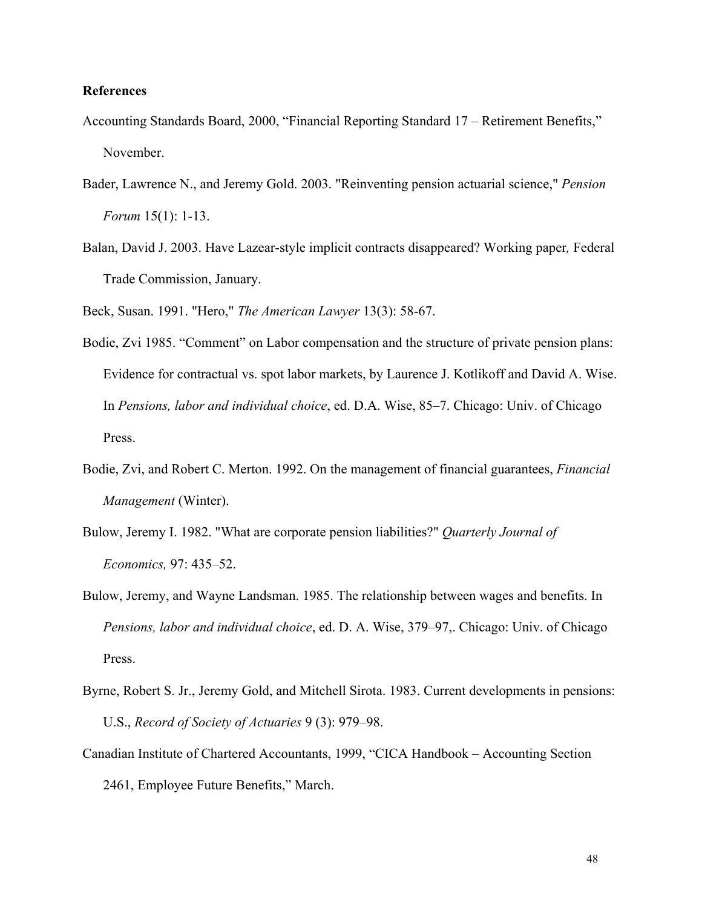**References**

Accounting Standards Board, 2000, "Financial Reporting Standard 17 – Retirement Benefits," November.

Bader, Lawrence N., and Jeremy Gold. 2003. "Reinventing pension actuarial science," *Pension Forum* 15(1): 1-13.

Balan, David J. 2003. Have Lazear-style implicit contracts disappeared? Working paper*,* Federal Trade Commission, January.

Beck, Susan. 1991. "Hero," *The American Lawyer* 13(3): 58-67.

Bodie, Zvi 1985. "Comment" on Labor compensation and the structure of private pension plans: Evidence for contractual vs. spot labor markets, by Laurence J. Kotlikoff and David A. Wise. In *Pensions, labor and individual choice*, ed. D.A. Wise, 85–7. Chicago: Univ. of Chicago Press.

Bodie, Zvi, and Robert C. Merton. 1992. On the management of financial guarantees, *Financial Management* (Winter).

Bulow, Jeremy I. 1982. "What are corporate pension liabilities?" *Quarterly Journal of Economics,* 97: 435–52.

Bulow, Jeremy, and Wayne Landsman. 1985. The relationship between wages and benefits. In *Pensions, labor and individual choice*, ed. D. A. Wise, 379–97,. Chicago: Univ. of Chicago Press.

Byrne, Robert S. Jr., Jeremy Gold, and Mitchell Sirota. 1983. Current developments in pensions: U.S., *Record of Society of Actuaries* 9 (3): 979–98.

Canadian Institute of Chartered Accountants, 1999, "CICA Handbook – Accounting Section 2461, Employee Future Benefits," March.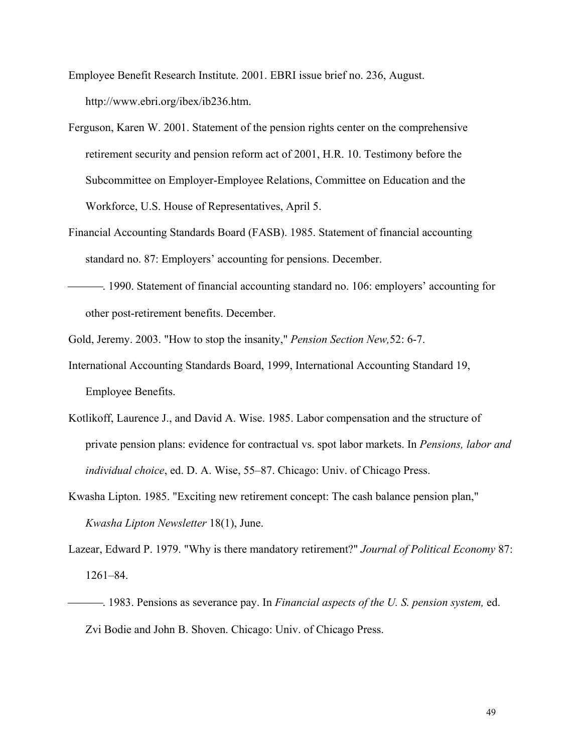Employee Benefit Research Institute. 2001. EBRI issue brief no. 236, August. http://www.ebri.org/ibex/ib236.htm.

Ferguson, Karen W. 2001. Statement of the pension rights center on the comprehensive retirement security and pension reform act of 2001, H.R. 10. Testimony before the Subcommittee on Employer-Employee Relations, Committee on Education and the Workforce, U.S. House of Representatives, April 5.

Financial Accounting Standards Board (FASB). 1985. Statement of financial accounting standard no. 87: Employers' accounting for pensions. December.

———. 1990. Statement of financial accounting standard no. 106: employers' accounting for other post-retirement benefits. December.

Gold, Jeremy. 2003. "How to stop the insanity," *Pension Section New,*52: 6-7.

International Accounting Standards Board, 1999, International Accounting Standard 19, Employee Benefits.

Kotlikoff, Laurence J., and David A. Wise. 1985. Labor compensation and the structure of private pension plans: evidence for contractual vs. spot labor markets. In *Pensions, labor and individual choice*, ed. D. A. Wise, 55–87. Chicago: Univ. of Chicago Press.

Kwasha Lipton. 1985. "Exciting new retirement concept: The cash balance pension plan," *Kwasha Lipton Newsletter* 18(1), June.

Lazear, Edward P. 1979. "Why is there mandatory retirement?" *Journal of Political Economy* 87: 1261–84.

———. 1983. Pensions as severance pay. In *Financial aspects of the U. S. pension system,* ed. Zvi Bodie and John B. Shoven. Chicago: Univ. of Chicago Press.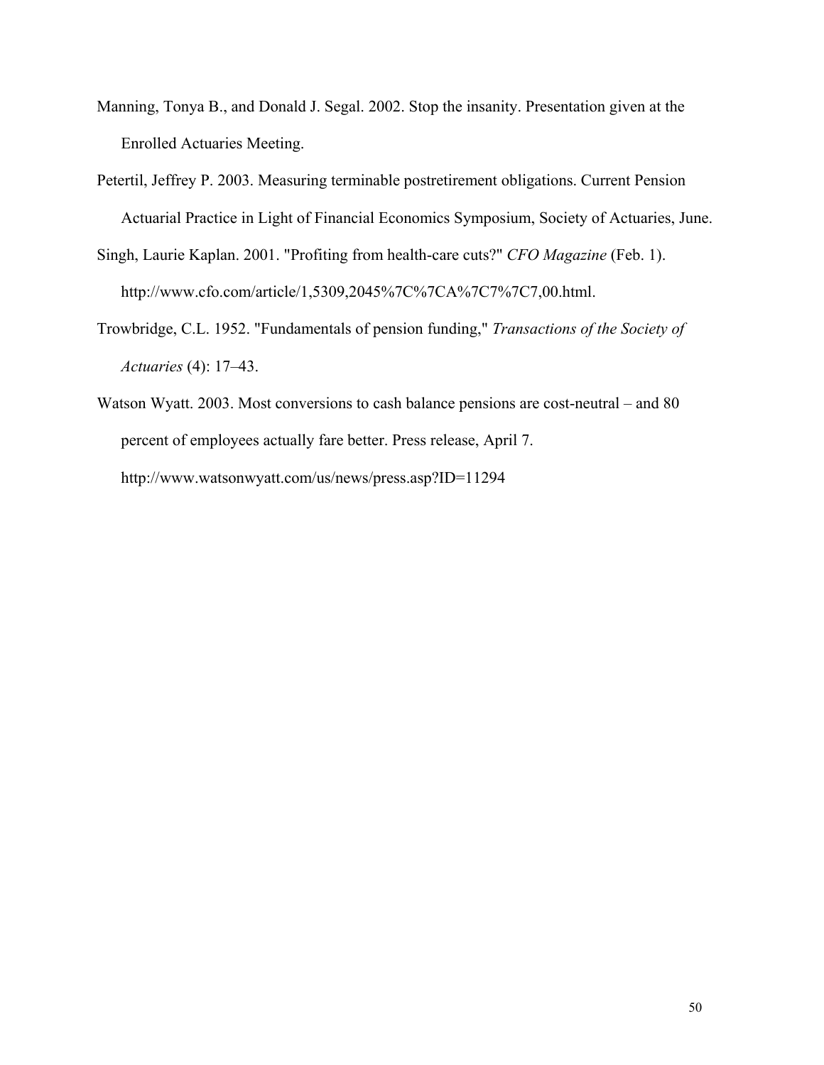Manning, Tonya B., and Donald J. Segal. 2002. Stop the insanity. Presentation given at the Enrolled Actuaries Meeting.

Petertil, Jeffrey P. 2003. Measuring terminable postretirement obligations. Current Pension Actuarial Practice in Light of Financial Economics Symposium, Society of Actuaries, June.

Singh, Laurie Kaplan. 2001. "Profiting from health-care cuts?" *CFO Magazine* (Feb. 1). http://www.cfo.com/article/1,5309,2045%7C%7CA%7C7%7C7,00.html.

Trowbridge, C.L. 1952. "Fundamentals of pension funding," *Transactions of the Society of Actuaries* (4): 17–43.

Watson Wyatt. 2003. Most conversions to cash balance pensions are cost-neutral – and 80 percent of employees actually fare better. Press release, April 7. http://www.watsonwyatt.com/us/news/press.asp?ID=11294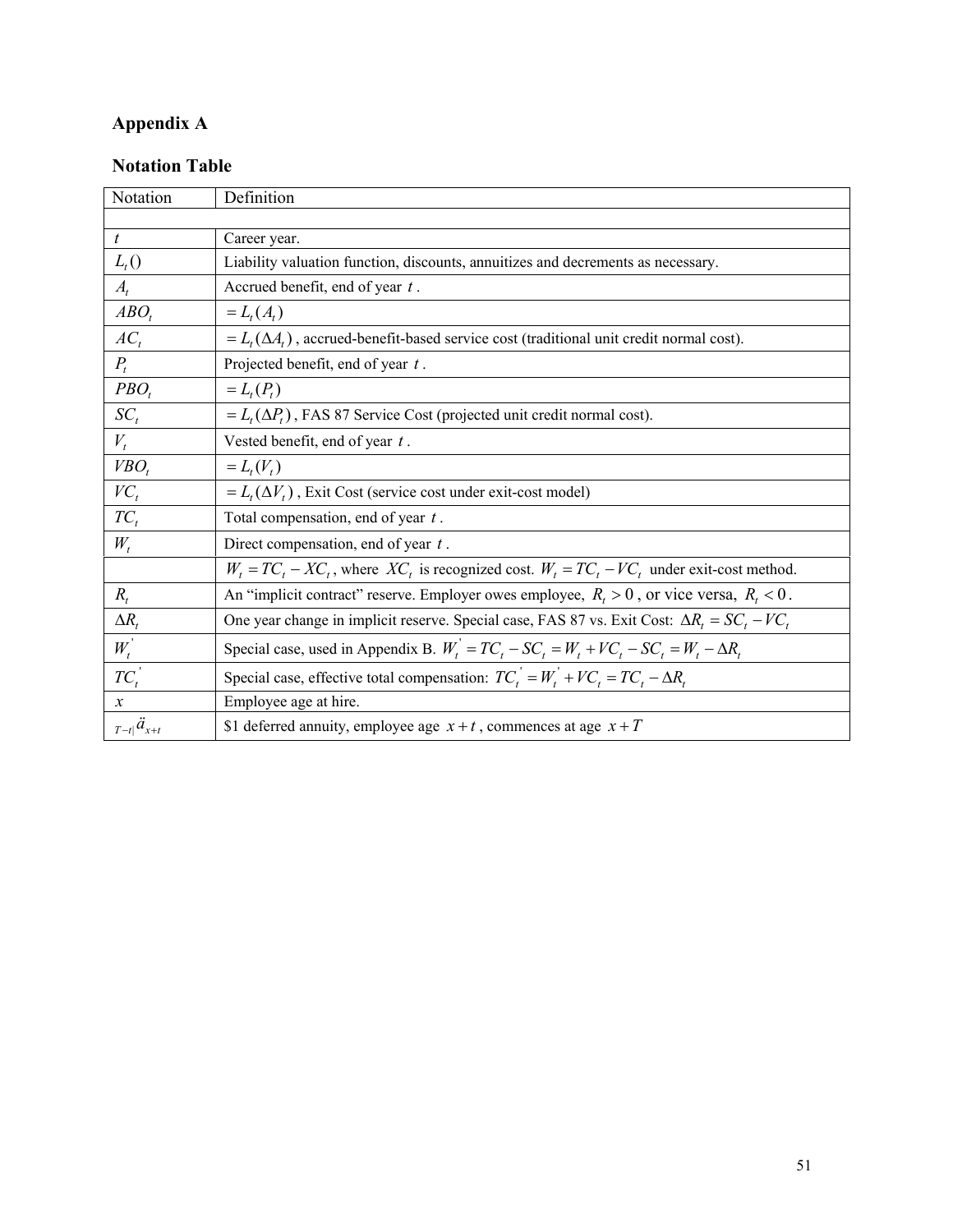## Appendix A

### Notation Table

| Notation | Definition |
|---|---|
| | |
| $t$ | Career year. |
| $L_t()$ | Liability valuation function, discounts, annuitizes and decrements as necessary. |
| $A_t$ | Accrued benefit, end of year $t$. |
| $ABO_t$ | $= L_t(A_t)$ |
| $AC_t$ | $= L_t(\Delta A_t)$, accrued-benefit-based service cost (traditional unit credit normal cost). |
| $P_t$ | Projected benefit, end of year $t$. |
| $PBO_t$ | $= L_t(P_t)$ |
| $SC_t$ | $= L_t(\Delta P_t)$, FAS 87 Service Cost (projected unit credit normal cost). |
| $V_t$ | Vested benefit, end of year $t$. |
| $VBO_t$ | $= L_t(V_t)$ |
| $VC_t$ | $= L_t(\Delta V_t)$, Exit Cost (service cost under exit-cost model) |
| $TC_t$ | Total compensation, end of year $t$. |
| $W_t$ | Direct compensation, end of year $t$. |
| | $W_t = TC_t - XC_t$, where $XC_t$ is recognized cost. $W_t = TC_t - VC_t$ under exit-cost method. |
| $R_t$ | An "implicit contract" reserve. Employer owes employee, $R_t > 0$, or vice versa, $R_t < 0$. |
| $\Delta R_t$ | One year change in implicit reserve. Special case, FAS 87 vs. Exit Cost: $\Delta R_t = SC_t - VC_t$ |
| $W_t^{'}$ | Special case, used in Appendix B. $W_t^{'} = TC_t - SC_t = W_t + VC_t - SC_t = W_t - \Delta R_t$ |
| $TC_t^{'}$ | Special case, effective total compensation: $TC_t^{'} = W_t^{'} + VC_t = TC_t - \Delta R_t$ |
| $x$ | Employee age at hire. |
| ${}_{T-t\vert}\ddot{a}_{x+t}$ | \$1 deferred annuity, employee age $x+t$, commences at age $x+T$ |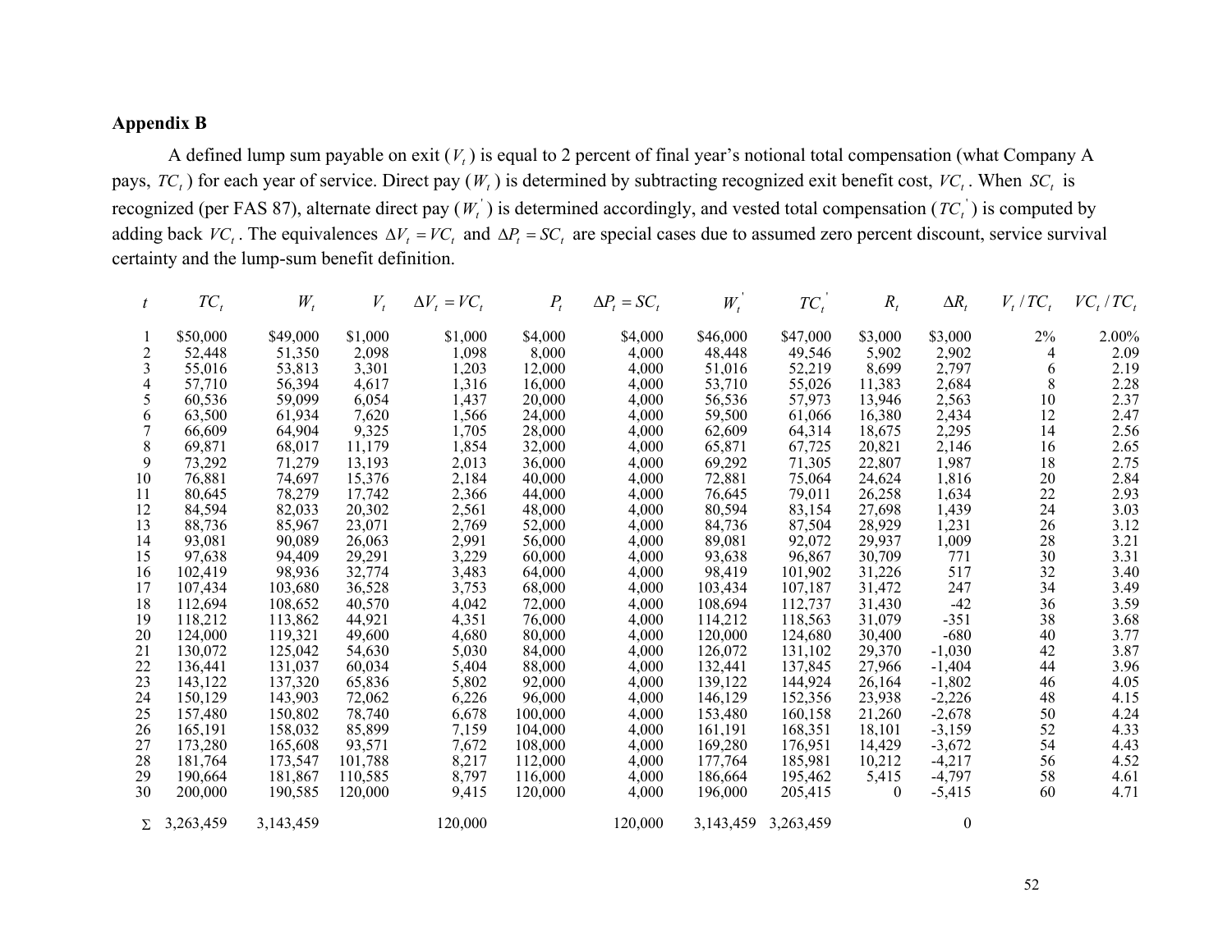**Appendix B**

A defined lump sum payable on exit ($V_t$) is equal to 2 percent of final year's notional total compensation (what Company A pays, $TC_t$) for each year of service. Direct pay ($W_t$) is determined by subtracting recognized exit benefit cost, $VC_t$. When $SC_t$ is recognized (per FAS 87), alternate direct pay ($W_t^{'}$) is determined accordingly, and vested total compensation ($TC_t^{'}$) is computed by adding back $VC_t$. The equivalences $\Delta V_t = VC_t$ and $\Delta P_t = SC_t$ are special cases due to assumed zero percent discount, service survival certainty and the lump-sum benefit definition.

| $t$ | $TC_t$ | $W_t$ | $V_t$ | $\Delta V_t = VC_t$ | $P_t$ | $\Delta P_t = SC_t$ | $W_t^{'}$ | $TC_t^{'}$ | $R_t$ | $\Delta R_t$ | $V_t / TC_t$ | $VC_t / TC_t$ |
|---|---|---|---|---|---|---|---|---|---|---|---|---|
| 1 | $50,000 | $49,000 | $1,000 | $1,000 | $4,000 | $4,000 | $46,000 | $47,000 | $3,000 | $3,000 | 2% | 2.00% |
| 2 | 52,448 | 51,350 | 2,098 | 1,098 | 8,000 | 4,000 | 48,448 | 49,546 | 5,902 | 2,902 | 4 | 2.09 |
| 3 | 55,016 | 53,813 | 3,301 | 1,203 | 12,000 | 4,000 | 51,016 | 52,219 | 8,699 | 2,797 | 6 | 2.19 |
| 4 | 57,710 | 56,394 | 4,617 | 1,316 | 16,000 | 4,000 | 53,710 | 55,026 | 11,383 | 2,684 | 8 | 2.28 |
| 5 | 60,536 | 59,099 | 6,054 | 1,437 | 20,000 | 4,000 | 56,536 | 57,973 | 13,946 | 2,563 | 10 | 2.37 |
| 6 | 63,500 | 61,934 | 7,620 | 1,566 | 24,000 | 4,000 | 59,500 | 61,066 | 16,380 | 2,434 | 12 | 2.47 |
| 7 | 66,609 | 64,904 | 9,325 | 1,705 | 28,000 | 4,000 | 62,609 | 64,314 | 18,675 | 2,295 | 14 | 2.56 |
| 8 | 69,871 | 68,017 | 11,179 | 1,854 | 32,000 | 4,000 | 65,871 | 67,725 | 20,821 | 2,146 | 16 | 2.65 |
| 9 | 73,292 | 71,279 | 13,193 | 2,013 | 36,000 | 4,000 | 69,292 | 71,305 | 22,807 | 1,987 | 18 | 2.75 |
| 10 | 76,881 | 74,697 | 15,376 | 2,184 | 40,000 | 4,000 | 72,881 | 75,064 | 24,624 | 1,816 | 20 | 2.84 |
| 11 | 80,645 | 78,279 | 17,742 | 2,366 | 44,000 | 4,000 | 76,645 | 79,011 | 26,258 | 1,634 | 22 | 2.93 |
| 12 | 84,594 | 82,033 | 20,302 | 2,561 | 48,000 | 4,000 | 80,594 | 83,154 | 27,698 | 1,439 | 24 | 3.03 |
| 13 | 88,736 | 85,967 | 23,071 | 2,769 | 52,000 | 4,000 | 84,736 | 87,504 | 28,929 | 1,231 | 26 | 3.12 |
| 14 | 93,081 | 90,089 | 26,063 | 2,991 | 56,000 | 4,000 | 89,081 | 92,072 | 29,937 | 1,009 | 28 | 3.21 |
| 15 | 97,638 | 94,409 | 29,291 | 3,229 | 60,000 | 4,000 | 93,638 | 96,867 | 30,709 | 771 | 30 | 3.31 |
| 16 | 102,419 | 98,936 | 32,774 | 3,483 | 64,000 | 4,000 | 98,419 | 101,902 | 31,226 | 517 | 32 | 3.40 |
| 17 | 107,434 | 103,680 | 36,528 | 3,753 | 68,000 | 4,000 | 103,434 | 107,187 | 31,472 | 247 | 34 | 3.49 |
| 18 | 112,694 | 108,652 | 40,570 | 4,042 | 72,000 | 4,000 | 108,694 | 112,737 | 31,430 | -42 | 36 | 3.59 |
| 19 | 118,212 | 113,862 | 44,921 | 4,351 | 76,000 | 4,000 | 114,212 | 118,563 | 31,079 | -351 | 38 | 3.68 |
| 20 | 124,000 | 119,321 | 49,600 | 4,680 | 80,000 | 4,000 | 120,000 | 124,680 | 30,400 | -680 | 40 | 3.77 |
| 21 | 130,072 | 125,042 | 54,630 | 5,030 | 84,000 | 4,000 | 126,072 | 131,102 | 29,370 | -1,030 | 42 | 3.87 |
| 22 | 136,441 | 131,037 | 60,034 | 5,404 | 88,000 | 4,000 | 132,441 | 137,845 | 27,966 | -1,404 | 44 | 3.96 |
| 23 | 143,122 | 137,320 | 65,836 | 5,802 | 92,000 | 4,000 | 139,122 | 144,924 | 26,164 | -1,802 | 46 | 4.05 |
| 24 | 150,129 | 143,903 | 72,062 | 6,226 | 96,000 | 4,000 | 146,129 | 152,356 | 23,938 | -2,226 | 48 | 4.15 |
| 25 | 157,480 | 150,802 | 78,740 | 6,678 | 100,000 | 4,000 | 153,480 | 160,158 | 21,260 | -2,678 | 50 | 4.24 |
| 26 | 165,191 | 158,032 | 85,899 | 7,159 | 104,000 | 4,000 | 161,191 | 168,351 | 18,101 | -3,159 | 52 | 4.33 |
| 27 | 173,280 | 165,608 | 93,571 | 7,672 | 108,000 | 4,000 | 169,280 | 176,951 | 14,429 | -3,672 | 54 | 4.43 |
| 28 | 181,764 | 173,547 | 101,788 | 8,217 | 112,000 | 4,000 | 177,764 | 185,981 | 10,212 | -4,217 | 56 | 4.52 |
| 29 | 190,664 | 181,867 | 110,585 | 8,797 | 116,000 | 4,000 | 186,664 | 195,462 | 5,415 | -4,797 | 58 | 4.61 |
| 30 | 200,000 | 190,585 | 120,000 | 9,415 | 120,000 | 4,000 | 196,000 | 205,415 | 0 | -5,415 | 60 | 4.71 |
| $\Sigma$ | 3,263,459 | 3,143,459 | | 120,000 | | 120,000 | 3,143,459 | 3,263,459 | | 0 | | |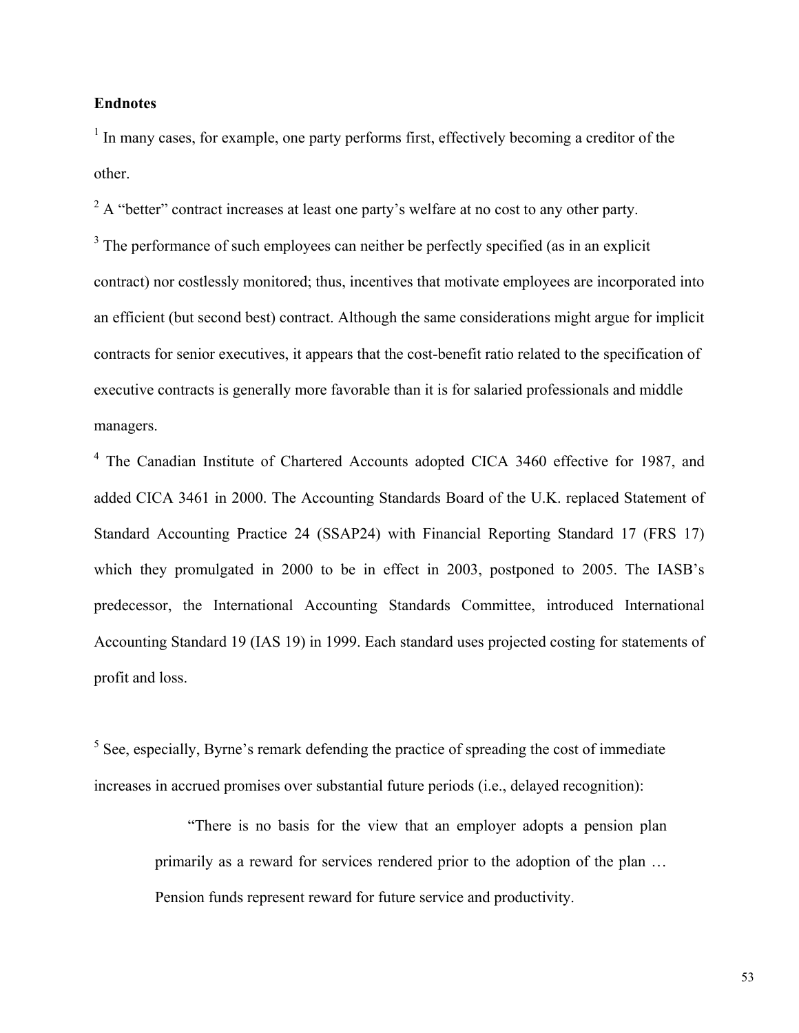**Endnotes**

[1] In many cases, for example, one party performs first, effectively becoming a creditor of the other.

[2] A "better" contract increases at least one party's welfare at no cost to any other party.

[3] The performance of such employees can neither be perfectly specified (as in an explicit contract) nor costlessly monitored; thus, incentives that motivate employees are incorporated into an efficient (but second best) contract. Although the same considerations might argue for implicit contracts for senior executives, it appears that the cost-benefit ratio related to the specification of executive contracts is generally more favorable than it is for salaried professionals and middle managers.

[4] The Canadian Institute of Chartered Accounts adopted CICA 3460 effective for 1987, and added CICA 3461 in 2000. The Accounting Standards Board of the U.K. replaced Statement of Standard Accounting Practice 24 (SSAP24) with Financial Reporting Standard 17 (FRS 17) which they promulgated in 2000 to be in effect in 2003, postponed to 2005. The IASB's predecessor, the International Accounting Standards Committee, introduced International Accounting Standard 19 (IAS 19) in 1999. Each standard uses projected costing for statements of profit and loss.

[5] See, especially, Byrne's remark defending the practice of spreading the cost of immediate increases in accrued promises over substantial future periods (i.e., delayed recognition):

> "There is no basis for the view that an employer adopts a pension plan primarily as a reward for services rendered prior to the adoption of the plan … Pension funds represent reward for future service and productivity.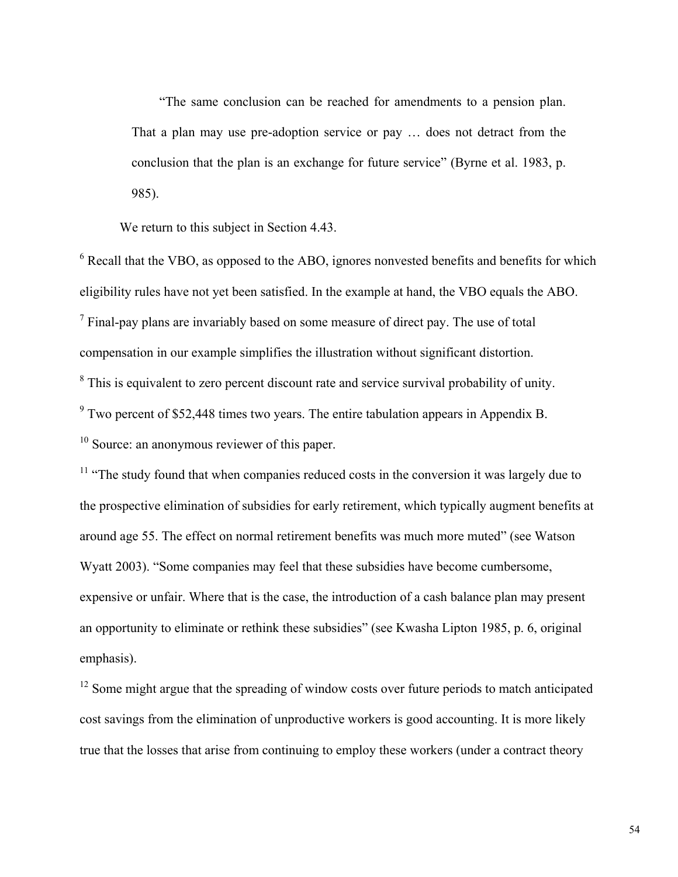> "The same conclusion can be reached for amendments to a pension plan. That a plan may use pre-adoption service or pay … does not detract from the conclusion that the plan is an exchange for future service" (Byrne et al. 1983, p. 985).

We return to this subject in Section 4.43.

[6] Recall that the VBO, as opposed to the ABO, ignores nonvested benefits and benefits for which eligibility rules have not yet been satisfied. In the example at hand, the VBO equals the ABO.

[7] Final-pay plans are invariably based on some measure of direct pay. The use of total compensation in our example simplifies the illustration without significant distortion.

[8] This is equivalent to zero percent discount rate and service survival probability of unity.

[9] Two percent of $52,448 times two years. The entire tabulation appears in Appendix B.

[10] Source: an anonymous reviewer of this paper.

[11] "The study found that when companies reduced costs in the conversion it was largely due to the prospective elimination of subsidies for early retirement, which typically augment benefits at around age 55. The effect on normal retirement benefits was much more muted" (see Watson Wyatt 2003). "Some companies may feel that these subsidies have become cumbersome, expensive or unfair. Where that is the case, the introduction of a cash balance plan may present an opportunity to eliminate or rethink these subsidies" (see Kwasha Lipton 1985, p. 6, original emphasis).

[12] Some might argue that the spreading of window costs over future periods to match anticipated cost savings from the elimination of unproductive workers is good accounting. It is more likely true that the losses that arise from continuing to employ these workers (under a contract theory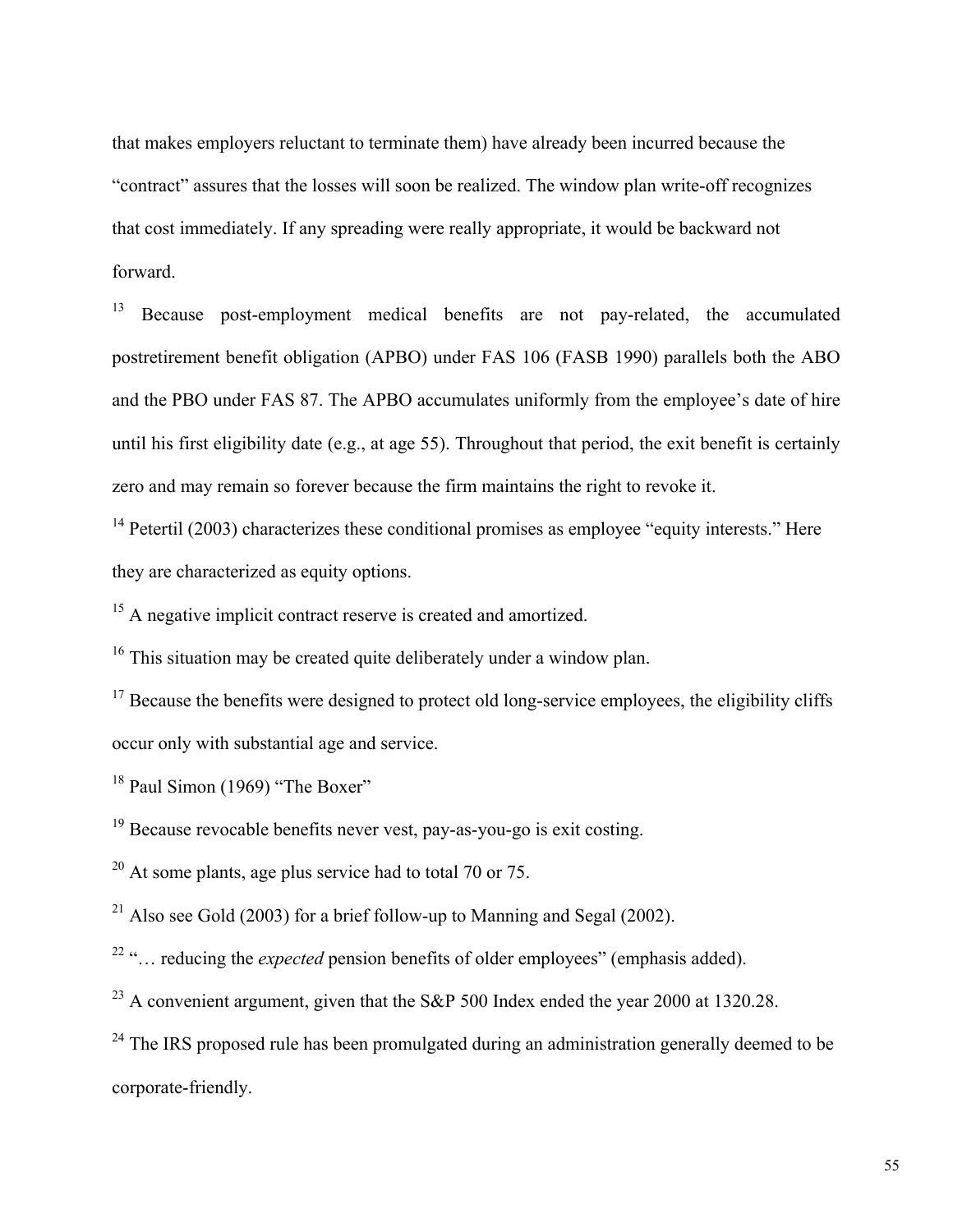that makes employers reluctant to terminate them) have already been incurred because the "contract" assures that the losses will soon be realized. The window plan write-off recognizes that cost immediately. If any spreading were really appropriate, it would be backward not forward.

[13] Because post-employment medical benefits are not pay-related, the accumulated postretirement benefit obligation (APBO) under FAS 106 (FASB 1990) parallels both the ABO and the PBO under FAS 87. The APBO accumulates uniformly from the employee's date of hire until his first eligibility date (e.g., at age 55). Throughout that period, the exit benefit is certainly zero and may remain so forever because the firm maintains the right to revoke it.

[14] Petertil (2003) characterizes these conditional promises as employee "equity interests." Here they are characterized as equity options.

[15] A negative implicit contract reserve is created and amortized.

[16] This situation may be created quite deliberately under a window plan.

[17] Because the benefits were designed to protect old long-service employees, the eligibility cliffs occur only with substantial age and service.

[18] Paul Simon (1969) "The Boxer"

[19] Because revocable benefits never vest, pay-as-you-go is exit costing.

[20] At some plants, age plus service had to total 70 or 75.

[21] Also see Gold (2003) for a brief follow-up to Manning and Segal (2002).

[22] "… reducing the *expected* pension benefits of older employees" (emphasis added).

[23] A convenient argument, given that the S&P 500 Index ended the year 2000 at 1320.28.

[24] The IRS proposed rule has been promulgated during an administration generally deemed to be corporate-friendly.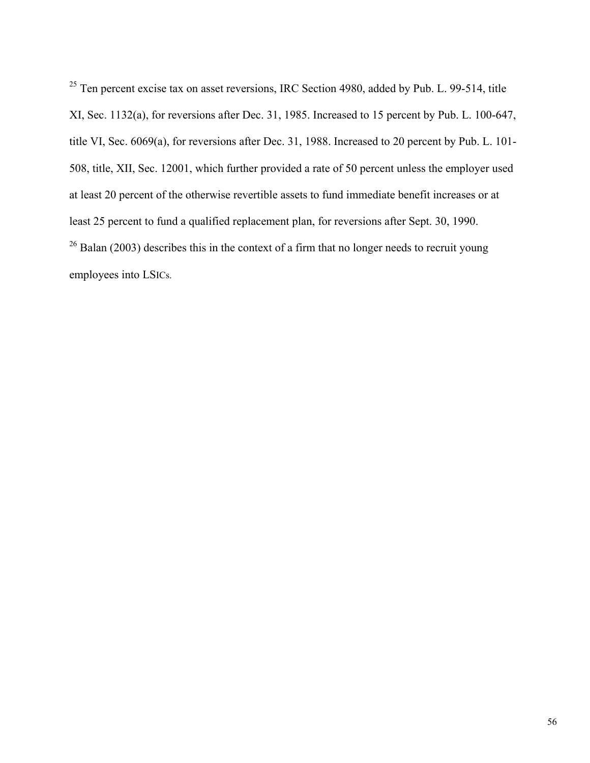[25] Ten percent excise tax on asset reversions, IRC Section 4980, added by Pub. L. 99-514, title XI, Sec. 1132(a), for reversions after Dec. 31, 1985. Increased to 15 percent by Pub. L. 100-647, title VI, Sec. 6069(a), for reversions after Dec. 31, 1988. Increased to 20 percent by Pub. L. 101-508, title, XII, Sec. 12001, which further provided a rate of 50 percent unless the employer used at least 20 percent of the otherwise revertible assets to fund immediate benefit increases or at least 25 percent to fund a qualified replacement plan, for reversions after Sept. 30, 1990.

[26] Balan (2003) describes this in the context of a firm that no longer needs to recruit young employees into LSICs.